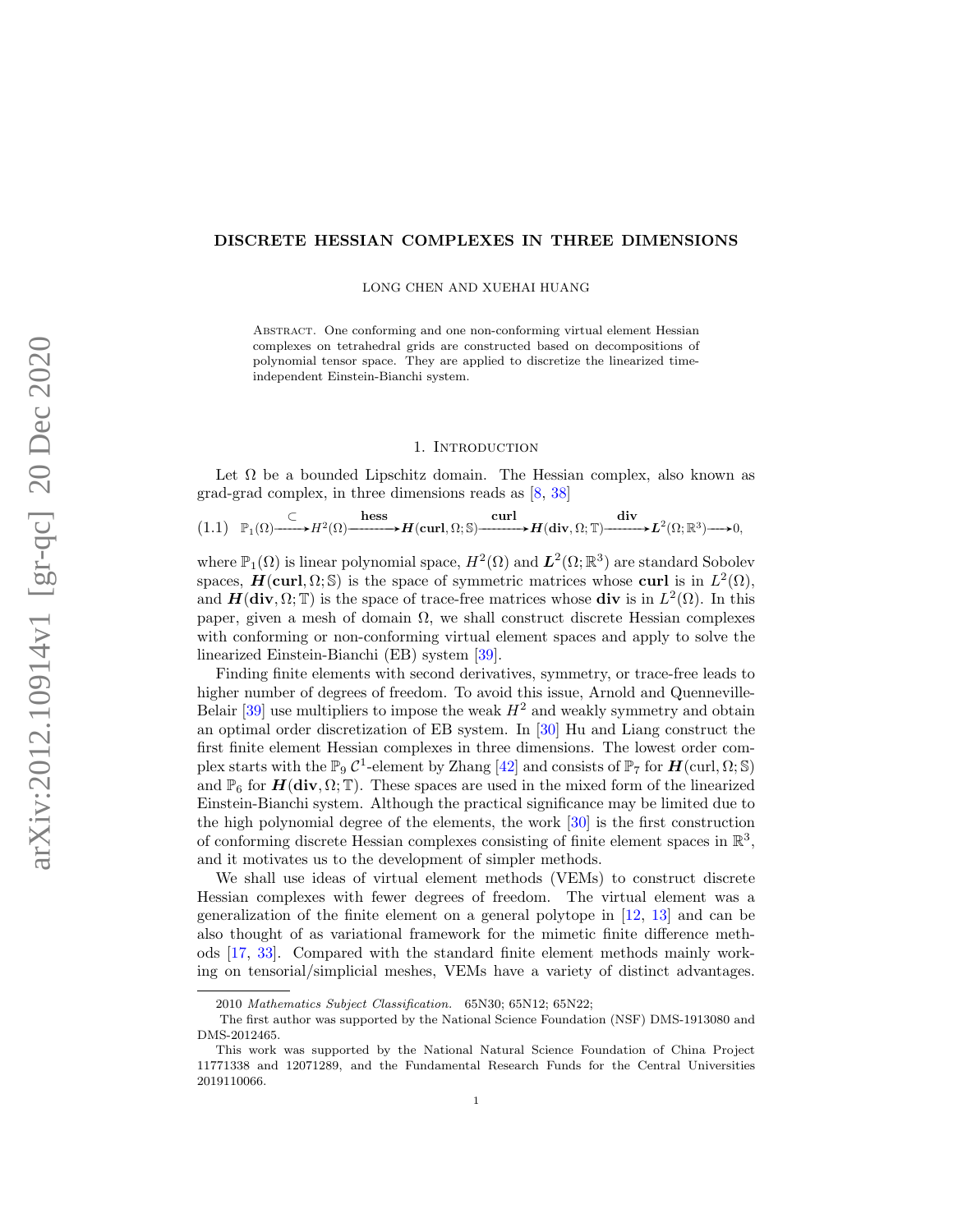# DISCRETE HESSIAN COMPLEXES IN THREE DIMENSIONS

LONG CHEN AND XUEHAI HUANG

ABSTRACT. One conforming and one non-conforming virtual element Hessian complexes on tetrahedral grids are constructed based on decompositions of polynomial tensor space. They are applied to discretize the linearized time-independent Einstein-Bianchi system.

## 1. Introduction

Let $\Omega$ be a bounded Lipschitz domain. The Hessian complex, also known as grad-grad complex, in three dimensions reads as [8, 38]

$$
\mathbb{P}_1(\Omega) \xrightarrow{\subset} H^2(\Omega) \xrightarrow{\textbf{hess}} \boldsymbol{H}(\textbf{curl}, \Omega; \mathbb{S}) \xrightarrow{\textbf{curl}} \boldsymbol{H}(\textbf{div}, \Omega; \mathbb{T}) \xrightarrow{\textbf{div}} \boldsymbol{L}^2(\Omega; \mathbb{R}^3) \longrightarrow 0, \tag{1.1}
$$

where $\mathbb{P}_1(\Omega)$ is linear polynomial space, $H^2(\Omega)$ and $\boldsymbol{L}^2(\Omega; \mathbb{R}^3)$ are standard Sobolev spaces, $\boldsymbol{H}(\textbf{curl}, \Omega; \mathbb{S})$ is the space of symmetric matrices whose **curl** is in $L^2(\Omega)$, and $\boldsymbol{H}(\textbf{div}, \Omega; \mathbb{T})$ is the space of trace-free matrices whose **div** is in $L^2(\Omega)$. In this paper, given a mesh of domain $\Omega$, we shall construct discrete Hessian complexes with conforming or non-conforming virtual element spaces and apply to solve the linearized Einstein-Bianchi (EB) system [39].

Finding finite elements with second derivatives, symmetry, or trace-free leads to higher number of degrees of freedom. To avoid this issue, Arnold and Quenneville-Belair [39] use multipliers to impose the weak $H^2$ and weakly symmetry and obtain an optimal order discretization of EB system. In [30] Hu and Liang construct the first finite element Hessian complexes in three dimensions. The lowest order complex starts with the $\mathbb{P}_9$ $\mathcal{C}^1$-element by Zhang [42] and consists of $\mathbb{P}_7$ for $\boldsymbol{H}(\text{curl}, \Omega; \mathbb{S})$ and $\mathbb{P}_6$ for $\boldsymbol{H}(\textbf{div}, \Omega; \mathbb{T})$. These spaces are used in the mixed form of the linearized Einstein-Bianchi system. Although the practical significance may be limited due to the high polynomial degree of the elements, the work [30] is the first construction of conforming discrete Hessian complexes consisting of finite element spaces in $\mathbb{R}^3$, and it motivates us to the development of simpler methods.

We shall use ideas of virtual element methods (VEMs) to construct discrete Hessian complexes with fewer degrees of freedom. The virtual element was a generalization of the finite element on a general polytope in [12, 13] and can be also thought of as variational framework for the mimetic finite difference methods [17, 33]. Compared with the standard finite element methods mainly working on tensorial/simplicial meshes, VEMs have a variety of distinct advantages.

2010 *Mathematics Subject Classification.* 65N30; 65N12; 65N22;

The first author was supported by the National Science Foundation (NSF) DMS-1913080 and DMS-2012465.

This work was supported by the National Natural Science Foundation of China Project 11771338 and 12071289, and the Fundamental Research Funds for the Central Universities 2019110066.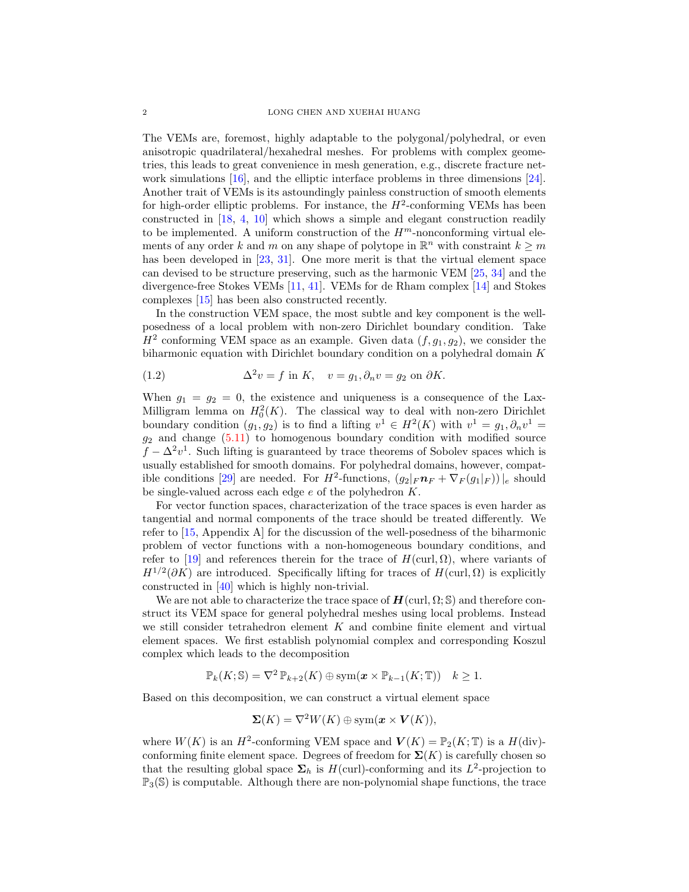The VEMs are, foremost, highly adaptable to the polygonal/polyhedral, or even anisotropic quadrilateral/hexahedral meshes. For problems with complex geometries, this leads to great convenience in mesh generation, e.g., discrete fracture network simulations [16], and the elliptic interface problems in three dimensions [24]. Another trait of VEMs is its astoundingly painless construction of smooth elements for high-order elliptic problems. For instance, the $H^2$-conforming VEMs has been constructed in [18, 4, 10] which shows a simple and elegant construction readily to be implemented. A uniform construction of the $H^m$-nonconforming virtual elements of any order $k$ and $m$ on any shape of polytope in $\mathbb{R}^n$ with constraint $k \geq m$ has been developed in [23, 31]. One more merit is that the virtual element space can devised to be structure preserving, such as the harmonic VEM [25, 34] and the divergence-free Stokes VEMs [11, 41]. VEMs for de Rham complex [14] and Stokes complexes [15] has been also constructed recently.

In the construction VEM space, the most subtle and key component is the well-posedness of a local problem with non-zero Dirichlet boundary condition. Take $H^2$ conforming VEM space as an example. Given data $(f, g_1, g_2)$, we consider the biharmonic equation with Dirichlet boundary condition on a polyhedral domain $K$

$$\Delta^2 v = f \text{ in } K, \quad v = g_1, \partial_n v = g_2 \text{ on } \partial K. \tag{1.2}$$

When $g_1 = g_2 = 0$, the existence and uniqueness is a consequence of the Lax-Milligram lemma on $H_0^2(K)$. The classical way to deal with non-zero Dirichlet boundary condition $(g_1, g_2)$ is to find a lifting $v^1 \in H^2(K)$ with $v^1 = g_1, \partial_n v^1 = g_2$ and change (5.11) to homogenous boundary condition with modified source $f - \Delta^2 v^1$. Such lifting is guaranteed by trace theorems of Sobolev spaces which is usually established for smooth domains. For polyhedral domains, however, compatible conditions [29] are needed. For $H^2$-functions, $(g_2|_F \boldsymbol{n}_F + \nabla_F (g_1|_F))\,|_e$ should be single-valued across each edge $e$ of the polyhedron $K$.

For vector function spaces, characterization of the trace spaces is even harder as tangential and normal components of the trace should be treated differently. We refer to [15, Appendix A] for the discussion of the well-posedness of the biharmonic problem of vector functions with a non-homogeneous boundary conditions, and refer to [19] and references therein for the trace of $H(\operatorname{curl}, \Omega)$, where variants of $H^{1/2}(\partial K)$ are introduced. Specifically lifting for traces of $H(\operatorname{curl}, \Omega)$ is explicitly constructed in [40] which is highly non-trivial.

We are not able to characterize the trace space of $\boldsymbol{H}(\operatorname{curl}, \Omega; \mathbb{S})$ and therefore construct its VEM space for general polyhedral meshes using local problems. Instead we still consider tetrahedron element $K$ and combine finite element and virtual element spaces. We first establish polynomial complex and corresponding Koszul complex which leads to the decomposition

$$\mathbb{P}_k(K; \mathbb{S}) = \nabla^2 \, \mathbb{P}_{k+2}(K) \oplus \operatorname{sym}(\boldsymbol{x} \times \mathbb{P}_{k-1}(K; \mathbb{T})) \quad k \geq 1.$$

Based on this decomposition, we can construct a virtual element space

$$\boldsymbol{\Sigma}(K) = \nabla^2 W(K) \oplus \operatorname{sym}(\boldsymbol{x} \times \boldsymbol{V}(K)),$$

where $W(K)$ is an $H^2$-conforming VEM space and $\boldsymbol{V}(K) = \mathbb{P}_2(K; \mathbb{T})$ is a $H(\operatorname{div})$-conforming finite element space. Degrees of freedom for $\boldsymbol{\Sigma}(K)$ is carefully chosen so that the resulting global space $\boldsymbol{\Sigma}_h$ is $H(\operatorname{curl})$-conforming and its $L^2$-projection to $\mathbb{P}_3(\mathbb{S})$ is computable. Although there are non-polynomial shape functions, the trace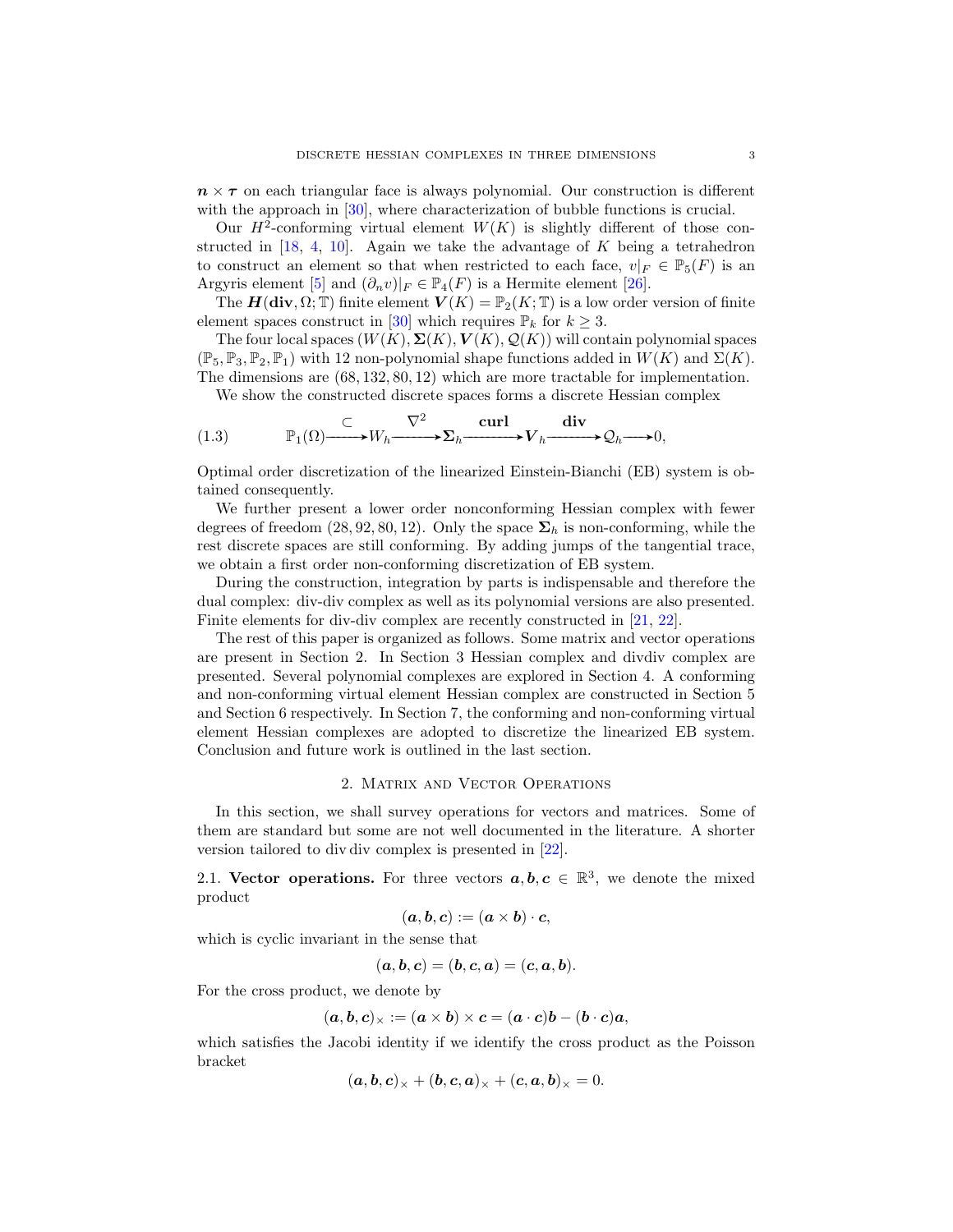$\boldsymbol{n} \times \boldsymbol{\tau}$ on each triangular face is always polynomial. Our construction is different with the approach in [30], where characterization of bubble functions is crucial.

Our $H^2$-conforming virtual element $W(K)$ is slightly different of those constructed in [18, 4, 10]. Again we take the advantage of $K$ being a tetrahedron to construct an element so that when restricted to each face, $v|_F \in \mathbb{P}_5(F)$ is an Argyris element [5] and $(\partial_n v)|_F \in \mathbb{P}_4(F)$ is a Hermite element [26].

The $\boldsymbol{H}(\mathbf{div}, \Omega; \mathbb{T})$ finite element $\boldsymbol{V}(K) = \mathbb{P}_2(K; \mathbb{T})$ is a low order version of finite element spaces construct in [30] which requires $\mathbb{P}_k$ for $k \geq 3$.

The four local spaces $(W(K), \boldsymbol{\Sigma}(K), \boldsymbol{V}(K), \mathcal{Q}(K))$ will contain polynomial spaces $(\mathbb{P}_5, \mathbb{P}_3, \mathbb{P}_2, \mathbb{P}_1)$ with 12 non-polynomial shape functions added in $W(K)$ and $\Sigma(K)$. The dimensions are $(68, 132, 80, 12)$ which are more tractable for implementation.

We show the constructed discrete spaces forms a discrete Hessian complex

$$
\mathbb{P}_1(\Omega) \xrightarrow{\subset} W_h \xrightarrow{\nabla^2} \boldsymbol{\Sigma}_h \xrightarrow{\mathbf{curl}} \boldsymbol{V}_h \xrightarrow{\mathbf{div}} \mathcal{Q}_h \longrightarrow 0, \tag{1.3}
$$

Optimal order discretization of the linearized Einstein-Bianchi (EB) system is obtained consequently.

We further present a lower order nonconforming Hessian complex with fewer degrees of freedom $(28, 92, 80, 12)$. Only the space $\boldsymbol{\Sigma}_h$ is non-conforming, while the rest discrete spaces are still conforming. By adding jumps of the tangential trace, we obtain a first order non-conforming discretization of EB system.

During the construction, integration by parts is indispensable and therefore the dual complex: div-div complex as well as its polynomial versions are also presented. Finite elements for div-div complex are recently constructed in [21, 22].

The rest of this paper is organized as follows. Some matrix and vector operations are present in Section 2. In Section 3 Hessian complex and divdiv complex are presented. Several polynomial complexes are explored in Section 4. A conforming and non-conforming virtual element Hessian complex are constructed in Section 5 and Section 6 respectively. In Section 7, the conforming and non-conforming virtual element Hessian complexes are adopted to discretize the linearized EB system. Conclusion and future work is outlined in the last section.

## 2. Matrix and Vector Operations

In this section, we shall survey operations for vectors and matrices. Some of them are standard but some are not well documented in the literature. A shorter version tailored to div div complex is presented in [22].

**2.1. Vector operations.** For three vectors $\boldsymbol{a}, \boldsymbol{b}, \boldsymbol{c} \in \mathbb{R}^3$, we denote the mixed product

$$
(\boldsymbol{a}, \boldsymbol{b}, \boldsymbol{c}) := (\boldsymbol{a} \times \boldsymbol{b}) \cdot \boldsymbol{c},
$$

which is cyclic invariant in the sense that

$$
(\boldsymbol{a}, \boldsymbol{b}, \boldsymbol{c}) = (\boldsymbol{b}, \boldsymbol{c}, \boldsymbol{a}) = (\boldsymbol{c}, \boldsymbol{a}, \boldsymbol{b}).
$$

For the cross product, we denote by

$$
(\boldsymbol{a}, \boldsymbol{b}, \boldsymbol{c})_\times := (\boldsymbol{a} \times \boldsymbol{b}) \times \boldsymbol{c} = (\boldsymbol{a} \cdot \boldsymbol{c})\boldsymbol{b} - (\boldsymbol{b} \cdot \boldsymbol{c})\boldsymbol{a},
$$

which satisfies the Jacobi identity if we identify the cross product as the Poisson bracket

$$
(\boldsymbol{a}, \boldsymbol{b}, \boldsymbol{c})_\times + (\boldsymbol{b}, \boldsymbol{c}, \boldsymbol{a})_\times + (\boldsymbol{c}, \boldsymbol{a}, \boldsymbol{b})_\times = 0.
$$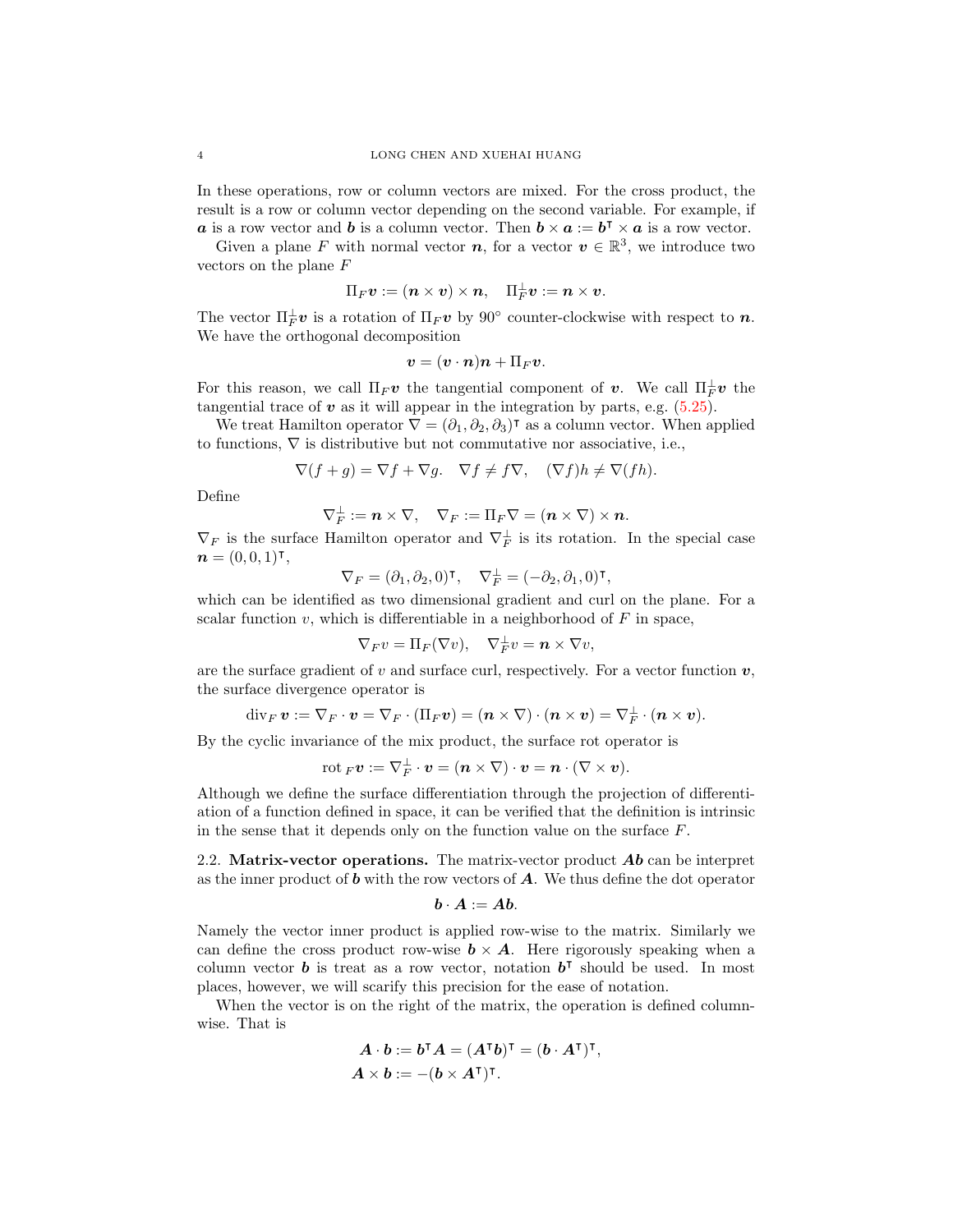In these operations, row or column vectors are mixed. For the cross product, the result is a row or column vector depending on the second variable. For example, if $\boldsymbol{a}$ is a row vector and $\boldsymbol{b}$ is a column vector. Then $\boldsymbol{b} \times \boldsymbol{a} := \boldsymbol{b}^{\intercal} \times \boldsymbol{a}$ is a row vector.

Given a plane $F$ with normal vector $\boldsymbol{n}$, for a vector $\boldsymbol{v} \in \mathbb{R}^3$, we introduce two vectors on the plane $F$

$$\Pi_F \boldsymbol{v} := (\boldsymbol{n} \times \boldsymbol{v}) \times \boldsymbol{n}, \quad \Pi_F^{\perp} \boldsymbol{v} := \boldsymbol{n} \times \boldsymbol{v}.$$

The vector $\Pi_F^{\perp} \boldsymbol{v}$ is a rotation of $\Pi_F \boldsymbol{v}$ by $90^\circ$ counter-clockwise with respect to $\boldsymbol{n}$. We have the orthogonal decomposition

$$\boldsymbol{v} = (\boldsymbol{v} \cdot \boldsymbol{n})\boldsymbol{n} + \Pi_F \boldsymbol{v}.$$

For this reason, we call $\Pi_F \boldsymbol{v}$ the tangential component of $\boldsymbol{v}$. We call $\Pi_F^{\perp} \boldsymbol{v}$ the tangential trace of $\boldsymbol{v}$ as it will appear in the integration by parts, e.g. (5.25).

We treat Hamilton operator $\nabla = (\partial_1, \partial_2, \partial_3)^{\intercal}$ as a column vector. When applied to functions, $\nabla$ is distributive but not commutative nor associative, i.e.,

$$\nabla(f + g) = \nabla f + \nabla g. \quad \nabla f \neq f \nabla, \quad (\nabla f) h \neq \nabla (f h).$$

Define

$$\nabla_F^{\perp} := \boldsymbol{n} \times \nabla, \quad \nabla_F := \Pi_F \nabla = (\boldsymbol{n} \times \nabla) \times \boldsymbol{n}.$$

$\nabla_F$ is the surface Hamilton operator and $\nabla_F^{\perp}$ is its rotation. In the special case $\boldsymbol{n} = (0, 0, 1)^{\intercal}$,

$$\nabla_F = (\partial_1, \partial_2, 0)^{\intercal}, \quad \nabla_F^{\perp} = (-\partial_2, \partial_1, 0)^{\intercal},$$

which can be identified as two dimensional gradient and curl on the plane. For a scalar function $v$, which is differentiable in a neighborhood of $F$ in space,

$$\nabla_F v = \Pi_F(\nabla v), \quad \nabla_F^{\perp} v = \boldsymbol{n} \times \nabla v,$$

are the surface gradient of $v$ and surface curl, respectively. For a vector function $\boldsymbol{v}$, the surface divergence operator is

$$\operatorname{div}_F \boldsymbol{v} := \nabla_F \cdot \boldsymbol{v} = \nabla_F \cdot (\Pi_F \boldsymbol{v}) = (\boldsymbol{n} \times \nabla) \cdot (\boldsymbol{n} \times \boldsymbol{v}) = \nabla_F^{\perp} \cdot (\boldsymbol{n} \times \boldsymbol{v}).$$

By the cyclic invariance of the mix product, the surface rot operator is

$$\operatorname{rot}_F \boldsymbol{v} := \nabla_F^{\perp} \cdot \boldsymbol{v} = (\boldsymbol{n} \times \nabla) \cdot \boldsymbol{v} = \boldsymbol{n} \cdot (\nabla \times \boldsymbol{v}).$$

Although we define the surface differentiation through the projection of differentiation of a function defined in space, it can be verified that the definition is intrinsic in the sense that it depends only on the function value on the surface $F$.

2.2. **Matrix-vector operations.** The matrix-vector product $\boldsymbol{A}\boldsymbol{b}$ can be interpret as the inner product of $\boldsymbol{b}$ with the row vectors of $\boldsymbol{A}$. We thus define the dot operator

$$\boldsymbol{b} \cdot \boldsymbol{A} := \boldsymbol{A}\boldsymbol{b}.$$

Namely the vector inner product is applied row-wise to the matrix. Similarly we can define the cross product row-wise $\boldsymbol{b} \times \boldsymbol{A}$. Here rigorously speaking when a column vector $\boldsymbol{b}$ is treat as a row vector, notation $\boldsymbol{b}^{\intercal}$ should be used. In most places, however, we will scarify this precision for the ease of notation.

When the vector is on the right of the matrix, the operation is defined column-wise. That is

$$\boldsymbol{A} \cdot \boldsymbol{b} := \boldsymbol{b}^{\intercal} \boldsymbol{A} = (\boldsymbol{A}^{\intercal} \boldsymbol{b})^{\intercal} = (\boldsymbol{b} \cdot \boldsymbol{A}^{\intercal})^{\intercal},$$
$$\boldsymbol{A} \times \boldsymbol{b} := -(\boldsymbol{b} \times \boldsymbol{A}^{\intercal})^{\intercal}.$$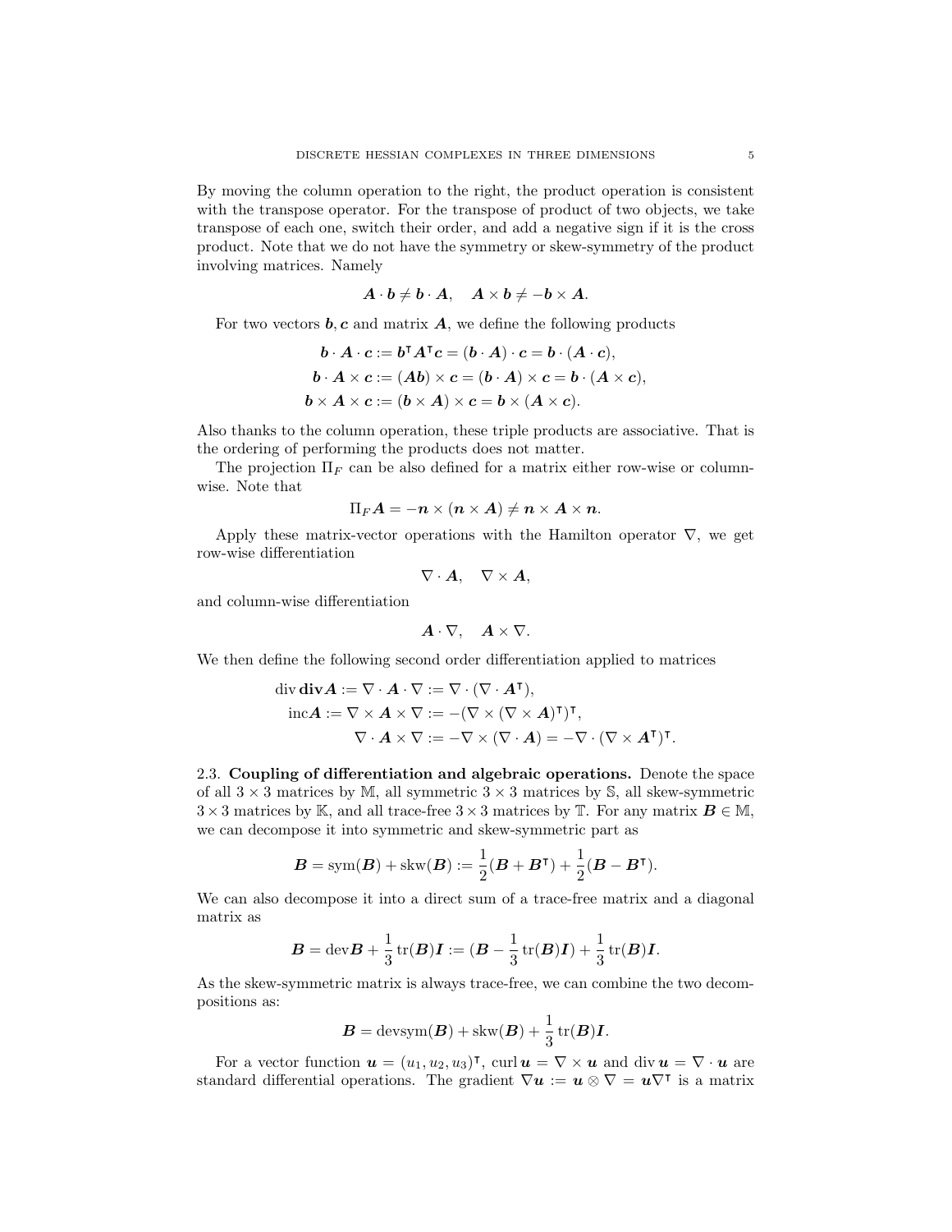By moving the column operation to the right, the product operation is consistent with the transpose operator. For the transpose of product of two objects, we take transpose of each one, switch their order, and add a negative sign if it is the cross product. Note that we do not have the symmetry or skew-symmetry of the product involving matrices. Namely

$$\boldsymbol{A} \cdot \boldsymbol{b} \neq \boldsymbol{b} \cdot \boldsymbol{A}, \quad \boldsymbol{A} \times \boldsymbol{b} \neq -\boldsymbol{b} \times \boldsymbol{A}.$$

For two vectors $\boldsymbol{b}, \boldsymbol{c}$ and matrix $\boldsymbol{A}$, we define the following products

$$\begin{aligned}
\boldsymbol{b} \cdot \boldsymbol{A} \cdot \boldsymbol{c} &:= \boldsymbol{b}^{\intercal} \boldsymbol{A}^{\intercal} \boldsymbol{c} = (\boldsymbol{b} \cdot \boldsymbol{A}) \cdot \boldsymbol{c} = \boldsymbol{b} \cdot (\boldsymbol{A} \cdot \boldsymbol{c}), \\
\boldsymbol{b} \cdot \boldsymbol{A} \times \boldsymbol{c} &:= (\boldsymbol{A}\boldsymbol{b}) \times \boldsymbol{c} = (\boldsymbol{b} \cdot \boldsymbol{A}) \times \boldsymbol{c} = \boldsymbol{b} \cdot (\boldsymbol{A} \times \boldsymbol{c}), \\
\boldsymbol{b} \times \boldsymbol{A} \times \boldsymbol{c} &:= (\boldsymbol{b} \times \boldsymbol{A}) \times \boldsymbol{c} = \boldsymbol{b} \times (\boldsymbol{A} \times \boldsymbol{c}).
\end{aligned}$$

Also thanks to the column operation, these triple products are associative. That is the ordering of performing the products does not matter.

The projection $\Pi_F$ can be also defined for a matrix either row-wise or column-wise. Note that

$$\Pi_F \boldsymbol{A} = -\boldsymbol{n} \times (\boldsymbol{n} \times \boldsymbol{A}) \neq \boldsymbol{n} \times \boldsymbol{A} \times \boldsymbol{n}.$$

Apply these matrix-vector operations with the Hamilton operator $\nabla$, we get row-wise differentiation

$$\nabla \cdot \boldsymbol{A}, \quad \nabla \times \boldsymbol{A},$$

and column-wise differentiation

$$\boldsymbol{A} \cdot \nabla, \quad \boldsymbol{A} \times \nabla.$$

We then define the following second order differentiation applied to matrices

$$\begin{aligned}
\operatorname{div} \mathbf{div} \boldsymbol{A} &:= \nabla \cdot \boldsymbol{A} \cdot \nabla := \nabla \cdot (\nabla \cdot \boldsymbol{A}^{\intercal}), \\
\operatorname{inc} \boldsymbol{A} &:= \nabla \times \boldsymbol{A} \times \nabla := -(\nabla \times (\nabla \times \boldsymbol{A})^{\intercal})^{\intercal}, \\
\nabla \cdot \boldsymbol{A} \times \nabla &:= -\nabla \times (\nabla \cdot \boldsymbol{A}) = -\nabla \cdot (\nabla \times \boldsymbol{A}^{\intercal})^{\intercal}.
\end{aligned}$$

2.3. **Coupling of differentiation and algebraic operations.** Denote the space of all $3 \times 3$ matrices by $\mathbb{M}$, all symmetric $3 \times 3$ matrices by $\mathbb{S}$, all skew-symmetric $3 \times 3$ matrices by $\mathbb{K}$, and all trace-free $3 \times 3$ matrices by $\mathbb{T}$. For any matrix $\boldsymbol{B} \in \mathbb{M}$, we can decompose it into symmetric and skew-symmetric part as

$$\boldsymbol{B} = \operatorname{sym}(\boldsymbol{B}) + \operatorname{skw}(\boldsymbol{B}) := \frac{1}{2}(\boldsymbol{B} + \boldsymbol{B}^{\intercal}) + \frac{1}{2}(\boldsymbol{B} - \boldsymbol{B}^{\intercal}).$$

We can also decompose it into a direct sum of a trace-free matrix and a diagonal matrix as

$$\boldsymbol{B} = \operatorname{dev} \boldsymbol{B} + \frac{1}{3} \operatorname{tr}(\boldsymbol{B}) \boldsymbol{I} := (\boldsymbol{B} - \frac{1}{3} \operatorname{tr}(\boldsymbol{B}) \boldsymbol{I}) + \frac{1}{3} \operatorname{tr}(\boldsymbol{B}) \boldsymbol{I}.$$

As the skew-symmetric matrix is always trace-free, we can combine the two decompositions as:

$$\boldsymbol{B} = \operatorname{devsym}(\boldsymbol{B}) + \operatorname{skw}(\boldsymbol{B}) + \frac{1}{3} \operatorname{tr}(\boldsymbol{B}) \boldsymbol{I}.$$

For a vector function $\boldsymbol{u} = (u_1, u_2, u_3)^{\intercal}$, $\operatorname{curl} \boldsymbol{u} = \nabla \times \boldsymbol{u}$ and $\operatorname{div} \boldsymbol{u} = \nabla \cdot \boldsymbol{u}$ are standard differential operations. The gradient $\nabla \boldsymbol{u} := \boldsymbol{u} \otimes \nabla = \boldsymbol{u} \nabla^{\intercal}$ is a matrix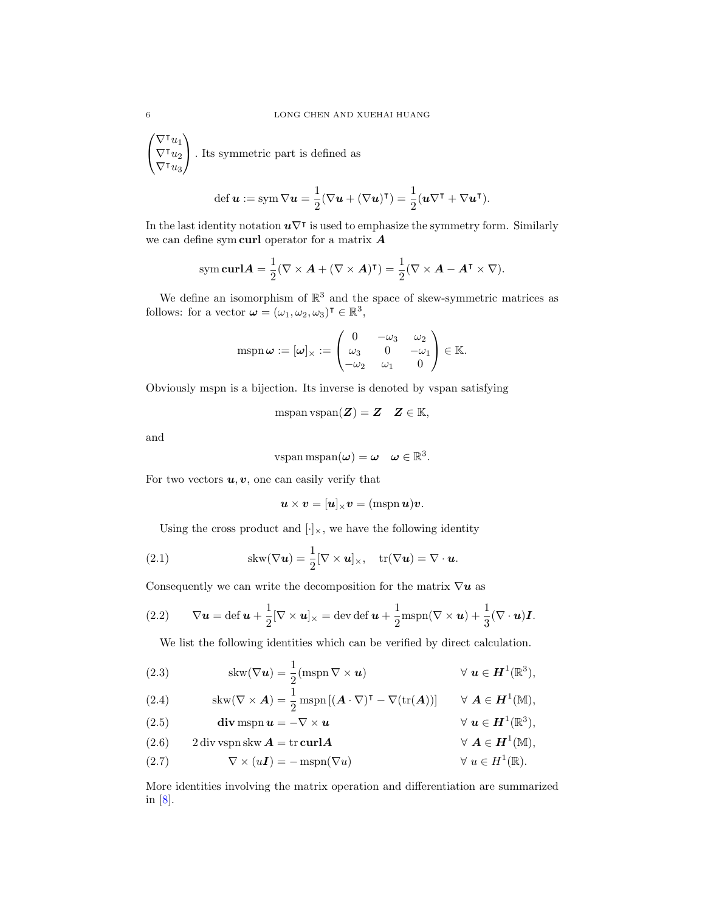$\begin{pmatrix} \nabla^{\intercal} u_1 \\ \nabla^{\intercal} u_2 \\ \nabla^{\intercal} u_3 \end{pmatrix}$. Its symmetric part is defined as

$$\operatorname{def} \boldsymbol{u} := \operatorname{sym} \nabla \boldsymbol{u} = \frac{1}{2}(\nabla \boldsymbol{u} + (\nabla \boldsymbol{u})^{\intercal}) = \frac{1}{2}(\boldsymbol{u}\nabla^{\intercal} + \nabla \boldsymbol{u}^{\intercal}).$$

In the last identity notation $\boldsymbol{u}\nabla^{\intercal}$ is used to emphasize the symmetry form. Similarly we can define sym **curl** operator for a matrix $\boldsymbol{A}$

$$\operatorname{sym} \mathbf{curl} \boldsymbol{A} = \frac{1}{2}(\nabla \times \boldsymbol{A} + (\nabla \times \boldsymbol{A})^{\intercal}) = \frac{1}{2}(\nabla \times \boldsymbol{A} - \boldsymbol{A}^{\intercal} \times \nabla).$$

We define an isomorphism of $\mathbb{R}^3$ and the space of skew-symmetric matrices as follows: for a vector $\boldsymbol{\omega} = (\omega_1, \omega_2, \omega_3)^{\intercal} \in \mathbb{R}^3$,

$$\operatorname{mspn} \boldsymbol{\omega} := [\boldsymbol{\omega}]_{\times} := \begin{pmatrix} 0 & -\omega_3 & \omega_2 \\ \omega_3 & 0 & -\omega_1 \\ -\omega_2 & \omega_1 & 0 \end{pmatrix} \in \mathbb{K}.$$

Obviously mspn is a bijection. Its inverse is denoted by vspan satisfying

$$\operatorname{mspan} \operatorname{vspan}(\boldsymbol{Z}) = \boldsymbol{Z} \quad \boldsymbol{Z} \in \mathbb{K},$$

and

$$\operatorname{vspan} \operatorname{mspan}(\boldsymbol{\omega}) = \boldsymbol{\omega} \quad \boldsymbol{\omega} \in \mathbb{R}^3.$$

For two vectors $\boldsymbol{u}, \boldsymbol{v}$, one can easily verify that

$$\boldsymbol{u} \times \boldsymbol{v} = [\boldsymbol{u}]_{\times} \boldsymbol{v} = (\operatorname{mspn} \boldsymbol{u})\boldsymbol{v}.$$

Using the cross product and $[\cdot]_{\times}$, we have the following identity

$$\operatorname{skw}(\nabla \boldsymbol{u}) = \frac{1}{2}[\nabla \times \boldsymbol{u}]_{\times}, \quad \operatorname{tr}(\nabla \boldsymbol{u}) = \nabla \cdot \boldsymbol{u}. \tag{2.1}$$

Consequently we can write the decomposition for the matrix $\nabla \boldsymbol{u}$ as

$$\nabla \boldsymbol{u} = \operatorname{def} \boldsymbol{u} + \frac{1}{2}[\nabla \times \boldsymbol{u}]_{\times} = \operatorname{dev} \operatorname{def} \boldsymbol{u} + \frac{1}{2}\operatorname{mspn}(\nabla \times \boldsymbol{u}) + \frac{1}{3}(\nabla \cdot \boldsymbol{u})\boldsymbol{I}. \tag{2.2}$$

We list the following identities which can be verified by direct calculation.

$$\operatorname{skw}(\nabla \boldsymbol{u}) = \frac{1}{2}(\operatorname{mspn} \nabla \times \boldsymbol{u}) \qquad \forall\ \boldsymbol{u} \in \boldsymbol{H}^1(\mathbb{R}^3), \tag{2.3}$$

$$\operatorname{skw}(\nabla \times \boldsymbol{A}) = \frac{1}{2}\operatorname{mspn}\left[(\boldsymbol{A} \cdot \nabla)^{\intercal} - \nabla(\operatorname{tr}(\boldsymbol{A}))\right] \qquad \forall\ \boldsymbol{A} \in \boldsymbol{H}^1(\mathbb{M}), \tag{2.4}$$

$$\mathbf{div} \operatorname{mspn} \boldsymbol{u} = -\nabla \times \boldsymbol{u} \qquad \forall\ \boldsymbol{u} \in \boldsymbol{H}^1(\mathbb{R}^3), \tag{2.5}$$

$$2 \operatorname{div} \operatorname{vspn} \operatorname{skw} \boldsymbol{A} = \operatorname{tr} \mathbf{curl} \boldsymbol{A} \qquad \forall\ \boldsymbol{A} \in \boldsymbol{H}^1(\mathbb{M}), \tag{2.6}$$

$$\nabla \times (u\boldsymbol{I}) = -\operatorname{mspn}(\nabla u) \qquad \forall\ u \in H^1(\mathbb{R}). \tag{2.7}$$

More identities involving the matrix operation and differentiation are summarized in [8].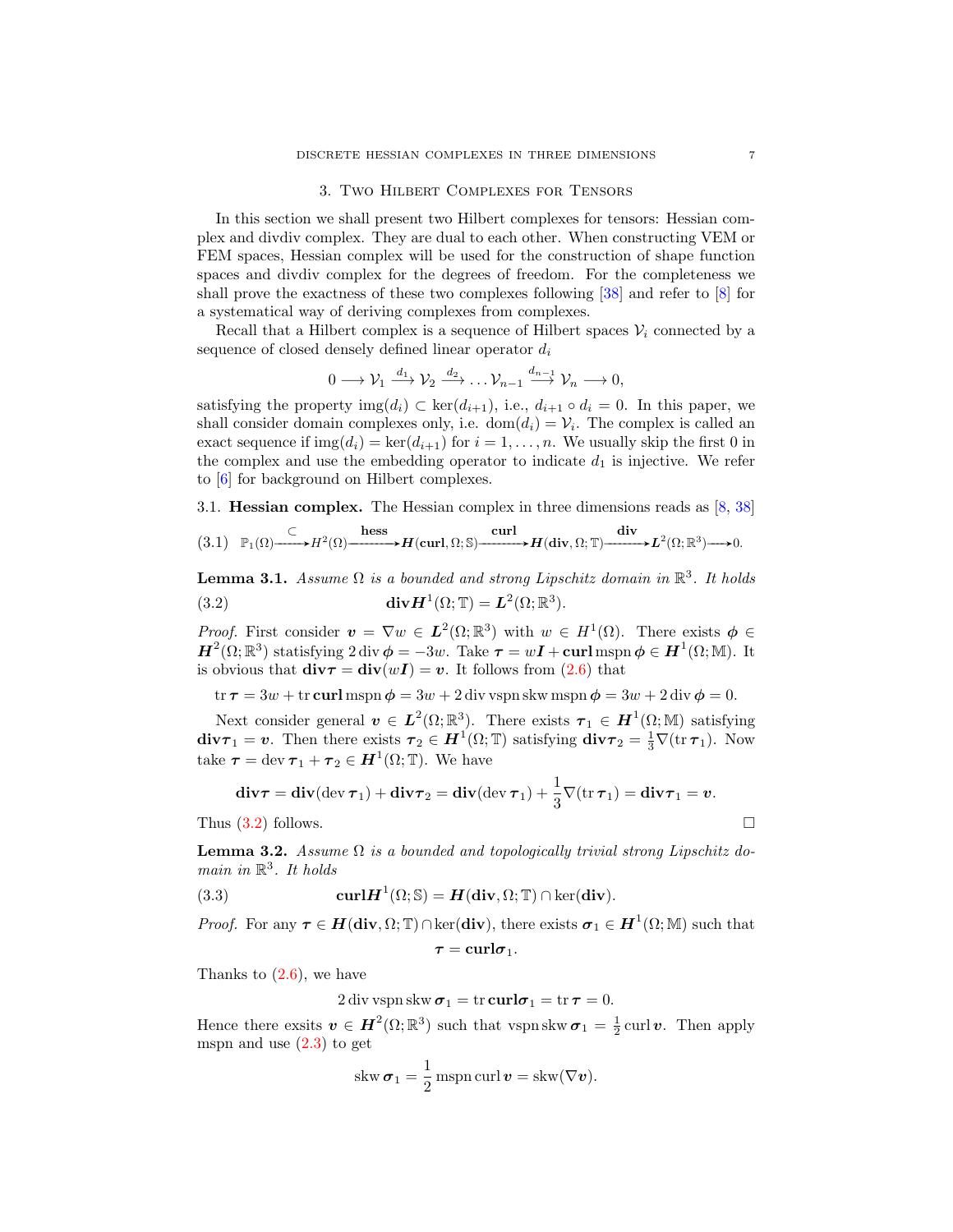## 3. Two Hilbert Complexes for Tensors

In this section we shall present two Hilbert complexes for tensors: Hessian complex and divdiv complex. They are dual to each other. When constructing VEM or FEM spaces, Hessian complex will be used for the construction of shape function spaces and divdiv complex for the degrees of freedom. For the completeness we shall prove the exactness of these two complexes following [38] and refer to [8] for a systematical way of deriving complexes from complexes.

Recall that a Hilbert complex is a sequence of Hilbert spaces $\mathcal{V}_i$ connected by a sequence of closed densely defined linear operator $d_i$

$$0 \longrightarrow \mathcal{V}_1 \xrightarrow{d_1} \mathcal{V}_2 \xrightarrow{d_2} \ldots \mathcal{V}_{n-1} \xrightarrow{d_{n-1}} \mathcal{V}_n \longrightarrow 0,$$

satisfying the property $\operatorname{img}(d_i) \subset \ker(d_{i+1})$, i.e., $d_{i+1} \circ d_i = 0$. In this paper, we shall consider domain complexes only, i.e. $\operatorname{dom}(d_i) = \mathcal{V}_i$. The complex is called an exact sequence if $\operatorname{img}(d_i) = \ker(d_{i+1})$ for $i = 1, \ldots, n$. We usually skip the first 0 in the complex and use the embedding operator to indicate $d_1$ is injective. We refer to [6] for background on Hilbert complexes.

### 3.1. Hessian complex.

The Hessian complex in three dimensions reads as [8, 38]

$$\mathbb{P}_1(\Omega) \xrightarrow{\subset} H^2(\Omega) \xrightarrow{\textbf{hess}} \boldsymbol{H}(\textbf{curl}, \Omega; \mathbb{S}) \xrightarrow{\textbf{curl}} \boldsymbol{H}(\textbf{div}, \Omega; \mathbb{T}) \xrightarrow{\textbf{div}} \boldsymbol{L}^2(\Omega; \mathbb{R}^3) \longrightarrow 0. \tag{3.1}$$

**Lemma 3.1.** *Assume $\Omega$ is a bounded and strong Lipschitz domain in $\mathbb{R}^3$. It holds*

$$\textbf{div} \boldsymbol{H}^1(\Omega; \mathbb{T}) = \boldsymbol{L}^2(\Omega; \mathbb{R}^3). \tag{3.2}$$

*Proof.* First consider $\boldsymbol{v} = \nabla w \in \boldsymbol{L}^2(\Omega; \mathbb{R}^3)$ with $w \in H^1(\Omega)$. There exists $\boldsymbol{\phi} \in \boldsymbol{H}^2(\Omega; \mathbb{R}^3)$ satisfying $2 \operatorname{div} \boldsymbol{\phi} = -3w$. Take $\boldsymbol{\tau} = w\boldsymbol{I} + \textbf{curl} \operatorname{mspn} \boldsymbol{\phi} \in \boldsymbol{H}^1(\Omega; \mathbb{M})$. It is obvious that $\textbf{div}\boldsymbol{\tau} = \textbf{div}(w\boldsymbol{I}) = \boldsymbol{v}$. It follows from (2.6) that

$$\operatorname{tr} \boldsymbol{\tau} = 3w + \operatorname{tr} \textbf{curl} \operatorname{mspn} \boldsymbol{\phi} = 3w + 2 \operatorname{div} \operatorname{vspn} \operatorname{skw} \operatorname{mspn} \boldsymbol{\phi} = 3w + 2 \operatorname{div} \boldsymbol{\phi} = 0.$$

Next consider general $\boldsymbol{v} \in \boldsymbol{L}^2(\Omega; \mathbb{R}^3)$. There exists $\boldsymbol{\tau}_1 \in \boldsymbol{H}^1(\Omega; \mathbb{M})$ satisfying $\textbf{div}\boldsymbol{\tau}_1 = \boldsymbol{v}$. Then there exists $\boldsymbol{\tau}_2 \in \boldsymbol{H}^1(\Omega; \mathbb{T})$ satisfying $\textbf{div}\boldsymbol{\tau}_2 = \frac{1}{3}\nabla(\operatorname{tr} \boldsymbol{\tau}_1)$. Now take $\boldsymbol{\tau} = \operatorname{dev} \boldsymbol{\tau}_1 + \boldsymbol{\tau}_2 \in \boldsymbol{H}^1(\Omega; \mathbb{T})$. We have

$$\textbf{div}\boldsymbol{\tau} = \textbf{div}(\operatorname{dev} \boldsymbol{\tau}_1) + \textbf{div}\boldsymbol{\tau}_2 = \textbf{div}(\operatorname{dev} \boldsymbol{\tau}_1) + \frac{1}{3}\nabla(\operatorname{tr} \boldsymbol{\tau}_1) = \textbf{div}\boldsymbol{\tau}_1 = \boldsymbol{v}.$$

Thus (3.2) follows. $\square$

**Lemma 3.2.** *Assume $\Omega$ is a bounded and topologically trivial strong Lipschitz domain in $\mathbb{R}^3$. It holds*

$$\textbf{curl} \boldsymbol{H}^1(\Omega; \mathbb{S}) = \boldsymbol{H}(\textbf{div}, \Omega; \mathbb{T}) \cap \ker(\textbf{div}). \tag{3.3}$$

*Proof.* For any $\boldsymbol{\tau} \in \boldsymbol{H}(\textbf{div}, \Omega; \mathbb{T}) \cap \ker(\textbf{div})$, there exists $\boldsymbol{\sigma}_1 \in \boldsymbol{H}^1(\Omega; \mathbb{M})$ such that

$$\boldsymbol{\tau} = \textbf{curl}\boldsymbol{\sigma}_1.$$

Thanks to (2.6), we have

$$2 \operatorname{div} \operatorname{vspn} \operatorname{skw} \boldsymbol{\sigma}_1 = \operatorname{tr} \textbf{curl}\boldsymbol{\sigma}_1 = \operatorname{tr} \boldsymbol{\tau} = 0.$$

Hence there exsits $\boldsymbol{v} \in \boldsymbol{H}^2(\Omega; \mathbb{R}^3)$ such that $\operatorname{vspn} \operatorname{skw} \boldsymbol{\sigma}_1 = \frac{1}{2} \operatorname{curl} \boldsymbol{v}$. Then apply mspn and use (2.3) to get

$$\operatorname{skw} \boldsymbol{\sigma}_1 = \frac{1}{2} \operatorname{mspn} \operatorname{curl} \boldsymbol{v} = \operatorname{skw}(\nabla \boldsymbol{v}).$$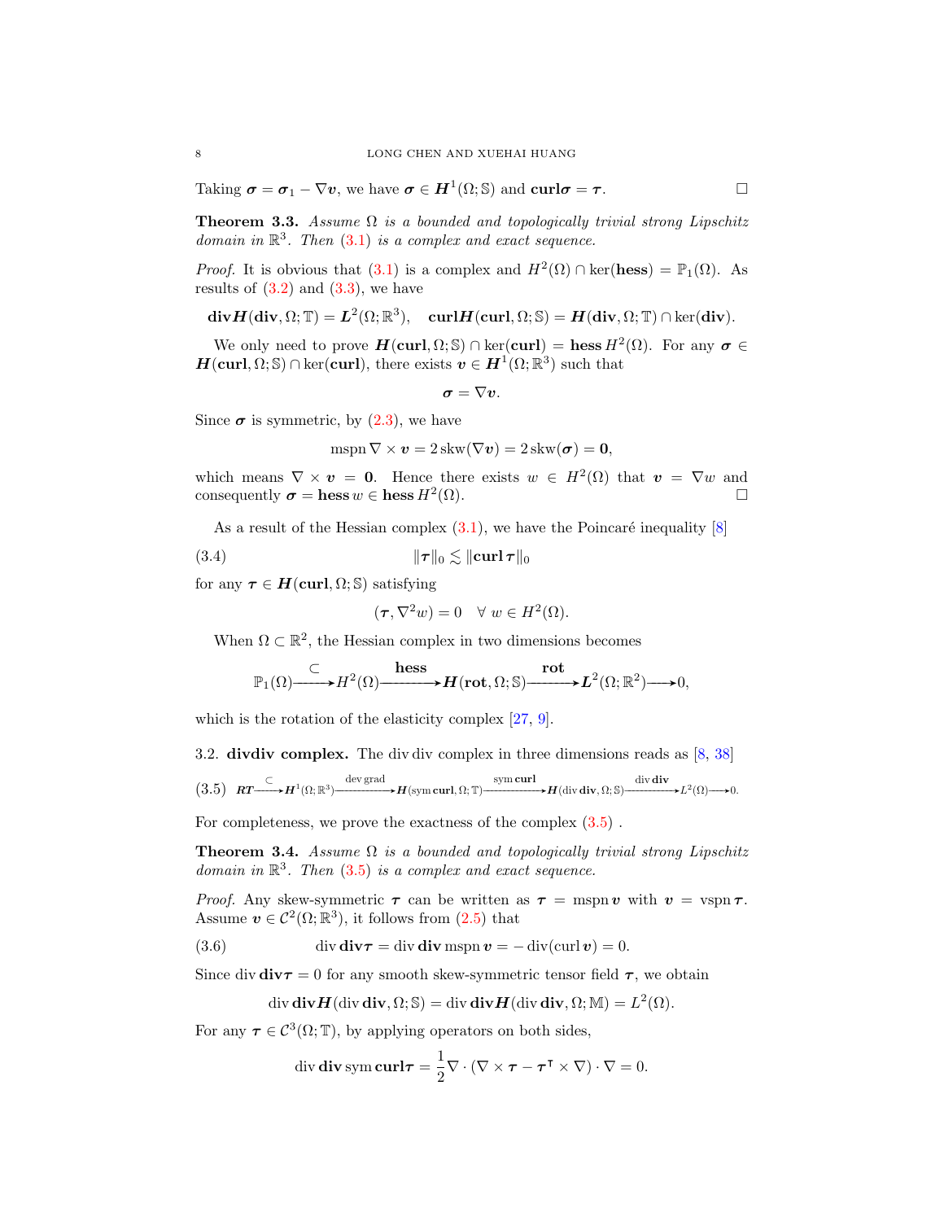Taking $\boldsymbol{\sigma} = \boldsymbol{\sigma}_1 - \nabla \boldsymbol{v}$, we have $\boldsymbol{\sigma} \in \boldsymbol{H}^1(\Omega; \mathbb{S})$ and $\operatorname{\mathbf{curl}} \boldsymbol{\sigma} = \boldsymbol{\tau}$. $\square$

**Theorem 3.3.** *Assume $\Omega$ is a bounded and topologically trivial strong Lipschitz domain in $\mathbb{R}^3$. Then (3.1) is a complex and exact sequence.*

*Proof.* It is obvious that (3.1) is a complex and $H^2(\Omega) \cap \ker(\operatorname{\mathbf{hess}}) = \mathbb{P}_1(\Omega)$. As results of (3.2) and (3.3), we have

$$\operatorname{\mathbf{div}} \boldsymbol{H}(\operatorname{\mathbf{div}}, \Omega; \mathbb{T}) = \boldsymbol{L}^2(\Omega; \mathbb{R}^3), \quad \operatorname{\mathbf{curl}} \boldsymbol{H}(\operatorname{\mathbf{curl}}, \Omega; \mathbb{S}) = \boldsymbol{H}(\operatorname{\mathbf{div}}, \Omega; \mathbb{T}) \cap \ker(\operatorname{\mathbf{div}}).$$

We only need to prove $\boldsymbol{H}(\operatorname{\mathbf{curl}}, \Omega; \mathbb{S}) \cap \ker(\operatorname{\mathbf{curl}}) = \operatorname{\mathbf{hess}} H^2(\Omega)$. For any $\boldsymbol{\sigma} \in \boldsymbol{H}(\operatorname{\mathbf{curl}}, \Omega; \mathbb{S}) \cap \ker(\operatorname{\mathbf{curl}})$, there exists $\boldsymbol{v} \in \boldsymbol{H}^1(\Omega; \mathbb{R}^3)$ such that

$$\boldsymbol{\sigma} = \nabla \boldsymbol{v}.$$

Since $\boldsymbol{\sigma}$ is symmetric, by (2.3), we have

$$\operatorname{mspn} \nabla \times \boldsymbol{v} = 2 \operatorname{skw}(\nabla \boldsymbol{v}) = 2 \operatorname{skw}(\boldsymbol{\sigma}) = \boldsymbol{0},$$

which means $\nabla \times \boldsymbol{v} = \boldsymbol{0}$. Hence there exists $w \in H^2(\Omega)$ that $\boldsymbol{v} = \nabla w$ and consequently $\boldsymbol{\sigma} = \operatorname{\mathbf{hess}} w \in \operatorname{\mathbf{hess}} H^2(\Omega)$. $\square$

As a result of the Hessian complex (3.1), we have the Poincaré inequality [8]

$$\|\boldsymbol{\tau}\|_0 \lesssim \|\operatorname{\mathbf{curl}} \boldsymbol{\tau}\|_0 \tag{3.4}$$

for any $\boldsymbol{\tau} \in \boldsymbol{H}(\operatorname{\mathbf{curl}}, \Omega; \mathbb{S})$ satisfying

$$(\boldsymbol{\tau}, \nabla^2 w) = 0 \quad \forall\, w \in H^2(\Omega).$$

When $\Omega \subset \mathbb{R}^2$, the Hessian complex in two dimensions becomes

$$\mathbb{P}_1(\Omega) \xrightarrow{\subset} H^2(\Omega) \xrightarrow{\operatorname{\mathbf{hess}}} \boldsymbol{H}(\operatorname{\mathbf{rot}}, \Omega; \mathbb{S}) \xrightarrow{\operatorname{\mathbf{rot}}} \boldsymbol{L}^2(\Omega; \mathbb{R}^2) \longrightarrow 0,$$

which is the rotation of the elasticity complex [27, 9].

3.2. **divdiv complex.** The $\operatorname{div}\operatorname{div}$ complex in three dimensions reads as [8, 38]

$$\boldsymbol{RT} \xrightarrow{\subset} \boldsymbol{H}^1(\Omega; \mathbb{R}^3) \xrightarrow{\operatorname{dev}\operatorname{grad}} \boldsymbol{H}(\operatorname{sym}\operatorname{\mathbf{curl}}, \Omega; \mathbb{T}) \xrightarrow{\operatorname{sym}\operatorname{\mathbf{curl}}} \boldsymbol{H}(\operatorname{div}\operatorname{\mathbf{div}}, \Omega; \mathbb{S}) \xrightarrow{\operatorname{div}\operatorname{\mathbf{div}}} L^2(\Omega) \longrightarrow 0. \tag{3.5}$$

For completeness, we prove the exactness of the complex (3.5) .

**Theorem 3.4.** *Assume $\Omega$ is a bounded and topologically trivial strong Lipschitz domain in $\mathbb{R}^3$. Then (3.5) is a complex and exact sequence.*

*Proof.* Any skew-symmetric $\boldsymbol{\tau}$ can be written as $\boldsymbol{\tau} = \operatorname{mspn} \boldsymbol{v}$ with $\boldsymbol{v} = \operatorname{vspn} \boldsymbol{\tau}$. Assume $\boldsymbol{v} \in \mathcal{C}^2(\Omega; \mathbb{R}^3)$, it follows from (2.5) that

$$\operatorname{div} \operatorname{\mathbf{div}} \boldsymbol{\tau} = \operatorname{div} \operatorname{\mathbf{div}} \operatorname{mspn} \boldsymbol{v} = -\operatorname{div}(\operatorname{curl} \boldsymbol{v}) = 0. \tag{3.6}$$

Since $\operatorname{div}\operatorname{\mathbf{div}}\boldsymbol{\tau} = 0$ for any smooth skew-symmetric tensor field $\boldsymbol{\tau}$, we obtain

$$\operatorname{div} \operatorname{\mathbf{div}} \boldsymbol{H}(\operatorname{div}\operatorname{\mathbf{div}}, \Omega; \mathbb{S}) = \operatorname{div} \operatorname{\mathbf{div}} \boldsymbol{H}(\operatorname{div}\operatorname{\mathbf{div}}, \Omega; \mathbb{M}) = L^2(\Omega).$$

For any $\boldsymbol{\tau} \in \mathcal{C}^3(\Omega; \mathbb{T})$, by applying operators on both sides,

$$\operatorname{div} \operatorname{\mathbf{div}} \operatorname{sym} \operatorname{\mathbf{curl}} \boldsymbol{\tau} = \frac{1}{2} \nabla \cdot (\nabla \times \boldsymbol{\tau} - \boldsymbol{\tau}^{\intercal} \times \nabla) \cdot \nabla = 0.$$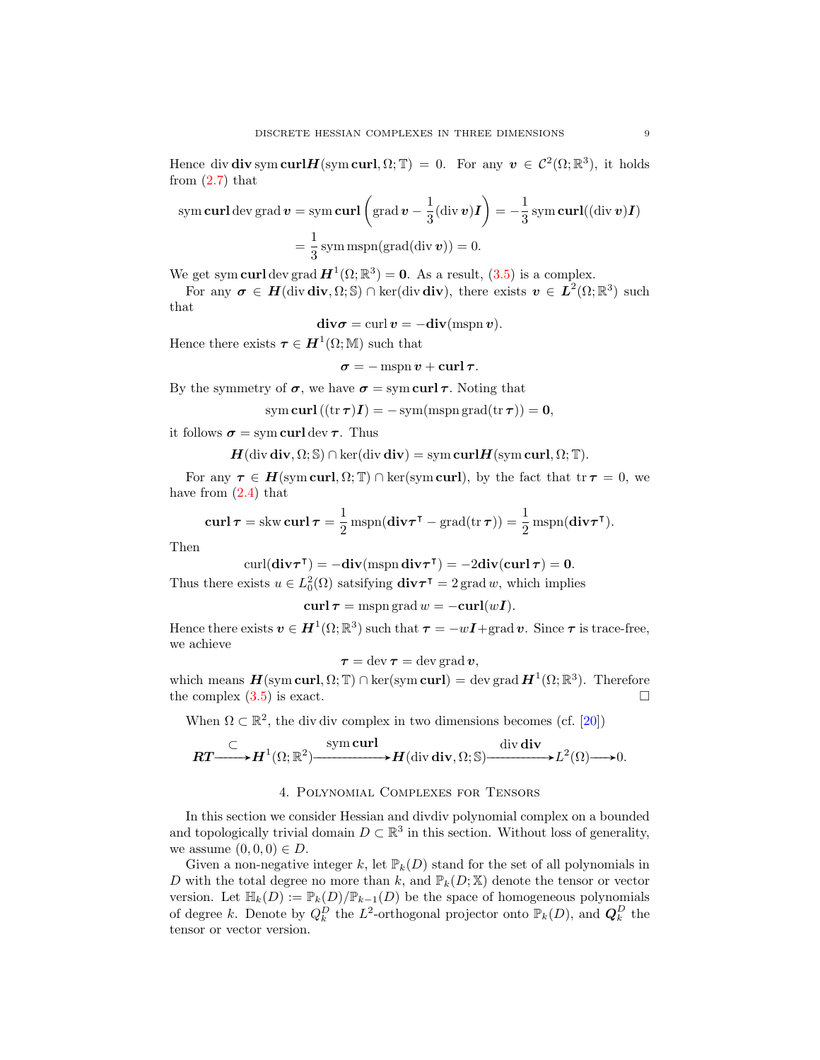Hence $\operatorname{div}\mathbf{div}\operatorname{sym}\mathbf{curl}\boldsymbol{H}(\operatorname{sym}\mathbf{curl},\Omega;\mathbb{T}) = 0$. For any $\boldsymbol{v} \in \mathcal{C}^2(\Omega;\mathbb{R}^3)$, it holds from (2.7) that

$$
\begin{aligned}
\operatorname{sym}\mathbf{curl}\operatorname{dev}\operatorname{grad}\boldsymbol{v} &= \operatorname{sym}\mathbf{curl}\left(\operatorname{grad}\boldsymbol{v} - \frac{1}{3}(\operatorname{div}\boldsymbol{v})\boldsymbol{I}\right) = -\frac{1}{3}\operatorname{sym}\mathbf{curl}((\operatorname{div}\boldsymbol{v})\boldsymbol{I}) \\
&= \frac{1}{3}\operatorname{sym}\operatorname{mspn}(\operatorname{grad}(\operatorname{div}\boldsymbol{v})) = 0.
\end{aligned}
$$

We get $\operatorname{sym}\mathbf{curl}\operatorname{dev}\operatorname{grad}\boldsymbol{H}^1(\Omega;\mathbb{R}^3) = \mathbf{0}$. As a result, (3.5) is a complex.

For any $\boldsymbol{\sigma} \in \boldsymbol{H}(\operatorname{div}\mathbf{div},\Omega;\mathbb{S}) \cap \ker(\operatorname{div}\mathbf{div})$, there exists $\boldsymbol{v} \in \boldsymbol{L}^2(\Omega;\mathbb{R}^3)$ such that

$$
\mathbf{div}\boldsymbol{\sigma} = \operatorname{curl}\boldsymbol{v} = -\mathbf{div}(\operatorname{mspn}\boldsymbol{v}).
$$

Hence there exists $\boldsymbol{\tau} \in \boldsymbol{H}^1(\Omega;\mathbb{M})$ such that

$$
\boldsymbol{\sigma} = -\operatorname{mspn}\boldsymbol{v} + \mathbf{curl}\,\boldsymbol{\tau}.
$$

By the symmetry of $\boldsymbol{\sigma}$, we have $\boldsymbol{\sigma} = \operatorname{sym}\mathbf{curl}\,\boldsymbol{\tau}$. Noting that

$$
\operatorname{sym}\mathbf{curl}\left((\operatorname{tr}\boldsymbol{\tau})\boldsymbol{I}\right) = -\operatorname{sym}(\operatorname{mspn}\operatorname{grad}(\operatorname{tr}\boldsymbol{\tau})) = \mathbf{0},
$$

it follows $\boldsymbol{\sigma} = \operatorname{sym}\mathbf{curl}\operatorname{dev}\boldsymbol{\tau}$. Thus

$$
\boldsymbol{H}(\operatorname{div}\mathbf{div},\Omega;\mathbb{S}) \cap \ker(\operatorname{div}\mathbf{div}) = \operatorname{sym}\mathbf{curl}\boldsymbol{H}(\operatorname{sym}\mathbf{curl},\Omega;\mathbb{T}).
$$

For any $\boldsymbol{\tau} \in \boldsymbol{H}(\operatorname{sym}\mathbf{curl},\Omega;\mathbb{T}) \cap \ker(\operatorname{sym}\mathbf{curl})$, by the fact that $\operatorname{tr}\boldsymbol{\tau} = 0$, we have from (2.4) that

$$
\mathbf{curl}\,\boldsymbol{\tau} = \operatorname{skw}\mathbf{curl}\,\boldsymbol{\tau} = \frac{1}{2}\operatorname{mspn}(\mathbf{div}\boldsymbol{\tau}^{\intercal} - \operatorname{grad}(\operatorname{tr}\boldsymbol{\tau})) = \frac{1}{2}\operatorname{mspn}(\mathbf{div}\boldsymbol{\tau}^{\intercal}).
$$

Then

$$
\operatorname{curl}(\mathbf{div}\boldsymbol{\tau}^{\intercal}) = -\mathbf{div}(\operatorname{mspn}\mathbf{div}\boldsymbol{\tau}^{\intercal}) = -2\mathbf{div}(\mathbf{curl}\,\boldsymbol{\tau}) = \mathbf{0}.
$$

Thus there exists $u \in L_0^2(\Omega)$ satsifying $\mathbf{div}\boldsymbol{\tau}^{\intercal} = 2\operatorname{grad} w$, which implies

$$
\mathbf{curl}\,\boldsymbol{\tau} = \operatorname{mspn}\operatorname{grad} w = -\mathbf{curl}(w\boldsymbol{I}).
$$

Hence there exists $\boldsymbol{v} \in \boldsymbol{H}^1(\Omega;\mathbb{R}^3)$ such that $\boldsymbol{\tau} = -w\boldsymbol{I} + \operatorname{grad}\boldsymbol{v}$. Since $\boldsymbol{\tau}$ is trace-free, we achieve

$$
\boldsymbol{\tau} = \operatorname{dev}\boldsymbol{\tau} = \operatorname{dev}\operatorname{grad}\boldsymbol{v},
$$

which means $\boldsymbol{H}(\operatorname{sym}\mathbf{curl},\Omega;\mathbb{T}) \cap \ker(\operatorname{sym}\mathbf{curl}) = \operatorname{dev}\operatorname{grad}\boldsymbol{H}^1(\Omega;\mathbb{R}^3)$. Therefore the complex (3.5) is exact. $\square$

When $\Omega \subset \mathbb{R}^2$, the $\operatorname{div}\operatorname{div}$ complex in two dimensions becomes (cf. [20])

$$
\boldsymbol{RT} \xrightarrow{\subset} \boldsymbol{H}^1(\Omega;\mathbb{R}^2) \xrightarrow{\operatorname{sym}\mathbf{curl}} \boldsymbol{H}(\operatorname{div}\mathbf{div},\Omega;\mathbb{S}) \xrightarrow{\operatorname{div}\mathbf{div}} L^2(\Omega) \longrightarrow 0.
$$

## 4. Polynomial Complexes for Tensors

In this section we consider Hessian and divdiv polynomial complex on a bounded and topologically trivial domain $D \subset \mathbb{R}^3$ in this section. Without loss of generality, we assume $(0,0,0) \in D$.

Given a non-negative integer $k$, let $\mathbb{P}_k(D)$ stand for the set of all polynomials in $D$ with the total degree no more than $k$, and $\mathbb{P}_k(D;\mathbb{X})$ denote the tensor or vector version. Let $\mathbb{H}_k(D) := \mathbb{P}_k(D)/\mathbb{P}_{k-1}(D)$ be the space of homogeneous polynomials of degree $k$. Denote by $Q_k^D$ the $L^2$-orthogonal projector onto $\mathbb{P}_k(D)$, and $\boldsymbol{Q}_k^D$ the tensor or vector version.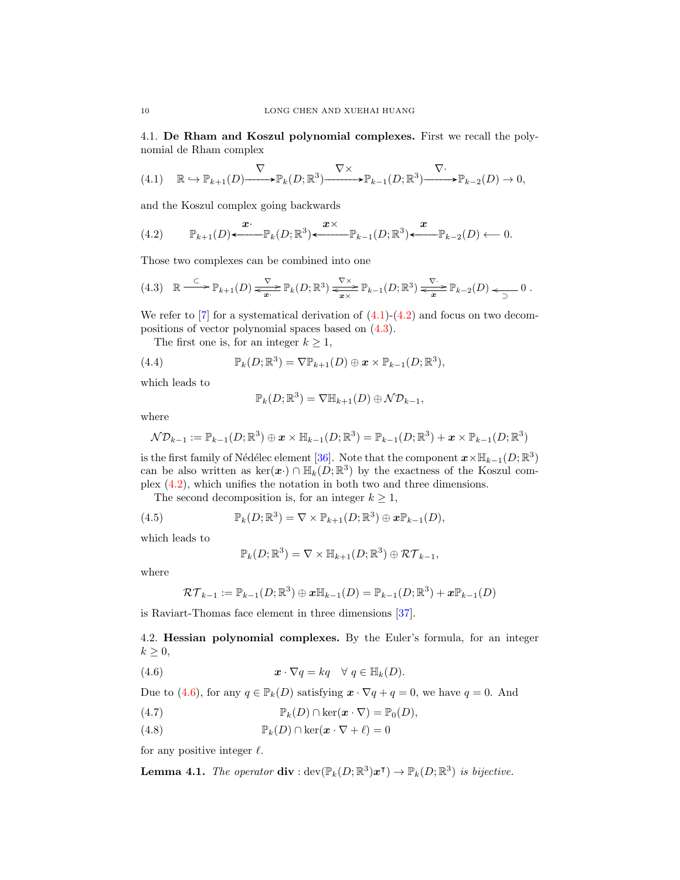4.1. **De Rham and Koszul polynomial complexes.** First we recall the polynomial de Rham complex

$$\mathbb{R} \hookrightarrow \mathbb{P}_{k+1}(D) \xrightarrow{\nabla} \mathbb{P}_k(D;\mathbb{R}^3) \xrightarrow{\nabla\times} \mathbb{P}_{k-1}(D;\mathbb{R}^3) \xrightarrow{\nabla\cdot} \mathbb{P}_{k-2}(D) \to 0, \tag{4.1}$$

and the Koszul complex going backwards

$$\mathbb{P}_{k+1}(D) \xleftarrow{\boldsymbol{x}\cdot} \mathbb{P}_k(D;\mathbb{R}^3) \xleftarrow{\boldsymbol{x}\times} \mathbb{P}_{k-1}(D;\mathbb{R}^3) \xleftarrow{\boldsymbol{x}} \mathbb{P}_{k-2}(D) \longleftarrow 0. \tag{4.2}$$

Those two complexes can be combined into one

$$\mathbb{R} \xrightarrow{\subset} \mathbb{P}_{k+1}(D) \underset{\boldsymbol{x}\cdot}{\overset{\nabla}{\rightleftarrows}} \mathbb{P}_k(D;\mathbb{R}^3) \underset{\boldsymbol{x}\times}{\overset{\nabla\times}{\rightleftarrows}} \mathbb{P}_{k-1}(D;\mathbb{R}^3) \underset{\boldsymbol{x}}{\overset{\nabla\cdot}{\rightleftarrows}} \mathbb{P}_{k-2}(D) \underset{\supset}{\longleftarrow} 0\,. \tag{4.3}$$

We refer to [7] for a systematical derivation of (4.1)-(4.2) and focus on two decompositions of vector polynomial spaces based on (4.3).

The first one is, for an integer $k\geq 1$,

$$\mathbb{P}_k(D;\mathbb{R}^3) = \nabla\mathbb{P}_{k+1}(D) \oplus \boldsymbol{x}\times\mathbb{P}_{k-1}(D;\mathbb{R}^3), \tag{4.4}$$

which leads to

$$\mathbb{P}_k(D;\mathbb{R}^3) = \nabla\mathbb{H}_{k+1}(D) \oplus \mathcal{ND}_{k-1},$$

where

$$\mathcal{ND}_{k-1} := \mathbb{P}_{k-1}(D;\mathbb{R}^3) \oplus \boldsymbol{x}\times\mathbb{H}_{k-1}(D;\mathbb{R}^3) = \mathbb{P}_{k-1}(D;\mathbb{R}^3) + \boldsymbol{x}\times\mathbb{P}_{k-1}(D;\mathbb{R}^3)$$

is the first family of Nédélec element [36]. Note that the component $\boldsymbol{x}\times\mathbb{H}_{k-1}(D;\mathbb{R}^3)$ can be also written as $\ker(\boldsymbol{x}\cdot)\cap\mathbb{H}_k(D;\mathbb{R}^3)$ by the exactness of the Koszul complex (4.2), which unifies the notation in both two and three dimensions.

The second decomposition is, for an integer $k\geq 1$,

$$\mathbb{P}_k(D;\mathbb{R}^3) = \nabla\times\mathbb{P}_{k+1}(D;\mathbb{R}^3) \oplus \boldsymbol{x}\mathbb{P}_{k-1}(D), \tag{4.5}$$

which leads to

$$\mathbb{P}_k(D;\mathbb{R}^3) = \nabla\times\mathbb{H}_{k+1}(D;\mathbb{R}^3) \oplus \mathcal{RT}_{k-1},$$

where

$$\mathcal{RT}_{k-1} := \mathbb{P}_{k-1}(D;\mathbb{R}^3) \oplus \boldsymbol{x}\mathbb{H}_{k-1}(D) = \mathbb{P}_{k-1}(D;\mathbb{R}^3) + \boldsymbol{x}\mathbb{P}_{k-1}(D)$$

is Raviart-Thomas face element in three dimensions [37].

4.2. **Hessian polynomial complexes.** By the Euler's formula, for an integer $k\geq 0$,

$$\boldsymbol{x}\cdot\nabla q = kq \quad \forall\, q\in\mathbb{H}_k(D). \tag{4.6}$$

Due to (4.6), for any $q\in\mathbb{P}_k(D)$ satisfying $\boldsymbol{x}\cdot\nabla q + q = 0$, we have $q=0$. And

$$\mathbb{P}_k(D)\cap\ker(\boldsymbol{x}\cdot\nabla) = \mathbb{P}_0(D), \tag{4.7}$$

$$\mathbb{P}_k(D)\cap\ker(\boldsymbol{x}\cdot\nabla + \ell) = 0 \tag{4.8}$$

for any positive integer $\ell$.

**Lemma 4.1.** *The operator* $\mathbf{div} : \operatorname{dev}(\mathbb{P}_k(D;\mathbb{R}^3)\boldsymbol{x}^{\intercal}) \to \mathbb{P}_k(D;\mathbb{R}^3)$ *is bijective.*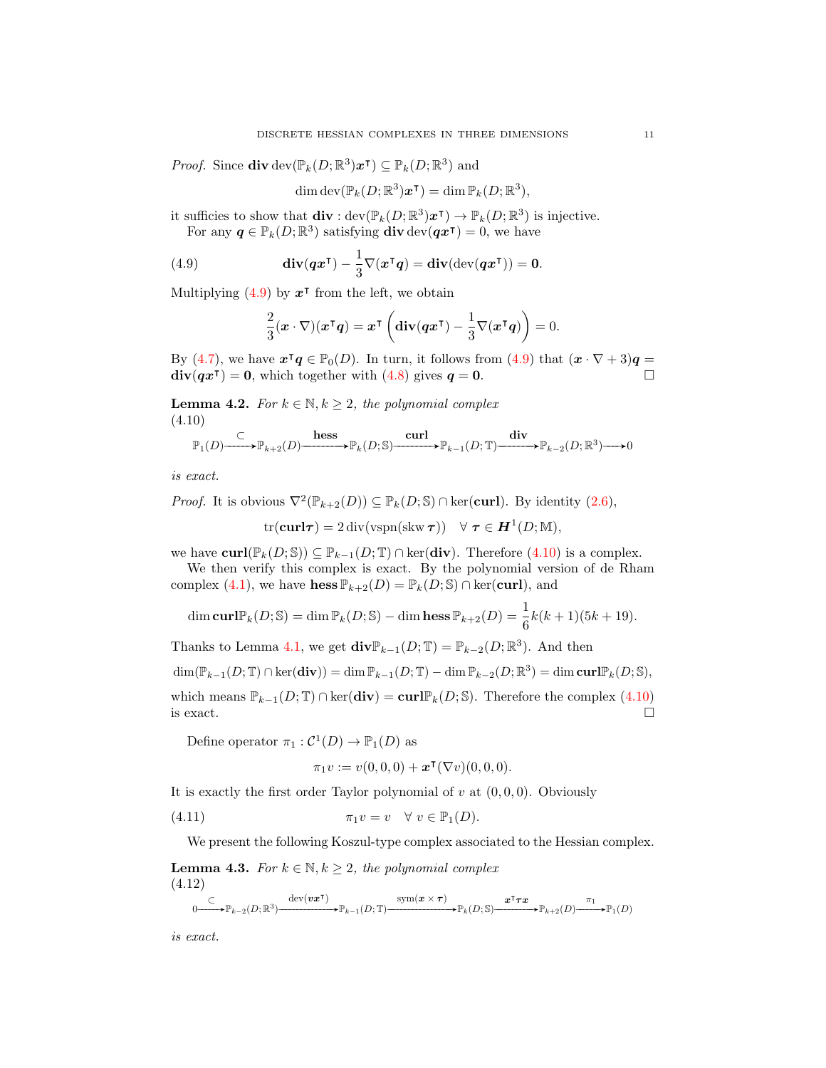*Proof.* Since $\mathbf{div}\,\mathrm{dev}(\mathbb{P}_k(D;\mathbb{R}^3)\boldsymbol{x}^{\intercal}) \subseteq \mathbb{P}_k(D;\mathbb{R}^3)$ and

$$\dim \mathrm{dev}(\mathbb{P}_k(D;\mathbb{R}^3)\boldsymbol{x}^{\intercal}) = \dim \mathbb{P}_k(D;\mathbb{R}^3),$$

it suffices to show that $\mathbf{div} : \mathrm{dev}(\mathbb{P}_k(D;\mathbb{R}^3)\boldsymbol{x}^{\intercal}) \to \mathbb{P}_k(D;\mathbb{R}^3)$ is injective.

For any $\boldsymbol{q} \in \mathbb{P}_k(D;\mathbb{R}^3)$ satisfying $\mathbf{div}\,\mathrm{dev}(\boldsymbol{q}\boldsymbol{x}^{\intercal}) = 0$, we have

$$\mathbf{div}(\boldsymbol{q}\boldsymbol{x}^{\intercal}) - \frac{1}{3}\nabla(\boldsymbol{x}^{\intercal}\boldsymbol{q}) = \mathbf{div}(\mathrm{dev}(\boldsymbol{q}\boldsymbol{x}^{\intercal})) = \mathbf{0}. \tag{4.9}$$

Multiplying (4.9) by $\boldsymbol{x}^{\intercal}$ from the left, we obtain

$$\frac{2}{3}(\boldsymbol{x}\cdot\nabla)(\boldsymbol{x}^{\intercal}\boldsymbol{q}) = \boldsymbol{x}^{\intercal}\left(\mathbf{div}(\boldsymbol{q}\boldsymbol{x}^{\intercal}) - \frac{1}{3}\nabla(\boldsymbol{x}^{\intercal}\boldsymbol{q})\right) = 0.$$

By (4.7), we have $\boldsymbol{x}^{\intercal}\boldsymbol{q} \in \mathbb{P}_0(D)$. In turn, it follows from (4.9) that $(\boldsymbol{x}\cdot\nabla + 3)\boldsymbol{q} = \mathbf{div}(\boldsymbol{q}\boldsymbol{x}^{\intercal}) = \mathbf{0}$, which together with (4.8) gives $\boldsymbol{q} = \mathbf{0}$. $\square$

**Lemma 4.2.** *For $k \in \mathbb{N}, k \geq 2$, the polynomial complex*

$$\mathbb{P}_1(D) \xrightarrow{\subset} \mathbb{P}_{k+2}(D) \xrightarrow{\mathbf{hess}} \mathbb{P}_k(D;\mathbb{S}) \xrightarrow{\mathbf{curl}} \mathbb{P}_{k-1}(D;\mathbb{T}) \xrightarrow{\mathbf{div}} \mathbb{P}_{k-2}(D;\mathbb{R}^3) \longrightarrow 0 \tag{4.10}$$

*is exact.*

*Proof.* It is obvious $\nabla^2(\mathbb{P}_{k+2}(D)) \subseteq \mathbb{P}_k(D;\mathbb{S}) \cap \ker(\mathbf{curl})$. By identity (2.6),

$$\mathrm{tr}(\mathbf{curl}\boldsymbol{\tau}) = 2\,\mathrm{div}(\mathrm{vspn}(\mathrm{skw}\,\boldsymbol{\tau})) \quad \forall\ \boldsymbol{\tau} \in \boldsymbol{H}^1(D;\mathbb{M}),$$

we have $\mathbf{curl}(\mathbb{P}_k(D;\mathbb{S})) \subseteq \mathbb{P}_{k-1}(D;\mathbb{T}) \cap \ker(\mathbf{div})$. Therefore (4.10) is a complex.

We then verify this complex is exact. By the polynomial version of de Rham complex (4.1), we have $\mathbf{hess}\,\mathbb{P}_{k+2}(D) = \mathbb{P}_k(D;\mathbb{S}) \cap \ker(\mathbf{curl})$, and

$$\dim \mathbf{curl}\mathbb{P}_k(D;\mathbb{S}) = \dim \mathbb{P}_k(D;\mathbb{S}) - \dim \mathbf{hess}\,\mathbb{P}_{k+2}(D) = \frac{1}{6}k(k+1)(5k+19).$$

Thanks to Lemma 4.1, we get $\mathbf{div}\mathbb{P}_{k-1}(D;\mathbb{T}) = \mathbb{P}_{k-2}(D;\mathbb{R}^3)$. And then

$$\dim(\mathbb{P}_{k-1}(D;\mathbb{T}) \cap \ker(\mathbf{div})) = \dim \mathbb{P}_{k-1}(D;\mathbb{T}) - \dim \mathbb{P}_{k-2}(D;\mathbb{R}^3) = \dim \mathbf{curl}\mathbb{P}_k(D;\mathbb{S}),$$

which means $\mathbb{P}_{k-1}(D;\mathbb{T}) \cap \ker(\mathbf{div}) = \mathbf{curl}\mathbb{P}_k(D;\mathbb{S})$. Therefore the complex (4.10) is exact. $\square$

Define operator $\pi_1 : \mathcal{C}^1(D) \to \mathbb{P}_1(D)$ as

$$\pi_1 v := v(0,0,0) + \boldsymbol{x}^{\intercal}(\nabla v)(0,0,0).$$

It is exactly the first order Taylor polynomial of $v$ at $(0,0,0)$. Obviously

$$\pi_1 v = v \quad \forall\ v \in \mathbb{P}_1(D). \tag{4.11}$$

We present the following Koszul-type complex associated to the Hessian complex.

**Lemma 4.3.** *For $k \in \mathbb{N}, k \geq 2$, the polynomial complex*

$$0 \xrightarrow{\subset} \mathbb{P}_{k-2}(D;\mathbb{R}^3) \xrightarrow{\mathrm{dev}(\boldsymbol{v}\boldsymbol{x}^{\intercal})} \mathbb{P}_{k-1}(D;\mathbb{T}) \xrightarrow{\mathrm{sym}(\boldsymbol{x}\times\boldsymbol{\tau})} \mathbb{P}_k(D;\mathbb{S}) \xrightarrow{\boldsymbol{x}^{\intercal}\boldsymbol{\tau}\boldsymbol{x}} \mathbb{P}_{k+2}(D) \xrightarrow{\pi_1} \mathbb{P}_1(D) \tag{4.12}$$

*is exact.*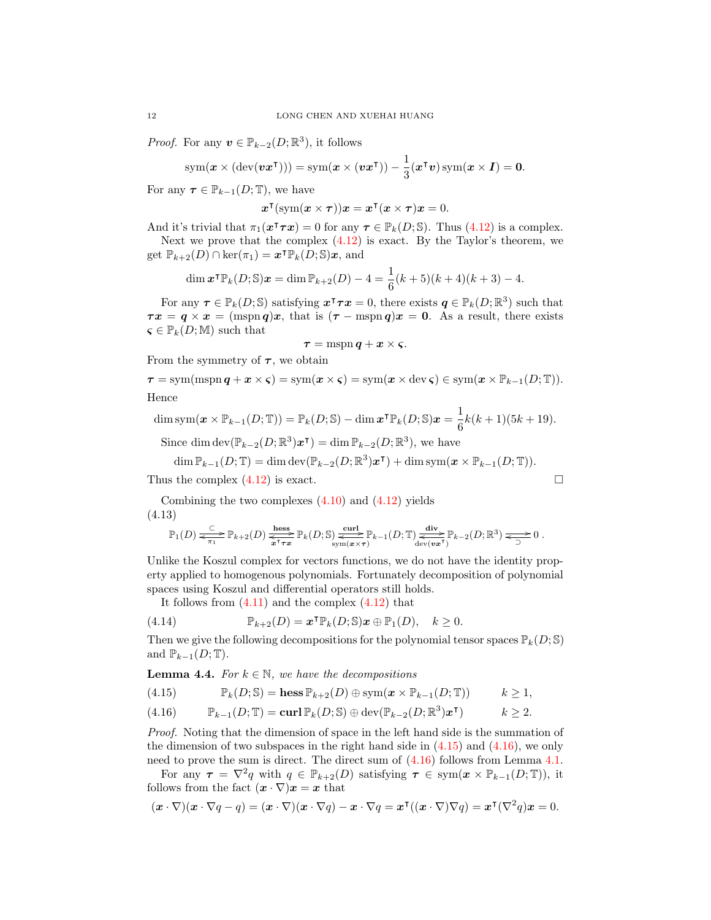*Proof.* For any $\boldsymbol{v} \in \mathbb{P}_{k-2}(D;\mathbb{R}^3)$, it follows

$$\operatorname{sym}(\boldsymbol{x} \times (\operatorname{dev}(\boldsymbol{v}\boldsymbol{x}^\intercal))) = \operatorname{sym}(\boldsymbol{x} \times (\boldsymbol{v}\boldsymbol{x}^\intercal)) - \frac{1}{3}(\boldsymbol{x}^\intercal \boldsymbol{v}) \operatorname{sym}(\boldsymbol{x} \times \boldsymbol{I}) = \boldsymbol{0}.$$

For any $\boldsymbol{\tau} \in \mathbb{P}_{k-1}(D;\mathbb{T})$, we have

$$\boldsymbol{x}^\intercal(\operatorname{sym}(\boldsymbol{x} \times \boldsymbol{\tau}))\boldsymbol{x} = \boldsymbol{x}^\intercal(\boldsymbol{x} \times \boldsymbol{\tau})\boldsymbol{x} = 0.$$

And it's trivial that $\pi_1(\boldsymbol{x}^\intercal \boldsymbol{\tau} \boldsymbol{x}) = 0$ for any $\boldsymbol{\tau} \in \mathbb{P}_k(D;\mathbb{S})$. Thus (4.12) is a complex.

Next we prove that the complex (4.12) is exact. By the Taylor's theorem, we get $\mathbb{P}_{k+2}(D) \cap \ker(\pi_1) = \boldsymbol{x}^\intercal \mathbb{P}_k(D;\mathbb{S})\boldsymbol{x}$, and

$$\dim \boldsymbol{x}^\intercal \mathbb{P}_k(D;\mathbb{S})\boldsymbol{x} = \dim \mathbb{P}_{k+2}(D) - 4 = \frac{1}{6}(k+5)(k+4)(k+3) - 4.$$

For any $\boldsymbol{\tau} \in \mathbb{P}_k(D;\mathbb{S})$ satisfying $\boldsymbol{x}^\intercal \boldsymbol{\tau} \boldsymbol{x} = 0$, there exists $\boldsymbol{q} \in \mathbb{P}_k(D;\mathbb{R}^3)$ such that $\boldsymbol{\tau}\boldsymbol{x} = \boldsymbol{q} \times \boldsymbol{x} = (\operatorname{mspn} \boldsymbol{q})\boldsymbol{x}$, that is $(\boldsymbol{\tau} - \operatorname{mspn} \boldsymbol{q})\boldsymbol{x} = \boldsymbol{0}$. As a result, there exists $\boldsymbol{\varsigma} \in \mathbb{P}_k(D;\mathbb{M})$ such that

$$\boldsymbol{\tau} = \operatorname{mspn} \boldsymbol{q} + \boldsymbol{x} \times \boldsymbol{\varsigma}.$$

From the symmetry of $\boldsymbol{\tau}$, we obtain

$$\boldsymbol{\tau} = \operatorname{sym}(\operatorname{mspn} \boldsymbol{q} + \boldsymbol{x} \times \boldsymbol{\varsigma}) = \operatorname{sym}(\boldsymbol{x} \times \boldsymbol{\varsigma}) = \operatorname{sym}(\boldsymbol{x} \times \operatorname{dev} \boldsymbol{\varsigma}) \in \operatorname{sym}(\boldsymbol{x} \times \mathbb{P}_{k-1}(D;\mathbb{T})).$$

Hence

$$\dim \operatorname{sym}(\boldsymbol{x} \times \mathbb{P}_{k-1}(D;\mathbb{T})) = \mathbb{P}_k(D;\mathbb{S}) - \dim \boldsymbol{x}^\intercal \mathbb{P}_k(D;\mathbb{S})\boldsymbol{x} = \frac{1}{6}k(k+1)(5k+19).$$

Since $\dim \operatorname{dev}(\mathbb{P}_{k-2}(D;\mathbb{R}^3)\boldsymbol{x}^\intercal) = \dim \mathbb{P}_{k-2}(D;\mathbb{R}^3)$, we have

$$\dim \mathbb{P}_{k-1}(D;\mathbb{T}) = \dim \operatorname{dev}(\mathbb{P}_{k-2}(D;\mathbb{R}^3)\boldsymbol{x}^\intercal) + \dim \operatorname{sym}(\boldsymbol{x} \times \mathbb{P}_{k-1}(D;\mathbb{T})).$$

Thus the complex (4.12) is exact. $\square$

Combining the two complexes (4.10) and (4.12) yields

$$\mathbb{P}_1(D) \underset{\pi_1}{\overset{\subset}{\rightleftarrows}} \mathbb{P}_{k+2}(D) \underset{\boldsymbol{x}^\intercal\boldsymbol{\tau}\boldsymbol{x}}{\overset{\mathbf{hess}}{\rightleftarrows}} \mathbb{P}_k(D;\mathbb{S}) \underset{\operatorname{sym}(\boldsymbol{x}\times\boldsymbol{\tau})}{\overset{\mathbf{curl}}{\rightleftarrows}} \mathbb{P}_{k-1}(D;\mathbb{T}) \underset{\operatorname{dev}(\boldsymbol{v}\boldsymbol{x}^\intercal)}{\overset{\mathbf{div}}{\rightleftarrows}} \mathbb{P}_{k-2}(D;\mathbb{R}^3) \underset{\supset}{\overset{}{\rightleftarrows}} 0\,. \tag{4.13}$$

Unlike the Koszul complex for vectors functions, we do not have the identity property applied to homogenous polynomials. Fortunately decomposition of polynomial spaces using Koszul and differential operators still holds.

It follows from (4.11) and the complex (4.12) that

$$\mathbb{P}_{k+2}(D) = \boldsymbol{x}^\intercal \mathbb{P}_k(D;\mathbb{S})\boldsymbol{x} \oplus \mathbb{P}_1(D), \quad k \geq 0. \tag{4.14}$$

Then we give the following decompositions for the polynomial tensor spaces $\mathbb{P}_k(D;\mathbb{S})$ and $\mathbb{P}_{k-1}(D;\mathbb{T})$.

**Lemma 4.4.** *For $k \in \mathbb{N}$, we have the decompositions*

$$\mathbb{P}_k(D;\mathbb{S}) = \mathbf{hess}\, \mathbb{P}_{k+2}(D) \oplus \operatorname{sym}(\boldsymbol{x} \times \mathbb{P}_{k-1}(D;\mathbb{T})) \qquad k \geq 1, \tag{4.15}$$

$$\mathbb{P}_{k-1}(D;\mathbb{T}) = \mathbf{curl}\, \mathbb{P}_k(D;\mathbb{S}) \oplus \operatorname{dev}(\mathbb{P}_{k-2}(D;\mathbb{R}^3)\boldsymbol{x}^\intercal) \qquad k \geq 2. \tag{4.16}$$

*Proof.* Noting that the dimension of space in the left hand side is the summation of the dimension of two subspaces in the right hand side in (4.15) and (4.16), we only need to prove the sum is direct. The direct sum of (4.16) follows from Lemma 4.1.

For any $\boldsymbol{\tau} = \nabla^2 q$ with $q \in \mathbb{P}_{k+2}(D)$ satisfying $\boldsymbol{\tau} \in \operatorname{sym}(\boldsymbol{x} \times \mathbb{P}_{k-1}(D;\mathbb{T}))$, it follows from the fact $(\boldsymbol{x} \cdot \nabla)\boldsymbol{x} = \boldsymbol{x}$ that

$$(\boldsymbol{x} \cdot \nabla)(\boldsymbol{x} \cdot \nabla q - q) = (\boldsymbol{x} \cdot \nabla)(\boldsymbol{x} \cdot \nabla q) - \boldsymbol{x} \cdot \nabla q = \boldsymbol{x}^\intercal((\boldsymbol{x} \cdot \nabla)\nabla q) = \boldsymbol{x}^\intercal(\nabla^2 q)\boldsymbol{x} = 0.$$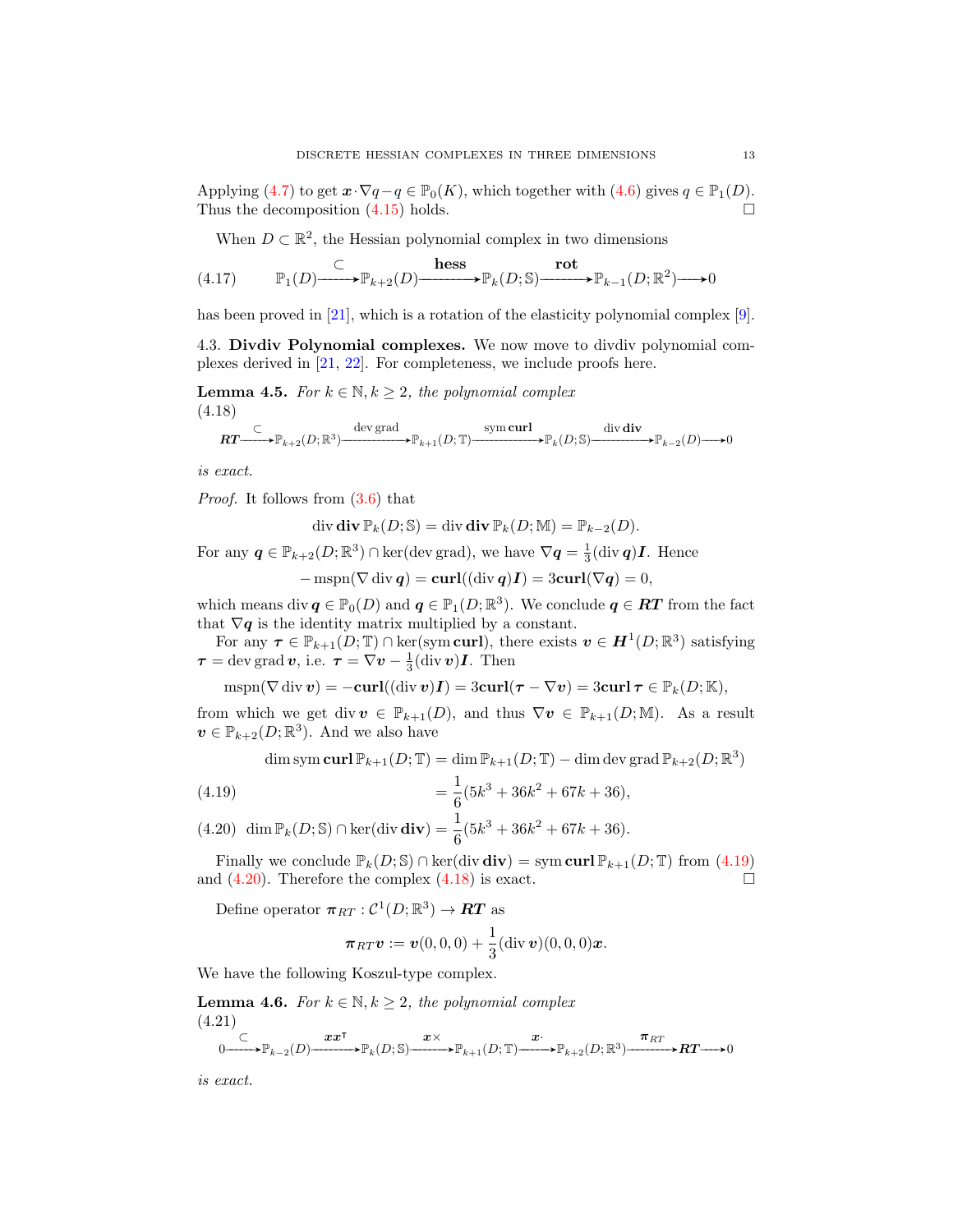Applying (4.7) to get $\boldsymbol{x}\cdot\nabla q - q \in \mathbb{P}_0(K)$, which together with (4.6) gives $q \in \mathbb{P}_1(D)$. Thus the decomposition (4.15) holds. $\square$

When $D \subset \mathbb{R}^2$, the Hessian polynomial complex in two dimensions

$$
\mathbb{P}_1(D) \xrightarrow{\subset} \mathbb{P}_{k+2}(D) \xrightarrow{\textbf{hess}} \mathbb{P}_k(D;\mathbb{S}) \xrightarrow{\textbf{rot}} \mathbb{P}_{k-1}(D;\mathbb{R}^2) \longrightarrow 0 \tag{4.17}
$$

has been proved in [21], which is a rotation of the elasticity polynomial complex [9].

### 4.3. Divdiv Polynomial complexes.

We now move to divdiv polynomial complexes derived in [21, 22]. For completeness, we include proofs here.

**Lemma 4.5.** *For $k \in \mathbb{N}, k \geq 2$, the polynomial complex*

$$
\boldsymbol{RT} \xrightarrow{\subset} \mathbb{P}_{k+2}(D;\mathbb{R}^3) \xrightarrow{\operatorname{dev}\operatorname{grad}} \mathbb{P}_{k+1}(D;\mathbb{T}) \xrightarrow{\operatorname{sym}\mathbf{curl}} \mathbb{P}_k(D;\mathbb{S}) \xrightarrow{\operatorname{div}\mathbf{div}} \mathbb{P}_{k-2}(D) \longrightarrow 0 \tag{4.18}
$$

*is exact.*

*Proof.* It follows from (3.6) that

$$
\operatorname{div}\mathbf{div}\,\mathbb{P}_k(D;\mathbb{S}) = \operatorname{div}\mathbf{div}\,\mathbb{P}_k(D;\mathbb{M}) = \mathbb{P}_{k-2}(D).
$$

For any $\boldsymbol{q} \in \mathbb{P}_{k+2}(D;\mathbb{R}^3) \cap \ker(\operatorname{dev}\operatorname{grad})$, we have $\nabla\boldsymbol{q} = \frac{1}{3}(\operatorname{div}\boldsymbol{q})\boldsymbol{I}$. Hence

$$
-\operatorname{mspn}(\nabla\operatorname{div}\boldsymbol{q}) = \mathbf{curl}((\operatorname{div}\boldsymbol{q})\boldsymbol{I}) = 3\mathbf{curl}(\nabla\boldsymbol{q}) = 0,
$$

which means $\operatorname{div}\boldsymbol{q} \in \mathbb{P}_0(D)$ and $\boldsymbol{q} \in \mathbb{P}_1(D;\mathbb{R}^3)$. We conclude $\boldsymbol{q} \in \boldsymbol{RT}$ from the fact that $\nabla\boldsymbol{q}$ is the identity matrix multiplied by a constant.

For any $\boldsymbol{\tau} \in \mathbb{P}_{k+1}(D;\mathbb{T}) \cap \ker(\operatorname{sym}\mathbf{curl})$, there exists $\boldsymbol{v} \in \boldsymbol{H}^1(D;\mathbb{R}^3)$ satisfying $\boldsymbol{\tau} = \operatorname{dev}\operatorname{grad}\boldsymbol{v}$, i.e. $\boldsymbol{\tau} = \nabla\boldsymbol{v} - \frac{1}{3}(\operatorname{div}\boldsymbol{v})\boldsymbol{I}$. Then

$$
\operatorname{mspn}(\nabla\operatorname{div}\boldsymbol{v}) = -\mathbf{curl}((\operatorname{div}\boldsymbol{v})\boldsymbol{I}) = 3\mathbf{curl}(\boldsymbol{\tau} - \nabla\boldsymbol{v}) = 3\mathbf{curl}\,\boldsymbol{\tau} \in \mathbb{P}_k(D;\mathbb{K}),
$$

from which we get $\operatorname{div}\boldsymbol{v} \in \mathbb{P}_{k+1}(D)$, and thus $\nabla\boldsymbol{v} \in \mathbb{P}_{k+1}(D;\mathbb{M})$. As a result $\boldsymbol{v} \in \mathbb{P}_{k+2}(D;\mathbb{R}^3)$. And we also have

$$
\begin{aligned}
\dim\operatorname{sym}\mathbf{curl}\,\mathbb{P}_{k+1}(D;\mathbb{T}) &= \dim\mathbb{P}_{k+1}(D;\mathbb{T}) - \dim\operatorname{dev}\operatorname{grad}\mathbb{P}_{k+2}(D;\mathbb{R}^3) \\
&= \frac{1}{6}(5k^3 + 36k^2 + 67k + 36), \qquad (4.19)
\end{aligned}
$$

$$
\dim\mathbb{P}_k(D;\mathbb{S}) \cap \ker(\operatorname{div}\mathbf{div}) = \frac{1}{6}(5k^3 + 36k^2 + 67k + 36). \tag{4.20}
$$

Finally we conclude $\mathbb{P}_k(D;\mathbb{S}) \cap \ker(\operatorname{div}\mathbf{div}) = \operatorname{sym}\mathbf{curl}\,\mathbb{P}_{k+1}(D;\mathbb{T})$ from (4.19) and (4.20). Therefore the complex (4.18) is exact. $\square$

Define operator $\boldsymbol{\pi}_{RT} : \mathcal{C}^1(D;\mathbb{R}^3) \to \boldsymbol{RT}$ as

$$
\boldsymbol{\pi}_{RT}\boldsymbol{v} := \boldsymbol{v}(0,0,0) + \frac{1}{3}(\operatorname{div}\boldsymbol{v})(0,0,0)\boldsymbol{x}.
$$

We have the following Koszul-type complex.

**Lemma 4.6.** *For $k \in \mathbb{N}, k \geq 2$, the polynomial complex*

$$
0 \xrightarrow{\subset} \mathbb{P}_{k-2}(D) \xrightarrow{\boldsymbol{x}\boldsymbol{x}^{\intercal}} \mathbb{P}_k(D;\mathbb{S}) \xrightarrow{\boldsymbol{x}\times} \mathbb{P}_{k+1}(D;\mathbb{T}) \xrightarrow{\boldsymbol{x}\cdot} \mathbb{P}_{k+2}(D;\mathbb{R}^3) \xrightarrow{\boldsymbol{\pi}_{RT}} \boldsymbol{RT} \longrightarrow 0 \tag{4.21}
$$

*is exact.*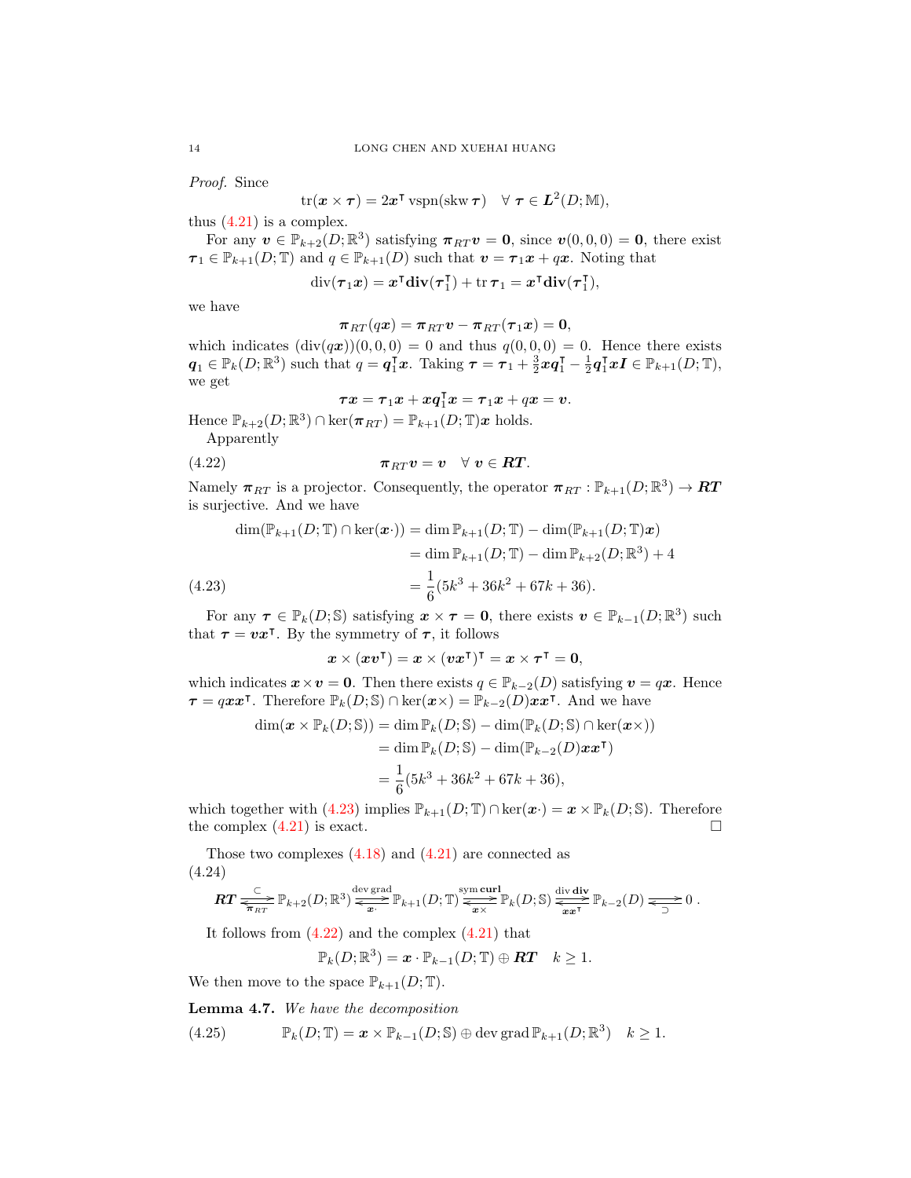*Proof.* Since

$$\operatorname{tr}(\boldsymbol{x}\times\boldsymbol{\tau}) = 2\boldsymbol{x}^{\intercal}\operatorname{vspn}(\operatorname{skw}\boldsymbol{\tau}) \quad \forall\ \boldsymbol{\tau}\in\boldsymbol{L}^2(D;\mathbb{M}),$$

thus (4.21) is a complex.

For any $\boldsymbol{v}\in\mathbb{P}_{k+2}(D;\mathbb{R}^3)$ satisfying $\boldsymbol{\pi}_{RT}\boldsymbol{v}=\boldsymbol{0}$, since $\boldsymbol{v}(0,0,0)=\boldsymbol{0}$, there exist $\boldsymbol{\tau}_1\in\mathbb{P}_{k+1}(D;\mathbb{T})$ and $q\in\mathbb{P}_{k+1}(D)$ such that $\boldsymbol{v}=\boldsymbol{\tau}_1\boldsymbol{x}+q\boldsymbol{x}$. Noting that

$$\operatorname{div}(\boldsymbol{\tau}_1\boldsymbol{x}) = \boldsymbol{x}^{\intercal}\mathbf{div}(\boldsymbol{\tau}_1^{\intercal}) + \operatorname{tr}\boldsymbol{\tau}_1 = \boldsymbol{x}^{\intercal}\mathbf{div}(\boldsymbol{\tau}_1^{\intercal}),$$

we have

$$\boldsymbol{\pi}_{RT}(q\boldsymbol{x}) = \boldsymbol{\pi}_{RT}\boldsymbol{v} - \boldsymbol{\pi}_{RT}(\boldsymbol{\tau}_1\boldsymbol{x}) = \boldsymbol{0},$$

which indicates $(\operatorname{div}(q\boldsymbol{x}))(0,0,0)=0$ and thus $q(0,0,0)=0$. Hence there exists $\boldsymbol{q}_1\in\mathbb{P}_k(D;\mathbb{R}^3)$ such that $q=\boldsymbol{q}_1^{\intercal}\boldsymbol{x}$. Taking $\boldsymbol{\tau}=\boldsymbol{\tau}_1+\frac{3}{2}\boldsymbol{x}\boldsymbol{q}_1^{\intercal}-\frac{1}{2}\boldsymbol{q}_1^{\intercal}\boldsymbol{x}\boldsymbol{I}\in\mathbb{P}_{k+1}(D;\mathbb{T})$, we get

$$\boldsymbol{\tau}\boldsymbol{x} = \boldsymbol{\tau}_1\boldsymbol{x} + \boldsymbol{x}\boldsymbol{q}_1^{\intercal}\boldsymbol{x} = \boldsymbol{\tau}_1\boldsymbol{x} + q\boldsymbol{x} = \boldsymbol{v}.$$

Hence $\mathbb{P}_{k+2}(D;\mathbb{R}^3)\cap\ker(\boldsymbol{\pi}_{RT}) = \mathbb{P}_{k+1}(D;\mathbb{T})\boldsymbol{x}$ holds.

Apparently

$$\boldsymbol{\pi}_{RT}\boldsymbol{v} = \boldsymbol{v} \quad \forall\ \boldsymbol{v}\in\boldsymbol{RT}. \tag{4.22}$$

Namely $\boldsymbol{\pi}_{RT}$ is a projector. Consequently, the operator $\boldsymbol{\pi}_{RT}:\mathbb{P}_{k+1}(D;\mathbb{R}^3)\to\boldsymbol{RT}$ is surjective. And we have

$$\begin{aligned}\dim(\mathbb{P}_{k+1}(D;\mathbb{T})\cap\ker(\boldsymbol{x}\cdot)) &= \dim\mathbb{P}_{k+1}(D;\mathbb{T}) - \dim(\mathbb{P}_{k+1}(D;\mathbb{T})\boldsymbol{x}) \\ &= \dim\mathbb{P}_{k+1}(D;\mathbb{T}) - \dim\mathbb{P}_{k+2}(D;\mathbb{R}^3) + 4 \\ &= \frac{1}{6}(5k^3+36k^2+67k+36).\end{aligned} \tag{4.23}$$

For any $\boldsymbol{\tau}\in\mathbb{P}_k(D;\mathbb{S})$ satisfying $\boldsymbol{x}\times\boldsymbol{\tau}=\boldsymbol{0}$, there exists $\boldsymbol{v}\in\mathbb{P}_{k-1}(D;\mathbb{R}^3)$ such that $\boldsymbol{\tau}=\boldsymbol{v}\boldsymbol{x}^{\intercal}$. By the symmetry of $\boldsymbol{\tau}$, it follows

$$\boldsymbol{x}\times(\boldsymbol{x}\boldsymbol{v}^{\intercal}) = \boldsymbol{x}\times(\boldsymbol{v}\boldsymbol{x}^{\intercal})^{\intercal} = \boldsymbol{x}\times\boldsymbol{\tau}^{\intercal} = \boldsymbol{0},$$

which indicates $\boldsymbol{x}\times\boldsymbol{v}=\boldsymbol{0}$. Then there exists $q\in\mathbb{P}_{k-2}(D)$ satisfying $\boldsymbol{v}=q\boldsymbol{x}$. Hence $\boldsymbol{\tau}=q\boldsymbol{x}\boldsymbol{x}^{\intercal}$. Therefore $\mathbb{P}_k(D;\mathbb{S})\cap\ker(\boldsymbol{x}\times) = \mathbb{P}_{k-2}(D)\boldsymbol{x}\boldsymbol{x}^{\intercal}$. And we have

$$\begin{aligned}\dim(\boldsymbol{x}\times\mathbb{P}_k(D;\mathbb{S})) &= \dim\mathbb{P}_k(D;\mathbb{S}) - \dim(\mathbb{P}_k(D;\mathbb{S})\cap\ker(\boldsymbol{x}\times)) \\ &= \dim\mathbb{P}_k(D;\mathbb{S}) - \dim(\mathbb{P}_{k-2}(D)\boldsymbol{x}\boldsymbol{x}^{\intercal}) \\ &= \frac{1}{6}(5k^3+36k^2+67k+36),\end{aligned}$$

which together with (4.23) implies $\mathbb{P}_{k+1}(D;\mathbb{T})\cap\ker(\boldsymbol{x}\cdot) = \boldsymbol{x}\times\mathbb{P}_k(D;\mathbb{S})$. Therefore the complex (4.21) is exact. $\square$

Those two complexes (4.18) and (4.21) are connected as

$$\boldsymbol{RT}\ \underset{\boldsymbol{\pi}_{RT}}{\overset{\subset}{\rightleftarrows}}\ \mathbb{P}_{k+2}(D;\mathbb{R}^3)\ \underset{\boldsymbol{x}\cdot}{\overset{\operatorname{dev}\operatorname{grad}}{\rightleftarrows}}\ \mathbb{P}_{k+1}(D;\mathbb{T})\ \underset{\boldsymbol{x}\times}{\overset{\operatorname{sym}\mathbf{curl}}{\rightleftarrows}}\ \mathbb{P}_k(D;\mathbb{S})\ \underset{\boldsymbol{x}\boldsymbol{x}^{\intercal}}{\overset{\operatorname{div}\mathbf{div}}{\rightleftarrows}}\ \mathbb{P}_{k-2}(D)\ \underset{\supset}{\rightleftarrows}\ 0\,. \tag{4.24}$$

It follows from (4.22) and the complex (4.21) that

$$\mathbb{P}_k(D;\mathbb{R}^3) = \boldsymbol{x}\cdot\mathbb{P}_{k-1}(D;\mathbb{T}) \oplus \boldsymbol{RT} \quad k\geq 1.$$

We then move to the space $\mathbb{P}_{k+1}(D;\mathbb{T})$.

**Lemma 4.7.** *We have the decomposition*

$$\mathbb{P}_k(D;\mathbb{T}) = \boldsymbol{x}\times\mathbb{P}_{k-1}(D;\mathbb{S}) \oplus \operatorname{dev}\operatorname{grad}\mathbb{P}_{k+1}(D;\mathbb{R}^3) \quad k\geq 1. \tag{4.25}$$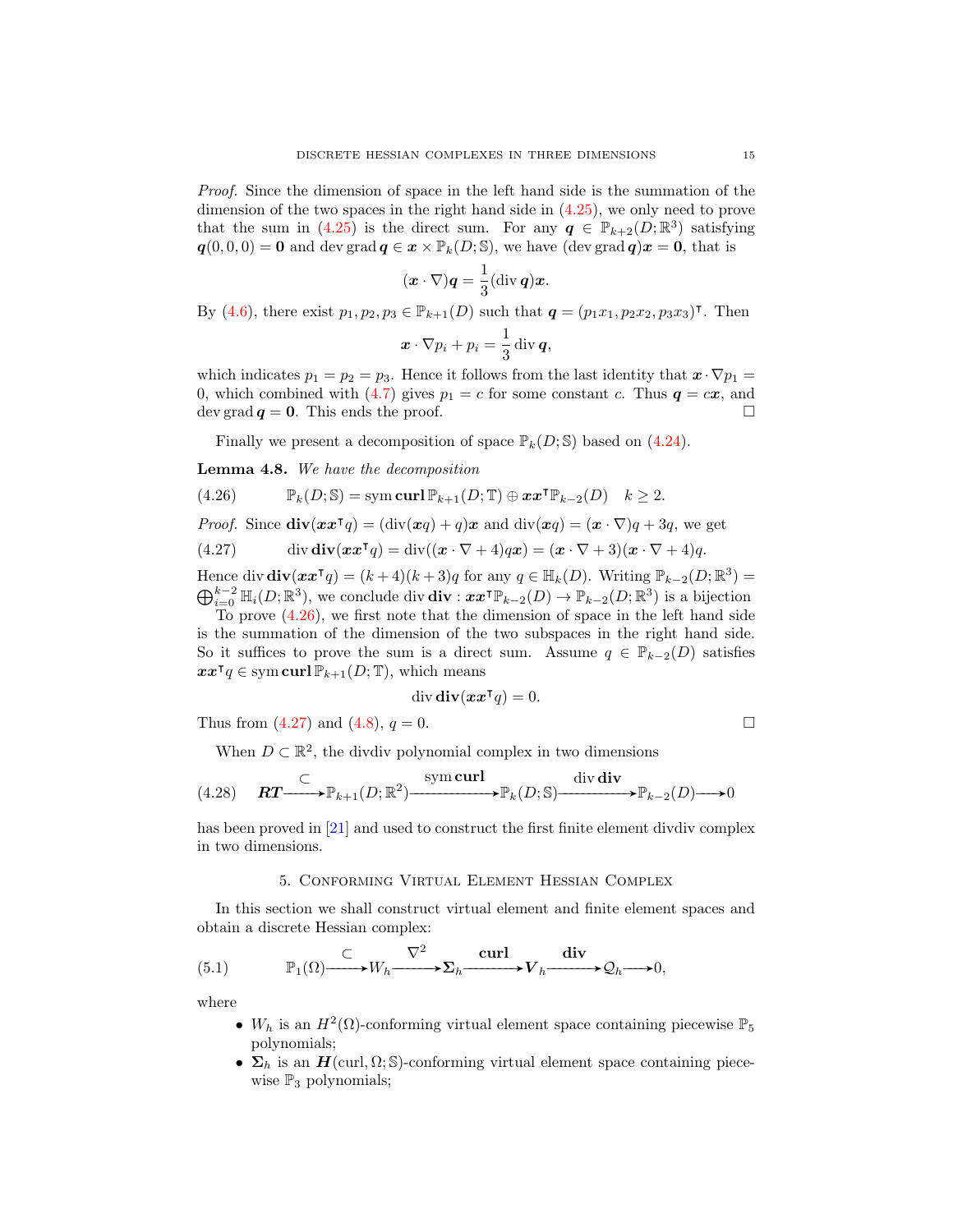*Proof.* Since the dimension of space in the left hand side is the summation of the dimension of the two spaces in the right hand side in (4.25), we only need to prove that the sum in (4.25) is the direct sum. For any $\boldsymbol{q} \in \mathbb{P}_{k+2}(D;\mathbb{R}^3)$ satisfying $\boldsymbol{q}(0,0,0) = \boldsymbol{0}$ and $\operatorname{dev}\operatorname{grad}\boldsymbol{q} \in \boldsymbol{x} \times \mathbb{P}_k(D;\mathbb{S})$, we have $(\operatorname{dev}\operatorname{grad}\boldsymbol{q})\boldsymbol{x} = \boldsymbol{0}$, that is

$$(\boldsymbol{x}\cdot\nabla)\boldsymbol{q} = \frac{1}{3}(\operatorname{div}\boldsymbol{q})\boldsymbol{x}.$$

By (4.6), there exist $p_1, p_2, p_3 \in \mathbb{P}_{k+1}(D)$ such that $\boldsymbol{q} = (p_1x_1, p_2x_2, p_3x_3)^{\intercal}$. Then

$$\boldsymbol{x}\cdot\nabla p_i + p_i = \frac{1}{3}\operatorname{div}\boldsymbol{q},$$

which indicates $p_1 = p_2 = p_3$. Hence it follows from the last identity that $\boldsymbol{x}\cdot\nabla p_1 = 0$, which combined with (4.7) gives $p_1 = c$ for some constant $c$. Thus $\boldsymbol{q} = c\boldsymbol{x}$, and $\operatorname{dev}\operatorname{grad}\boldsymbol{q} = \boldsymbol{0}$. This ends the proof. $\square$

Finally we present a decomposition of space $\mathbb{P}_k(D;\mathbb{S})$ based on (4.24).

**Lemma 4.8.** *We have the decomposition*

$$\mathbb{P}_k(D;\mathbb{S}) = \operatorname{sym}\mathbf{curl}\,\mathbb{P}_{k+1}(D;\mathbb{T}) \oplus \boldsymbol{x}\boldsymbol{x}^{\intercal}\mathbb{P}_{k-2}(D) \quad k \geq 2. \tag{4.26}$$

*Proof.* Since $\mathbf{div}(\boldsymbol{x}\boldsymbol{x}^{\intercal}q) = (\operatorname{div}(\boldsymbol{x}q) + q)\boldsymbol{x}$ and $\operatorname{div}(\boldsymbol{x}q) = (\boldsymbol{x}\cdot\nabla)q + 3q$, we get

$$\operatorname{div}\mathbf{div}(\boldsymbol{x}\boldsymbol{x}^{\intercal}q) = \operatorname{div}((\boldsymbol{x}\cdot\nabla + 4)q\boldsymbol{x}) = (\boldsymbol{x}\cdot\nabla + 3)(\boldsymbol{x}\cdot\nabla + 4)q. \tag{4.27}$$

Hence $\operatorname{div}\mathbf{div}(\boldsymbol{x}\boldsymbol{x}^{\intercal}q) = (k+4)(k+3)q$ for any $q \in \mathbb{H}_k(D)$. Writing $\mathbb{P}_{k-2}(D;\mathbb{R}^3) = \bigoplus_{i=0}^{k-2}\mathbb{H}_i(D;\mathbb{R}^3)$, we conclude $\operatorname{div}\mathbf{div} : \boldsymbol{x}\boldsymbol{x}^{\intercal}\mathbb{P}_{k-2}(D) \to \mathbb{P}_{k-2}(D;\mathbb{R}^3)$ is a bijection

To prove (4.26), we first note that the dimension of space in the left hand side is the summation of the dimension of the two subspaces in the right hand side. So it suffices to prove the sum is a direct sum. Assume $q \in \mathbb{P}_{k-2}(D)$ satisfies $\boldsymbol{x}\boldsymbol{x}^{\intercal}q \in \operatorname{sym}\mathbf{curl}\,\mathbb{P}_{k+1}(D;\mathbb{T})$, which means

$$\operatorname{div}\mathbf{div}(\boldsymbol{x}\boldsymbol{x}^{\intercal}q) = 0.$$

Thus from (4.27) and (4.8), $q = 0$. $\square$

When $D \subset \mathbb{R}^2$, the divdiv polynomial complex in two dimensions

$$\boldsymbol{RT} \xrightarrow{\subset} \mathbb{P}_{k+1}(D;\mathbb{R}^2) \xrightarrow{\operatorname{sym}\mathbf{curl}} \mathbb{P}_k(D;\mathbb{S}) \xrightarrow{\operatorname{div}\mathbf{div}} \mathbb{P}_{k-2}(D) \longrightarrow 0 \tag{4.28}$$

has been proved in [21] and used to construct the first finite element divdiv complex in two dimensions.

## 5. Conforming Virtual Element Hessian Complex

In this section we shall construct virtual element and finite element spaces and obtain a discrete Hessian complex:

$$\mathbb{P}_1(\Omega) \xrightarrow{\subset} W_h \xrightarrow{\nabla^2} \boldsymbol{\Sigma}_h \xrightarrow{\mathbf{curl}} \boldsymbol{V}_h \xrightarrow{\mathbf{div}} \mathcal{Q}_h \longrightarrow 0, \tag{5.1}$$

where

- $W_h$ is an $H^2(\Omega)$-conforming virtual element space containing piecewise $\mathbb{P}_5$ polynomials;
- $\boldsymbol{\Sigma}_h$ is an $\boldsymbol{H}(\operatorname{curl},\Omega;\mathbb{S})$-conforming virtual element space containing piecewise $\mathbb{P}_3$ polynomials;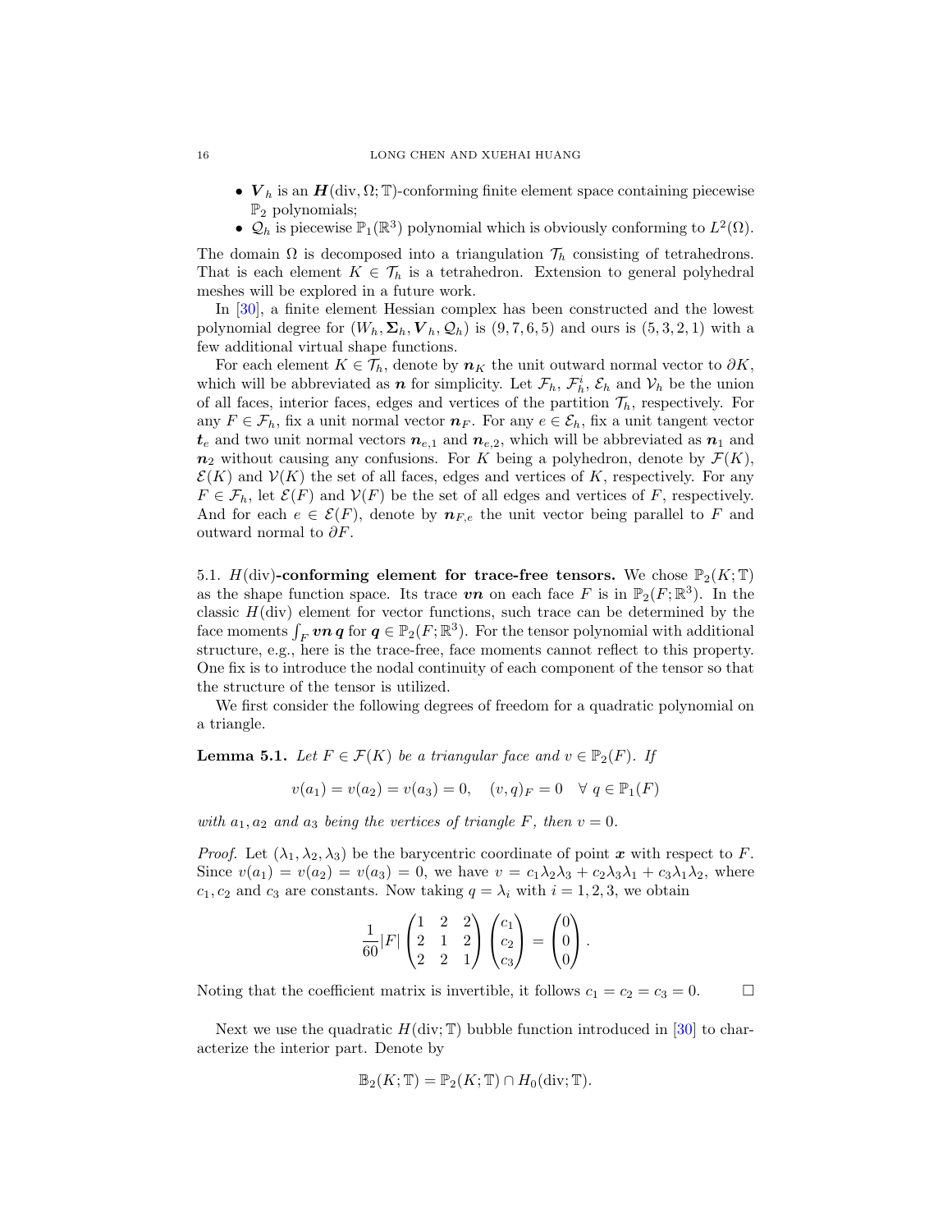- $\boldsymbol{V}_h$ is an $\boldsymbol{H}(\mathrm{div}, \Omega; \mathbb{T})$-conforming finite element space containing piecewise $\mathbb{P}_2$ polynomials;
- $\mathcal{Q}_h$ is piecewise $\mathbb{P}_1(\mathbb{R}^3)$ polynomial which is obviously conforming to $L^2(\Omega)$.

The domain $\Omega$ is decomposed into a triangulation $\mathcal{T}_h$ consisting of tetrahedrons. That is each element $K \in \mathcal{T}_h$ is a tetrahedron. Extension to general polyhedral meshes will be explored in a future work.

In [30], a finite element Hessian complex has been constructed and the lowest polynomial degree for $(W_h, \boldsymbol{\Sigma}_h, \boldsymbol{V}_h, \mathcal{Q}_h)$ is $(9, 7, 6, 5)$ and ours is $(5, 3, 2, 1)$ with a few additional virtual shape functions.

For each element $K \in \mathcal{T}_h$, denote by $\boldsymbol{n}_K$ the unit outward normal vector to $\partial K$, which will be abbreviated as $\boldsymbol{n}$ for simplicity. Let $\mathcal{F}_h$, $\mathcal{F}_h^i$, $\mathcal{E}_h$ and $\mathcal{V}_h$ be the union of all faces, interior faces, edges and vertices of the partition $\mathcal{T}_h$, respectively. For any $F \in \mathcal{F}_h$, fix a unit normal vector $\boldsymbol{n}_F$. For any $e \in \mathcal{E}_h$, fix a unit tangent vector $\boldsymbol{t}_e$ and two unit normal vectors $\boldsymbol{n}_{e,1}$ and $\boldsymbol{n}_{e,2}$, which will be abbreviated as $\boldsymbol{n}_1$ and $\boldsymbol{n}_2$ without causing any confusions. For $K$ being a polyhedron, denote by $\mathcal{F}(K)$, $\mathcal{E}(K)$ and $\mathcal{V}(K)$ the set of all faces, edges and vertices of $K$, respectively. For any $F \in \mathcal{F}_h$, let $\mathcal{E}(F)$ and $\mathcal{V}(F)$ be the set of all edges and vertices of $F$, respectively. And for each $e \in \mathcal{E}(F)$, denote by $\boldsymbol{n}_{F,e}$ the unit vector being parallel to $F$ and outward normal to $\partial F$.

5.1. $H(\mathrm{div})$**-conforming element for trace-free tensors.** We chose $\mathbb{P}_2(K; \mathbb{T})$ as the shape function space. Its trace $\boldsymbol{v}\boldsymbol{n}$ on each face $F$ is in $\mathbb{P}_2(F; \mathbb{R}^3)$. In the classic $H(\mathrm{div})$ element for vector functions, such trace can be determined by the face moments $\int_F \boldsymbol{v}\boldsymbol{n}\, \boldsymbol{q}$ for $\boldsymbol{q} \in \mathbb{P}_2(F; \mathbb{R}^3)$. For the tensor polynomial with additional structure, e.g., here is the trace-free, face moments cannot reflect to this property. One fix is to introduce the nodal continuity of each component of the tensor so that the structure of the tensor is utilized.

We first consider the following degrees of freedom for a quadratic polynomial on a triangle.

**Lemma 5.1.** *Let $F \in \mathcal{F}(K)$ be a triangular face and $v \in \mathbb{P}_2(F)$. If*

$$v(a_1) = v(a_2) = v(a_3) = 0, \quad (v, q)_F = 0 \quad \forall\, q \in \mathbb{P}_1(F)$$

*with $a_1, a_2$ and $a_3$ being the vertices of triangle $F$, then $v = 0$.*

*Proof.* Let $(\lambda_1, \lambda_2, \lambda_3)$ be the barycentric coordinate of point $\boldsymbol{x}$ with respect to $F$. Since $v(a_1) = v(a_2) = v(a_3) = 0$, we have $v = c_1\lambda_2\lambda_3 + c_2\lambda_3\lambda_1 + c_3\lambda_1\lambda_2$, where $c_1, c_2$ and $c_3$ are constants. Now taking $q = \lambda_i$ with $i = 1, 2, 3$, we obtain

$$\frac{1}{60}|F| \begin{pmatrix} 1 & 2 & 2 \\ 2 & 1 & 2 \\ 2 & 2 & 1 \end{pmatrix} \begin{pmatrix} c_1 \\ c_2 \\ c_3 \end{pmatrix} = \begin{pmatrix} 0 \\ 0 \\ 0 \end{pmatrix}.$$

Noting that the coefficient matrix is invertible, it follows $c_1 = c_2 = c_3 = 0$. $\square$

Next we use the quadratic $H(\mathrm{div}; \mathbb{T})$ bubble function introduced in [30] to characterize the interior part. Denote by

$$\mathbb{B}_2(K; \mathbb{T}) = \mathbb{P}_2(K; \mathbb{T}) \cap H_0(\mathrm{div}; \mathbb{T}).$$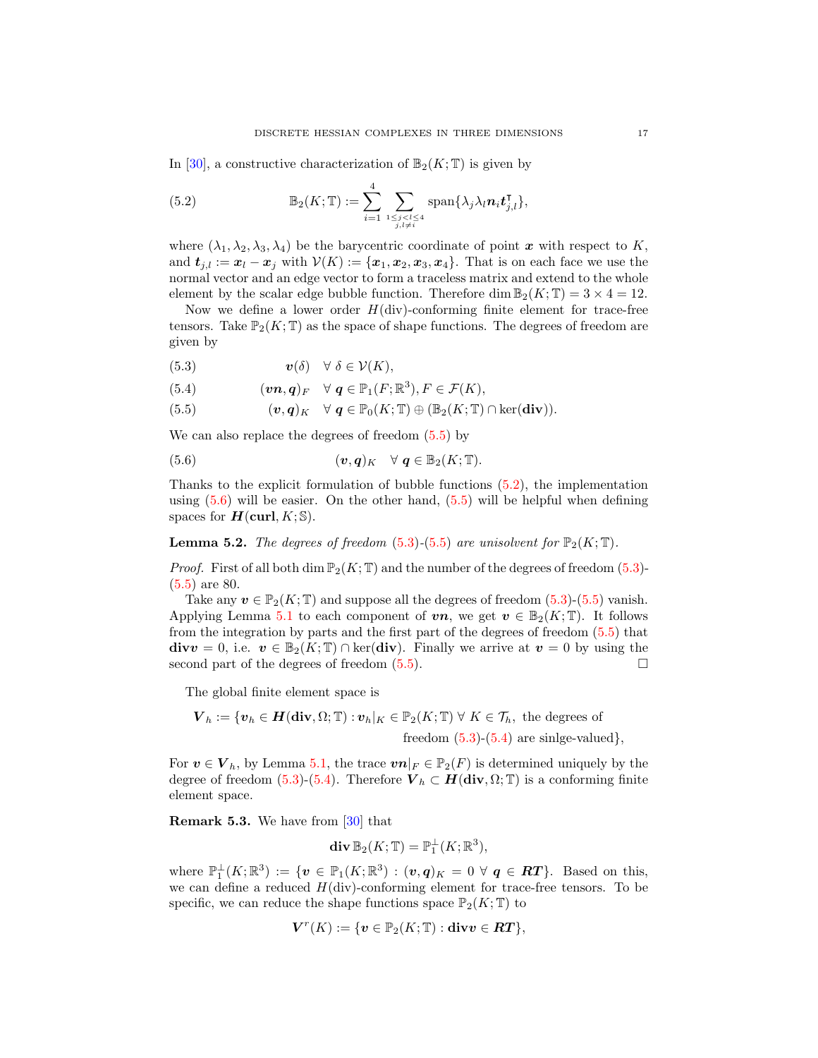In [30], a constructive characterization of $\mathbb{B}_2(K;\mathbb{T})$ is given by

$$\mathbb{B}_2(K;\mathbb{T}) := \sum_{i=1}^{4} \sum_{\substack{1\leq j<l\leq 4\\ j,l\neq i}} \operatorname{span}\{\lambda_j\lambda_l \boldsymbol{n}_i \boldsymbol{t}_{j,l}^{\intercal}\}, \tag{5.2}$$

where $(\lambda_1,\lambda_2,\lambda_3,\lambda_4)$ be the barycentric coordinate of point $\boldsymbol{x}$ with respect to $K$, and $\boldsymbol{t}_{j,l} := \boldsymbol{x}_l - \boldsymbol{x}_j$ with $\mathcal{V}(K) := \{\boldsymbol{x}_1,\boldsymbol{x}_2,\boldsymbol{x}_3,\boldsymbol{x}_4\}$. That is on each face we use the normal vector and an edge vector to form a traceless matrix and extend to the whole element by the scalar edge bubble function. Therefore $\dim \mathbb{B}_2(K;\mathbb{T}) = 3\times 4 = 12$.

Now we define a lower order $H(\operatorname{div})$-conforming finite element for trace-free tensors. Take $\mathbb{P}_2(K;\mathbb{T})$ as the space of shape functions. The degrees of freedom are given by

$$\boldsymbol{v}(\delta) \quad \forall\, \delta\in\mathcal{V}(K), \tag{5.3}$$

$$(\boldsymbol{v}\boldsymbol{n},\boldsymbol{q})_F \quad \forall\, \boldsymbol{q}\in\mathbb{P}_1(F;\mathbb{R}^3), F\in\mathcal{F}(K), \tag{5.4}$$

$$(\boldsymbol{v},\boldsymbol{q})_K \quad \forall\, \boldsymbol{q}\in\mathbb{P}_0(K;\mathbb{T})\oplus(\mathbb{B}_2(K;\mathbb{T})\cap\ker(\operatorname{\mathbf{div}})). \tag{5.5}$$

We can also replace the degrees of freedom (5.5) by

$$(\boldsymbol{v},\boldsymbol{q})_K \quad \forall\, \boldsymbol{q}\in\mathbb{B}_2(K;\mathbb{T}). \tag{5.6}$$

Thanks to the explicit formulation of bubble functions (5.2), the implementation using (5.6) will be easier. On the other hand, (5.5) will be helpful when defining spaces for $\boldsymbol{H}(\operatorname{\mathbf{curl}},K;\mathbb{S})$.

**Lemma 5.2.** *The degrees of freedom (5.3)-(5.5) are unisolvent for $\mathbb{P}_2(K;\mathbb{T})$.*

*Proof.* First of all both $\dim\mathbb{P}_2(K;\mathbb{T})$ and the number of the degrees of freedom (5.3)-(5.5) are 80.

Take any $\boldsymbol{v}\in\mathbb{P}_2(K;\mathbb{T})$ and suppose all the degrees of freedom (5.3)-(5.5) vanish. Applying Lemma 5.1 to each component of $\boldsymbol{v}\boldsymbol{n}$, we get $\boldsymbol{v}\in\mathbb{B}_2(K;\mathbb{T})$. It follows from the integration by parts and the first part of the degrees of freedom (5.5) that $\operatorname{\mathbf{div}}\boldsymbol{v}=0$, i.e. $\boldsymbol{v}\in\mathbb{B}_2(K;\mathbb{T})\cap\ker(\operatorname{\mathbf{div}})$. Finally we arrive at $\boldsymbol{v}=0$ by using the second part of the degrees of freedom (5.5). $\square$

The global finite element space is

$$\boldsymbol{V}_h := \{\boldsymbol{v}_h\in\boldsymbol{H}(\operatorname{\mathbf{div}},\Omega;\mathbb{T}) : \boldsymbol{v}_h|_K\in\mathbb{P}_2(K;\mathbb{T})\ \forall\, K\in\mathcal{T}_h, \text{ the degrees of freedom (5.3)-(5.4) are sinlge-valued}\},$$

For $\boldsymbol{v}\in\boldsymbol{V}_h$, by Lemma 5.1, the trace $\boldsymbol{v}\boldsymbol{n}|_F\in\mathbb{P}_2(F)$ is determined uniquely by the degree of freedom (5.3)-(5.4). Therefore $\boldsymbol{V}_h\subset\boldsymbol{H}(\operatorname{\mathbf{div}},\Omega;\mathbb{T})$ is a conforming finite element space.

**Remark 5.3.** We have from [30] that

$$\operatorname{\mathbf{div}}\mathbb{B}_2(K;\mathbb{T}) = \mathbb{P}_1^{\perp}(K;\mathbb{R}^3),$$

where $\mathbb{P}_1^{\perp}(K;\mathbb{R}^3) := \{\boldsymbol{v}\in\mathbb{P}_1(K;\mathbb{R}^3) : (\boldsymbol{v},\boldsymbol{q})_K = 0\ \forall\, \boldsymbol{q}\in\boldsymbol{RT}\}$. Based on this, we can define a reduced $H(\operatorname{div})$-conforming element for trace-free tensors. To be specific, we can reduce the shape functions space $\mathbb{P}_2(K;\mathbb{T})$ to

$$\boldsymbol{V}^r(K) := \{\boldsymbol{v}\in\mathbb{P}_2(K;\mathbb{T}) : \operatorname{\mathbf{div}}\boldsymbol{v}\in\boldsymbol{RT}\},$$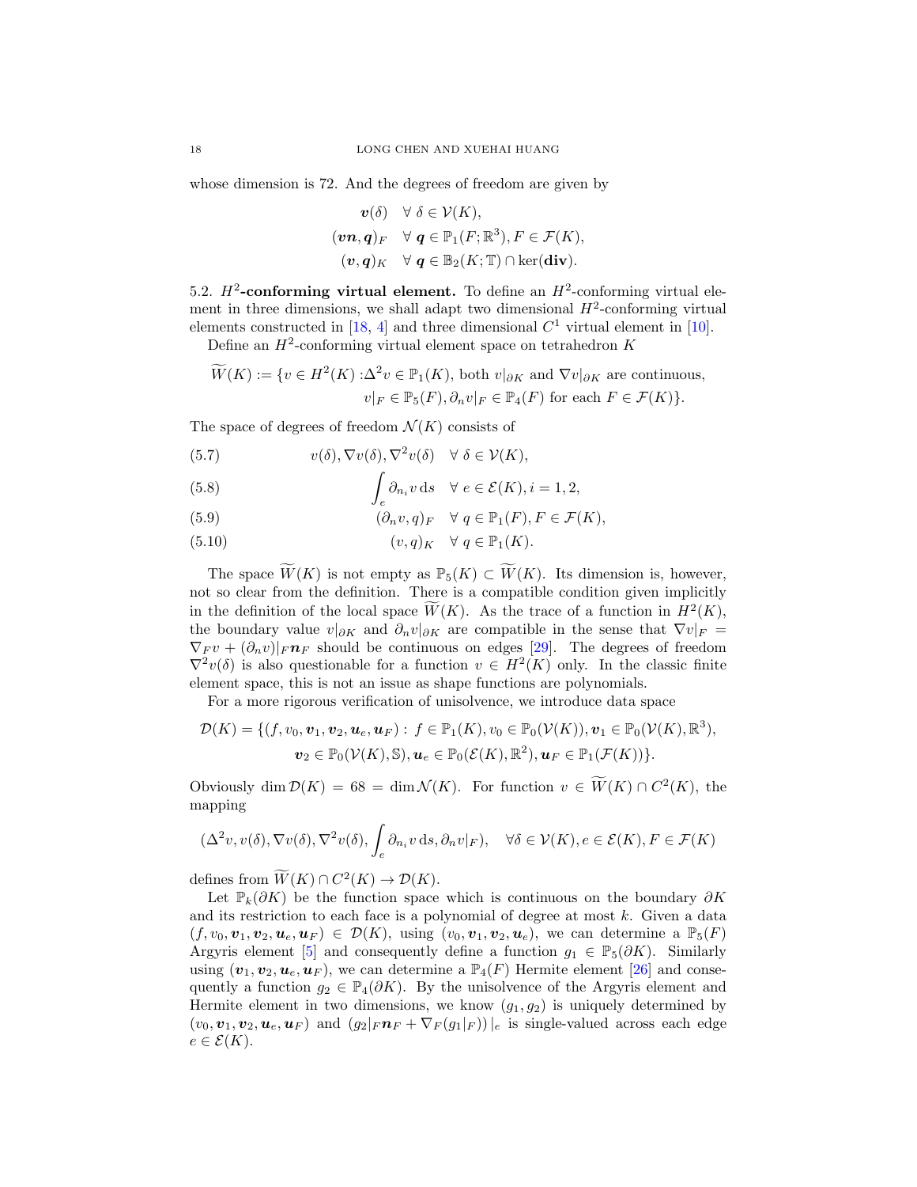whose dimension is 72. And the degrees of freedom are given by

$$
\begin{aligned}
\boldsymbol{v}(\delta) & \quad \forall\, \delta \in \mathcal{V}(K), \\
(\boldsymbol{v}\boldsymbol{n}, \boldsymbol{q})_F & \quad \forall\, \boldsymbol{q} \in \mathbb{P}_1(F;\mathbb{R}^3), F \in \mathcal{F}(K), \\
(\boldsymbol{v}, \boldsymbol{q})_K & \quad \forall\, \boldsymbol{q} \in \mathbb{B}_2(K;\mathbb{T}) \cap \ker(\operatorname{\mathbf{div}}).
\end{aligned}
$$

5.2. **$H^2$-conforming virtual element.** To define an $H^2$-conforming virtual element in three dimensions, we shall adapt two dimensional $H^2$-conforming virtual elements constructed in [18, 4] and three dimensional $C^1$ virtual element in [10].

Define an $H^2$-conforming virtual element space on tetrahedron $K$

$$
\begin{aligned}
\widetilde{W}(K) := \{v \in H^2(K) :& \Delta^2 v \in \mathbb{P}_1(K), \text{ both } v|_{\partial K} \text{ and } \nabla v|_{\partial K} \text{ are continuous}, \\
& v|_F \in \mathbb{P}_5(F), \partial_n v|_F \in \mathbb{P}_4(F) \text{ for each } F \in \mathcal{F}(K)\}.
\end{aligned}
$$

The space of degrees of freedom $\mathcal{N}(K)$ consists of

$$
v(\delta), \nabla v(\delta), \nabla^2 v(\delta) \quad \forall\, \delta \in \mathcal{V}(K), \tag{5.7}
$$

$$
\int_e \partial_{n_i} v \,\mathrm{d}s \quad \forall\, e \in \mathcal{E}(K), i = 1,2, \tag{5.8}
$$

$$
(\partial_n v, q)_F \quad \forall\, q \in \mathbb{P}_1(F), F \in \mathcal{F}(K), \tag{5.9}
$$

$$
(v, q)_K \quad \forall\, q \in \mathbb{P}_1(K). \tag{5.10}
$$

The space $\widetilde{W}(K)$ is not empty as $\mathbb{P}_5(K) \subset \widetilde{W}(K)$. Its dimension is, however, not so clear from the definition. There is a compatible condition given implicitly in the definition of the local space $\widetilde{W}(K)$. As the trace of a function in $H^2(K)$, the boundary value $v|_{\partial K}$ and $\partial_n v|_{\partial K}$ are compatible in the sense that $\nabla v|_F = \nabla_F v + (\partial_n v)|_F \boldsymbol{n}_F$ should be continuous on edges [29]. The degrees of freedom $\nabla^2 v(\delta)$ is also questionable for a function $v \in H^2(K)$ only. In the classic finite element space, this is not an issue as shape functions are polynomials.

For a more rigorous verification of unisolvence, we introduce data space

$$
\begin{aligned}
\mathcal{D}(K) = \{(f, v_0, \boldsymbol{v}_1, \boldsymbol{v}_2, \boldsymbol{u}_e, \boldsymbol{u}_F) :\ & f \in \mathbb{P}_1(K), v_0 \in \mathbb{P}_0(\mathcal{V}(K)), \boldsymbol{v}_1 \in \mathbb{P}_0(\mathcal{V}(K), \mathbb{R}^3), \\
& \boldsymbol{v}_2 \in \mathbb{P}_0(\mathcal{V}(K), \mathbb{S}), \boldsymbol{u}_e \in \mathbb{P}_0(\mathcal{E}(K), \mathbb{R}^2), \boldsymbol{u}_F \in \mathbb{P}_1(\mathcal{F}(K))\}.
\end{aligned}
$$

Obviously $\dim \mathcal{D}(K) = 68 = \dim \mathcal{N}(K)$. For function $v \in \widetilde{W}(K) \cap C^2(K)$, the mapping

$$
(\Delta^2 v, v(\delta), \nabla v(\delta), \nabla^2 v(\delta), \int_e \partial_{n_i} v \,\mathrm{d}s, \partial_n v|_F), \quad \forall \delta \in \mathcal{V}(K), e \in \mathcal{E}(K), F \in \mathcal{F}(K)
$$

defines from $\widetilde{W}(K) \cap C^2(K) \to \mathcal{D}(K)$.

Let $\mathbb{P}_k(\partial K)$ be the function space which is continuous on the boundary $\partial K$ and its restriction to each face is a polynomial of degree at most $k$. Given a data $(f, v_0, \boldsymbol{v}_1, \boldsymbol{v}_2, \boldsymbol{u}_e, \boldsymbol{u}_F) \in \mathcal{D}(K)$, using $(v_0, \boldsymbol{v}_1, \boldsymbol{v}_2, \boldsymbol{u}_e)$, we can determine a $\mathbb{P}_5(F)$ Argyris element [5] and consequently define a function $g_1 \in \mathbb{P}_5(\partial K)$. Similarly using $(\boldsymbol{v}_1, \boldsymbol{v}_2, \boldsymbol{u}_e, \boldsymbol{u}_F)$, we can determine a $\mathbb{P}_4(F)$ Hermite element [26] and consequently a function $g_2 \in \mathbb{P}_4(\partial K)$. By the unisolvence of the Argyris element and Hermite element in two dimensions, we know $(g_1, g_2)$ is uniquely determined by $(v_0, \boldsymbol{v}_1, \boldsymbol{v}_2, \boldsymbol{u}_e, \boldsymbol{u}_F)$ and $(g_2|_F \boldsymbol{n}_F + \nabla_F(g_1|_F))\,|_e$ is single-valued across each edge $e \in \mathcal{E}(K)$.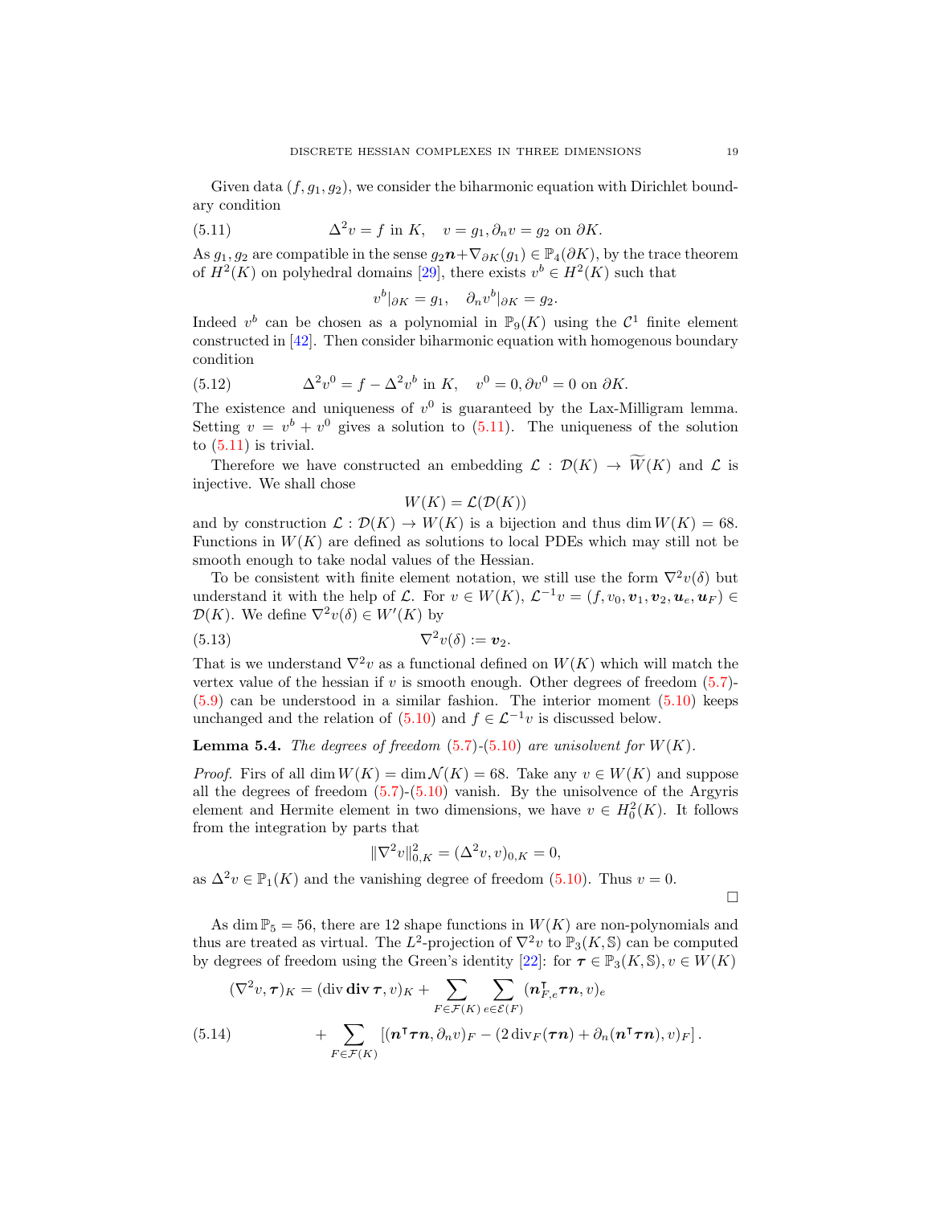Given data $(f, g_1, g_2)$, we consider the biharmonic equation with Dirichlet boundary condition

$$\Delta^2 v = f \text{ in } K, \quad v = g_1, \partial_n v = g_2 \text{ on } \partial K. \tag{5.11}$$

As $g_1, g_2$ are compatible in the sense $g_2 \boldsymbol{n} + \nabla_{\partial K}(g_1) \in \mathbb{P}_4(\partial K)$, by the trace theorem of $H^2(K)$ on polyhedral domains [29], there exists $v^b \in H^2(K)$ such that

$$v^b|_{\partial K} = g_1, \quad \partial_n v^b|_{\partial K} = g_2.$$

Indeed $v^b$ can be chosen as a polynomial in $\mathbb{P}_9(K)$ using the $\mathcal{C}^1$ finite element constructed in [42]. Then consider biharmonic equation with homogenous boundary condition

$$\Delta^2 v^0 = f - \Delta^2 v^b \text{ in } K, \quad v^0 = 0, \partial v^0 = 0 \text{ on } \partial K. \tag{5.12}$$

The existence and uniqueness of $v^0$ is guaranteed by the Lax-Milligram lemma. Setting $v = v^b + v^0$ gives a solution to (5.11). The uniqueness of the solution to (5.11) is trivial.

Therefore we have constructed an embedding $\mathcal{L} : \mathcal{D}(K) \to \widetilde{W}(K)$ and $\mathcal{L}$ is injective. We shall chose

$$W(K) = \mathcal{L}(\mathcal{D}(K))$$

and by construction $\mathcal{L} : \mathcal{D}(K) \to W(K)$ is a bijection and thus $\dim W(K) = 68$. Functions in $W(K)$ are defined as solutions to local PDEs which may still not be smooth enough to take nodal values of the Hessian.

To be consistent with finite element notation, we still use the form $\nabla^2 v(\delta)$ but understand it with the help of $\mathcal{L}$. For $v \in W(K)$, $\mathcal{L}^{-1} v = (f, v_0, \boldsymbol{v}_1, \boldsymbol{v}_2, \boldsymbol{u}_e, \boldsymbol{u}_F) \in \mathcal{D}(K)$. We define $\nabla^2 v(\delta) \in W'(K)$ by

$$\nabla^2 v(\delta) := \boldsymbol{v}_2. \tag{5.13}$$

That is we understand $\nabla^2 v$ as a functional defined on $W(K)$ which will match the vertex value of the hessian if $v$ is smooth enough. Other degrees of freedom (5.7)-(5.9) can be understood in a similar fashion. The interior moment (5.10) keeps unchanged and the relation of (5.10) and $f \in \mathcal{L}^{-1} v$ is discussed below.

**Lemma 5.4.** *The degrees of freedom* (5.7)-(5.10) *are unisolvent for* $W(K)$.

*Proof.* Firs of all $\dim W(K) = \dim \mathcal{N}(K) = 68$. Take any $v \in W(K)$ and suppose all the degrees of freedom (5.7)-(5.10) vanish. By the unisolvence of the Argyris element and Hermite element in two dimensions, we have $v \in H_0^2(K)$. It follows from the integration by parts that

$$\|\nabla^2 v\|_{0,K}^2 = (\Delta^2 v, v)_{0,K} = 0,$$

as $\Delta^2 v \in \mathbb{P}_1(K)$ and the vanishing degree of freedom (5.10). Thus $v = 0$. $\square$

As $\dim \mathbb{P}_5 = 56$, there are 12 shape functions in $W(K)$ are non-polynomials and thus are treated as virtual. The $L^2$-projection of $\nabla^2 v$ to $\mathbb{P}_3(K, \mathbb{S})$ can be computed by degrees of freedom using the Green's identity [22]: for $\boldsymbol{\tau} \in \mathbb{P}_3(K, \mathbb{S}), v \in W(K)$

$$\begin{aligned}
(\nabla^2 v, \boldsymbol{\tau})_K = &(\operatorname{div} \operatorname{\mathbf{div}} \boldsymbol{\tau}, v)_K + \sum_{F \in \mathcal{F}(K)} \sum_{e \in \mathcal{E}(F)} (\boldsymbol{n}_{F,e}^{\intercal} \boldsymbol{\tau} \boldsymbol{n}, v)_e \\
&+ \sum_{F \in \mathcal{F}(K)} \left[ (\boldsymbol{n}^{\intercal} \boldsymbol{\tau} \boldsymbol{n}, \partial_n v)_F - (2 \operatorname{div}_F(\boldsymbol{\tau} \boldsymbol{n}) + \partial_n(\boldsymbol{n}^{\intercal} \boldsymbol{\tau} \boldsymbol{n}), v)_F \right].
\end{aligned} \tag{5.14}$$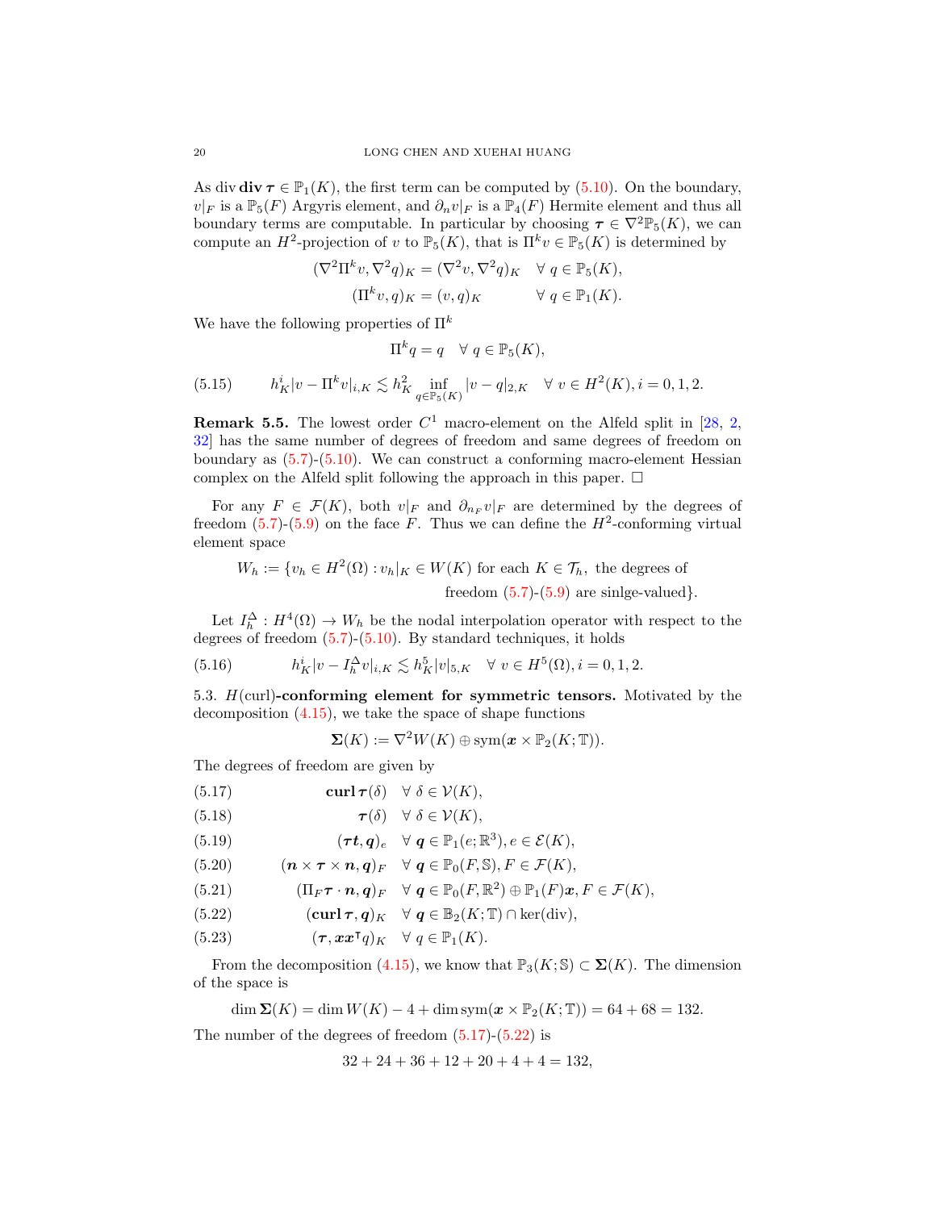As $\operatorname{div} \mathbf{div}\, \boldsymbol{\tau} \in \mathbb{P}_1(K)$, the first term can be computed by (5.10). On the boundary, $v|_F$ is a $\mathbb{P}_5(F)$ Argyris element, and $\partial_n v|_F$ is a $\mathbb{P}_4(F)$ Hermite element and thus all boundary terms are computable. In particular by choosing $\boldsymbol{\tau} \in \nabla^2 \mathbb{P}_5(K)$, we can compute an $H^2$-projection of $v$ to $\mathbb{P}_5(K)$, that is $\Pi^k v \in \mathbb{P}_5(K)$ is determined by

$$
\begin{aligned}
(\nabla^2 \Pi^k v, \nabla^2 q)_K &= (\nabla^2 v, \nabla^2 q)_K \quad \forall\, q \in \mathbb{P}_5(K),\\
(\Pi^k v, q)_K &= (v, q)_K \qquad\quad\ \ \forall\, q \in \mathbb{P}_1(K).
\end{aligned}
$$

We have the following properties of $\Pi^k$

$$
\Pi^k q = q \quad \forall\, q \in \mathbb{P}_5(K),
$$

$$
h_K^i |v - \Pi^k v|_{i,K} \lesssim h_K^2 \inf_{q \in \mathbb{P}_5(K)} |v - q|_{2,K} \quad \forall\, v \in H^2(K), i = 0, 1, 2. \tag{5.15}
$$

**Remark 5.5.** The lowest order $C^1$ macro-element on the Alfeld split in [28, 2, 32] has the same number of degrees of freedom and same degrees of freedom on boundary as (5.7)-(5.10). We can construct a conforming macro-element Hessian complex on the Alfeld split following the approach in this paper. $\Box$

For any $F \in \mathcal{F}(K)$, both $v|_F$ and $\partial_{n_F} v|_F$ are determined by the degrees of freedom (5.7)-(5.9) on the face $F$. Thus we can define the $H^2$-conforming virtual element space

$$
\begin{aligned}
W_h := \{v_h \in H^2(\Omega) : v_h|_K \in W(K) \text{ for each } K \in \mathcal{T}_h, \text{ the degrees of}\\
\text{freedom (5.7)-(5.9) are sinlge-valued}\}.
\end{aligned}
$$

Let $I_h^{\Delta} : H^4(\Omega) \to W_h$ be the nodal interpolation operator with respect to the degrees of freedom (5.7)-(5.10). By standard techniques, it holds

$$
h_K^i |v - I_h^{\Delta} v|_{i,K} \lesssim h_K^5 |v|_{5,K} \quad \forall\, v \in H^5(\Omega), i = 0, 1, 2. \tag{5.16}
$$

### 5.3. $H(\mathrm{curl})$-conforming element for symmetric tensors.

Motivated by the decomposition (4.15), we take the space of shape functions

$$
\boldsymbol{\Sigma}(K) := \nabla^2 W(K) \oplus \operatorname{sym}(\boldsymbol{x} \times \mathbb{P}_2(K; \mathbb{T})).
$$

The degrees of freedom are given by

$$
\begin{aligned}
&\mathbf{curl}\, \boldsymbol{\tau}(\delta) \quad \forall\, \delta \in \mathcal{V}(K), && (5.17)\\
&\boldsymbol{\tau}(\delta) \quad \forall\, \delta \in \mathcal{V}(K), && (5.18)\\
&(\boldsymbol{\tau t}, \boldsymbol{q})_e \quad \forall\, \boldsymbol{q} \in \mathbb{P}_1(e; \mathbb{R}^3), e \in \mathcal{E}(K), && (5.19)\\
&(\boldsymbol{n} \times \boldsymbol{\tau} \times \boldsymbol{n}, \boldsymbol{q})_F \quad \forall\, \boldsymbol{q} \in \mathbb{P}_0(F, \mathbb{S}), F \in \mathcal{F}(K), && (5.20)\\
&(\Pi_F \boldsymbol{\tau} \cdot \boldsymbol{n}, \boldsymbol{q})_F \quad \forall\, \boldsymbol{q} \in \mathbb{P}_0(F, \mathbb{R}^2) \oplus \mathbb{P}_1(F)\boldsymbol{x}, F \in \mathcal{F}(K), && (5.21)\\
&(\mathbf{curl}\, \boldsymbol{\tau}, \boldsymbol{q})_K \quad \forall\, \boldsymbol{q} \in \mathbb{B}_2(K; \mathbb{T}) \cap \ker(\operatorname{div}), && (5.22)\\
&(\boldsymbol{\tau}, \boldsymbol{x}\boldsymbol{x}^{\intercal} q)_K \quad \forall\, q \in \mathbb{P}_1(K). && (5.23)
\end{aligned}
$$

From the decomposition (4.15), we know that $\mathbb{P}_3(K; \mathbb{S}) \subset \boldsymbol{\Sigma}(K)$. The dimension of the space is

$$
\dim \boldsymbol{\Sigma}(K) = \dim W(K) - 4 + \dim \operatorname{sym}(\boldsymbol{x} \times \mathbb{P}_2(K; \mathbb{T})) = 64 + 68 = 132.
$$

The number of the degrees of freedom (5.17)-(5.22) is

$$
32 + 24 + 36 + 12 + 20 + 4 + 4 = 132,
$$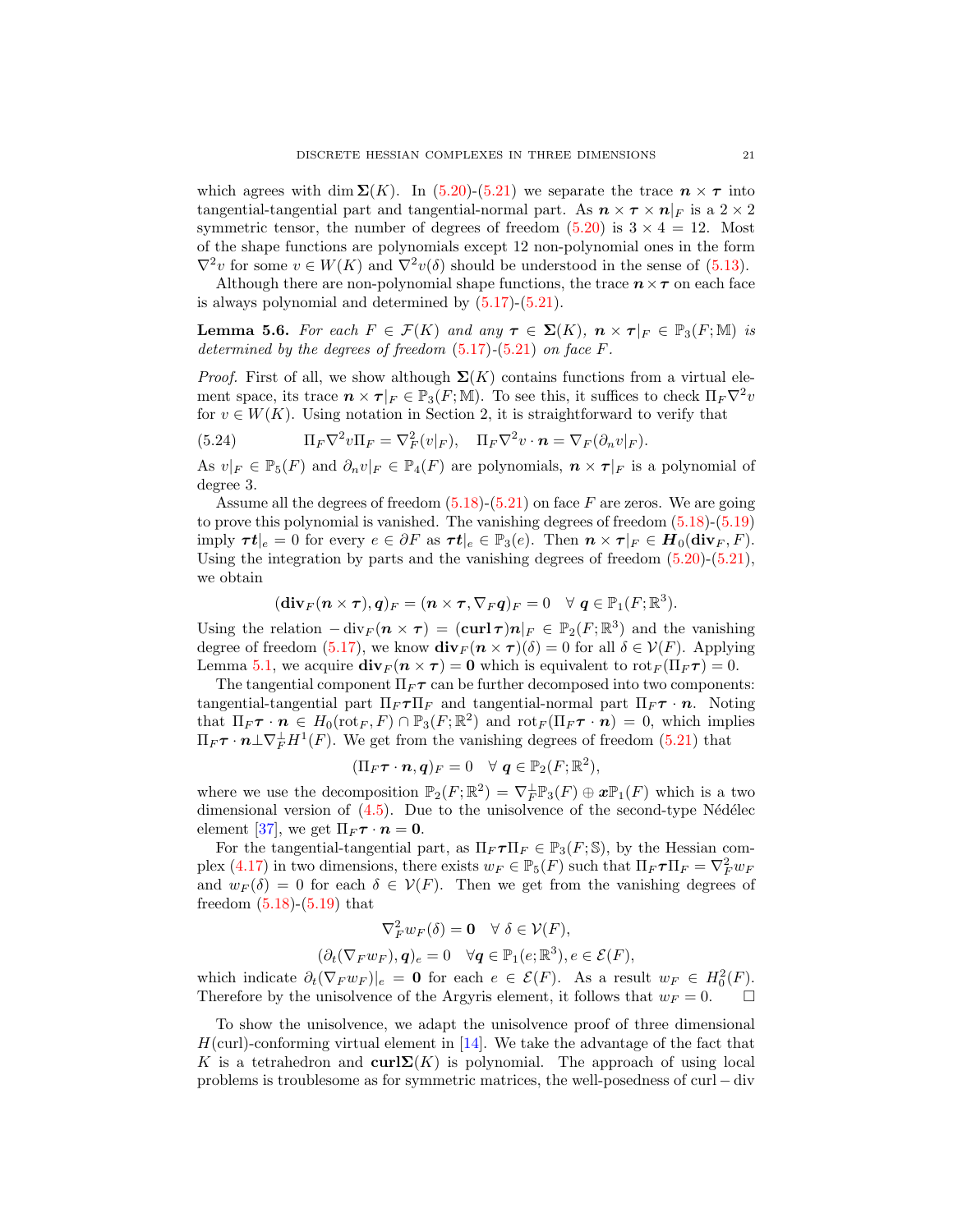which agrees with $\dim \boldsymbol{\Sigma}(K)$. In (5.20)-(5.21) we separate the trace $\boldsymbol{n}\times\boldsymbol{\tau}$ into tangential-tangential part and tangential-normal part. As $\boldsymbol{n}\times\boldsymbol{\tau}\times\boldsymbol{n}|_F$ is a $2\times 2$ symmetric tensor, the number of degrees of freedom (5.20) is $3\times 4 = 12$. Most of the shape functions are polynomials except 12 non-polynomial ones in the form $\nabla^2 v$ for some $v\in W(K)$ and $\nabla^2 v(\delta)$ should be understood in the sense of (5.13).

Although there are non-polynomial shape functions, the trace $\boldsymbol{n}\times\boldsymbol{\tau}$ on each face is always polynomial and determined by (5.17)-(5.21).

**Lemma 5.6.** *For each $F\in\mathcal{F}(K)$ and any $\boldsymbol{\tau}\in\boldsymbol{\Sigma}(K)$, $\boldsymbol{n}\times\boldsymbol{\tau}|_F\in\mathbb{P}_3(F;\mathbb{M})$ is determined by the degrees of freedom (5.17)-(5.21) on face $F$.*

*Proof.* First of all, we show although $\boldsymbol{\Sigma}(K)$ contains functions from a virtual element space, its trace $\boldsymbol{n}\times\boldsymbol{\tau}|_F\in\mathbb{P}_3(F;\mathbb{M})$. To see this, it suffices to check $\Pi_F\nabla^2 v$ for $v\in W(K)$. Using notation in Section 2, it is straightforward to verify that

$$\Pi_F\nabla^2 v\Pi_F = \nabla_F^2(v|_F),\quad \Pi_F\nabla^2 v\cdot\boldsymbol{n} = \nabla_F(\partial_n v|_F). \tag{5.24}$$

As $v|_F\in\mathbb{P}_5(F)$ and $\partial_n v|_F\in\mathbb{P}_4(F)$ are polynomials, $\boldsymbol{n}\times\boldsymbol{\tau}|_F$ is a polynomial of degree 3.

Assume all the degrees of freedom (5.18)-(5.21) on face $F$ are zeros. We are going to prove this polynomial is vanished. The vanishing degrees of freedom (5.18)-(5.19) imply $\boldsymbol{\tau}\boldsymbol{t}|_e=0$ for every $e\in\partial F$ as $\boldsymbol{\tau}\boldsymbol{t}|_e\in\mathbb{P}_3(e)$. Then $\boldsymbol{n}\times\boldsymbol{\tau}|_F\in\boldsymbol{H}_0(\mathbf{div}_F,F)$. Using the integration by parts and the vanishing degrees of freedom (5.20)-(5.21), we obtain

$$(\mathbf{div}_F(\boldsymbol{n}\times\boldsymbol{\tau}),\boldsymbol{q})_F = (\boldsymbol{n}\times\boldsymbol{\tau},\nabla_F\boldsymbol{q})_F = 0\quad\forall\ \boldsymbol{q}\in\mathbb{P}_1(F;\mathbb{R}^3).$$

Using the relation $-\operatorname{div}_F(\boldsymbol{n}\times\boldsymbol{\tau}) = (\mathbf{curl}\,\boldsymbol{\tau})\boldsymbol{n}|_F\in\mathbb{P}_2(F;\mathbb{R}^3)$ and the vanishing degree of freedom (5.17), we know $\mathbf{div}_F(\boldsymbol{n}\times\boldsymbol{\tau})(\delta)=0$ for all $\delta\in\mathcal{V}(F)$. Applying Lemma 5.1, we acquire $\mathbf{div}_F(\boldsymbol{n}\times\boldsymbol{\tau})=\boldsymbol{0}$ which is equivalent to $\operatorname{rot}_F(\Pi_F\boldsymbol{\tau})=0$.

The tangential component $\Pi_F\boldsymbol{\tau}$ can be further decomposed into two components: tangential-tangential part $\Pi_F\boldsymbol{\tau}\Pi_F$ and tangential-normal part $\Pi_F\boldsymbol{\tau}\cdot\boldsymbol{n}$. Noting that $\Pi_F\boldsymbol{\tau}\cdot\boldsymbol{n}\in H_0(\operatorname{rot}_F,F)\cap\mathbb{P}_3(F;\mathbb{R}^2)$ and $\operatorname{rot}_F(\Pi_F\boldsymbol{\tau}\cdot\boldsymbol{n})=0$, which implies $\Pi_F\boldsymbol{\tau}\cdot\boldsymbol{n}\perp\nabla_F^{\perp}H^1(F)$. We get from the vanishing degrees of freedom (5.21) that

$$(\Pi_F\boldsymbol{\tau}\cdot\boldsymbol{n},\boldsymbol{q})_F=0\quad\forall\ \boldsymbol{q}\in\mathbb{P}_2(F;\mathbb{R}^2),$$

where we use the decomposition $\mathbb{P}_2(F;\mathbb{R}^2)=\nabla_F^{\perp}\mathbb{P}_3(F)\oplus\boldsymbol{x}\mathbb{P}_1(F)$ which is a two dimensional version of (4.5). Due to the unisolvence of the second-type Nédélec element [37], we get $\Pi_F\boldsymbol{\tau}\cdot\boldsymbol{n}=\boldsymbol{0}$.

For the tangential-tangential part, as $\Pi_F\boldsymbol{\tau}\Pi_F\in\mathbb{P}_3(F;\mathbb{S})$, by the Hessian complex (4.17) in two dimensions, there exists $w_F\in\mathbb{P}_5(F)$ such that $\Pi_F\boldsymbol{\tau}\Pi_F=\nabla_F^2 w_F$ and $w_F(\delta)=0$ for each $\delta\in\mathcal{V}(F)$. Then we get from the vanishing degrees of freedom (5.18)-(5.19) that

$$\nabla_F^2 w_F(\delta)=\boldsymbol{0}\quad\forall\ \delta\in\mathcal{V}(F),$$
$$(\partial_t(\nabla_F w_F),\boldsymbol{q})_e=0\quad\forall\boldsymbol{q}\in\mathbb{P}_1(e;\mathbb{R}^3), e\in\mathcal{E}(F),$$

which indicate $\partial_t(\nabla_F w_F)|_e=\boldsymbol{0}$ for each $e\in\mathcal{E}(F)$. As a result $w_F\in H_0^2(F)$. Therefore by the unisolvence of the Argyris element, it follows that $w_F=0$. $\square$

To show the unisolvence, we adapt the unisolvence proof of three dimensional $H(\text{curl})$-conforming virtual element in [14]. We take the advantage of the fact that $K$ is a tetrahedron and $\mathbf{curl}\boldsymbol{\Sigma}(K)$ is polynomial. The approach of using local problems is troublesome as for symmetric matrices, the well-posedness of $\operatorname{curl}-\operatorname{div}$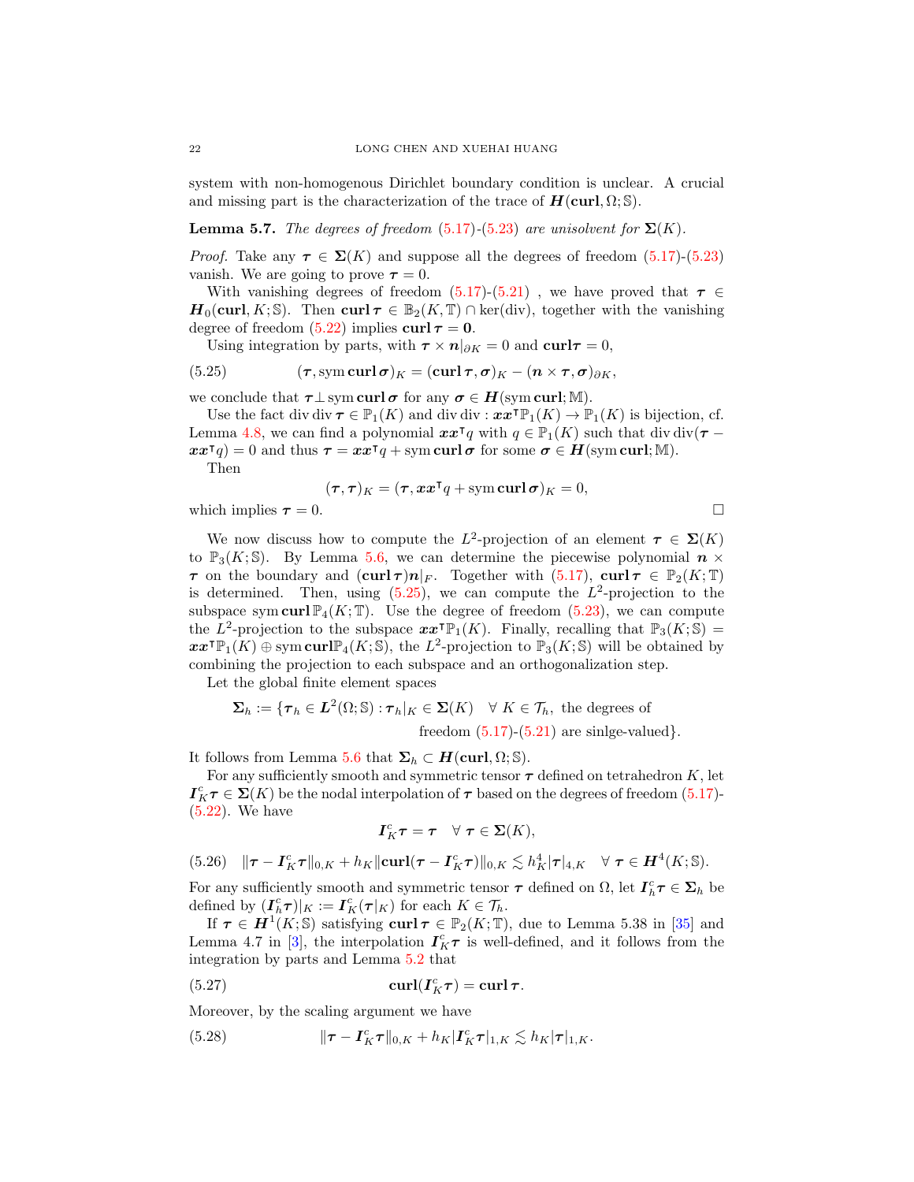system with non-homogenous Dirichlet boundary condition is unclear. A crucial and missing part is the characterization of the trace of $\boldsymbol{H}(\mathbf{curl}, \Omega; \mathbb{S})$.

**Lemma 5.7.** *The degrees of freedom (5.17)-(5.23) are unisolvent for $\boldsymbol{\Sigma}(K)$.*

*Proof.* Take any $\boldsymbol{\tau} \in \boldsymbol{\Sigma}(K)$ and suppose all the degrees of freedom (5.17)-(5.23) vanish. We are going to prove $\boldsymbol{\tau} = 0$.

With vanishing degrees of freedom (5.17)-(5.21) , we have proved that $\boldsymbol{\tau} \in \boldsymbol{H}_0(\mathbf{curl}, K; \mathbb{S})$. Then $\mathbf{curl}\, \boldsymbol{\tau} \in \mathbb{B}_2(K, \mathbb{T}) \cap \ker(\operatorname{div})$, together with the vanishing degree of freedom (5.22) implies $\mathbf{curl}\, \boldsymbol{\tau} = \mathbf{0}$.

Using integration by parts, with $\boldsymbol{\tau} \times \boldsymbol{n}|_{\partial K} = 0$ and $\mathbf{curl} \boldsymbol{\tau} = 0$,

$$
(\boldsymbol{\tau}, \operatorname{sym} \mathbf{curl}\, \boldsymbol{\sigma})_K = (\mathbf{curl}\, \boldsymbol{\tau}, \boldsymbol{\sigma})_K - (\boldsymbol{n} \times \boldsymbol{\tau}, \boldsymbol{\sigma})_{\partial K}, \tag{5.25}
$$

we conclude that $\boldsymbol{\tau} \perp \operatorname{sym} \mathbf{curl}\, \boldsymbol{\sigma}$ for any $\boldsymbol{\sigma} \in \boldsymbol{H}(\operatorname{sym} \mathbf{curl}; \mathbb{M})$.

Use the fact $\operatorname{div}\operatorname{div} \boldsymbol{\tau} \in \mathbb{P}_1(K)$ and $\operatorname{div}\operatorname{div} : \boldsymbol{x}\boldsymbol{x}^{\intercal}\mathbb{P}_1(K) \to \mathbb{P}_1(K)$ is bijection, cf. Lemma 4.8, we can find a polynomial $\boldsymbol{x}\boldsymbol{x}^{\intercal} q$ with $q \in \mathbb{P}_1(K)$ such that $\operatorname{div}\operatorname{div}(\boldsymbol{\tau} - \boldsymbol{x}\boldsymbol{x}^{\intercal} q) = 0$ and thus $\boldsymbol{\tau} = \boldsymbol{x}\boldsymbol{x}^{\intercal} q + \operatorname{sym} \mathbf{curl}\, \boldsymbol{\sigma}$ for some $\boldsymbol{\sigma} \in \boldsymbol{H}(\operatorname{sym} \mathbf{curl}; \mathbb{M})$.

Then

$$
(\boldsymbol{\tau}, \boldsymbol{\tau})_K = (\boldsymbol{\tau}, \boldsymbol{x}\boldsymbol{x}^{\intercal} q + \operatorname{sym} \mathbf{curl}\, \boldsymbol{\sigma})_K = 0,
$$

which implies $\boldsymbol{\tau} = 0$. $\square$

We now discuss how to compute the $L^2$-projection of an element $\boldsymbol{\tau} \in \boldsymbol{\Sigma}(K)$ to $\mathbb{P}_3(K; \mathbb{S})$. By Lemma 5.6, we can determine the piecewise polynomial $\boldsymbol{n} \times \boldsymbol{\tau}$ on the boundary and $(\mathbf{curl}\, \boldsymbol{\tau})\boldsymbol{n}|_F$. Together with (5.17), $\mathbf{curl}\, \boldsymbol{\tau} \in \mathbb{P}_2(K; \mathbb{T})$ is determined. Then, using (5.25), we can compute the $L^2$-projection to the subspace $\operatorname{sym} \mathbf{curl}\, \mathbb{P}_4(K; \mathbb{T})$. Use the degree of freedom (5.23), we can compute the $L^2$-projection to the subspace $\boldsymbol{x}\boldsymbol{x}^{\intercal}\mathbb{P}_1(K)$. Finally, recalling that $\mathbb{P}_3(K; \mathbb{S}) = \boldsymbol{x}\boldsymbol{x}^{\intercal}\mathbb{P}_1(K) \oplus \operatorname{sym} \mathbf{curl} \mathbb{P}_4(K; \mathbb{S})$, the $L^2$-projection to $\mathbb{P}_3(K; \mathbb{S})$ will be obtained by combining the projection to each subspace and an orthogonalization step.

Let the global finite element spaces

$$
\boldsymbol{\Sigma}_h := \{\boldsymbol{\tau}_h \in \boldsymbol{L}^2(\Omega; \mathbb{S}) : \boldsymbol{\tau}_h|_K \in \boldsymbol{\Sigma}(K) \quad \forall\, K \in \mathcal{T}_h, \text{ the degrees of freedom (5.17)-(5.21) are sinlge-valued}\}.
$$

It follows from Lemma 5.6 that $\boldsymbol{\Sigma}_h \subset \boldsymbol{H}(\mathbf{curl}, \Omega; \mathbb{S})$.

For any sufficiently smooth and symmetric tensor $\boldsymbol{\tau}$ defined on tetrahedron $K$, let $\boldsymbol{I}_K^c \boldsymbol{\tau} \in \boldsymbol{\Sigma}(K)$ be the nodal interpolation of $\boldsymbol{\tau}$ based on the degrees of freedom (5.17)-(5.22). We have

$$
\boldsymbol{I}_K^c \boldsymbol{\tau} = \boldsymbol{\tau} \quad \forall\, \boldsymbol{\tau} \in \boldsymbol{\Sigma}(K),
$$

$$
\|\boldsymbol{\tau} - \boldsymbol{I}_K^c \boldsymbol{\tau}\|_{0,K} + h_K \|\mathbf{curl}(\boldsymbol{\tau} - \boldsymbol{I}_K^c \boldsymbol{\tau})\|_{0,K} \lesssim h_K^4 |\boldsymbol{\tau}|_{4,K} \quad \forall\, \boldsymbol{\tau} \in \boldsymbol{H}^4(K; \mathbb{S}). \tag{5.26}
$$

For any sufficiently smooth and symmetric tensor $\boldsymbol{\tau}$ defined on $\Omega$, let $\boldsymbol{I}_h^c \boldsymbol{\tau} \in \boldsymbol{\Sigma}_h$ be defined by $(\boldsymbol{I}_h^c \boldsymbol{\tau})|_K := \boldsymbol{I}_K^c(\boldsymbol{\tau}|_K)$ for each $K \in \mathcal{T}_h$.

If $\boldsymbol{\tau} \in \boldsymbol{H}^1(K; \mathbb{S})$ satisfying $\mathbf{curl}\, \boldsymbol{\tau} \in \mathbb{P}_2(K; \mathbb{T})$, due to Lemma 5.38 in [35] and Lemma 4.7 in [3], the interpolation $\boldsymbol{I}_K^c \boldsymbol{\tau}$ is well-defined, and it follows from the integration by parts and Lemma 5.2 that

$$
\mathbf{curl}(\boldsymbol{I}_K^c \boldsymbol{\tau}) = \mathbf{curl}\, \boldsymbol{\tau}. \tag{5.27}
$$

Moreover, by the scaling argument we have

$$
\|\boldsymbol{\tau} - \boldsymbol{I}_K^c \boldsymbol{\tau}\|_{0,K} + h_K |\boldsymbol{I}_K^c \boldsymbol{\tau}|_{1,K} \lesssim h_K |\boldsymbol{\tau}|_{1,K}. \tag{5.28}
$$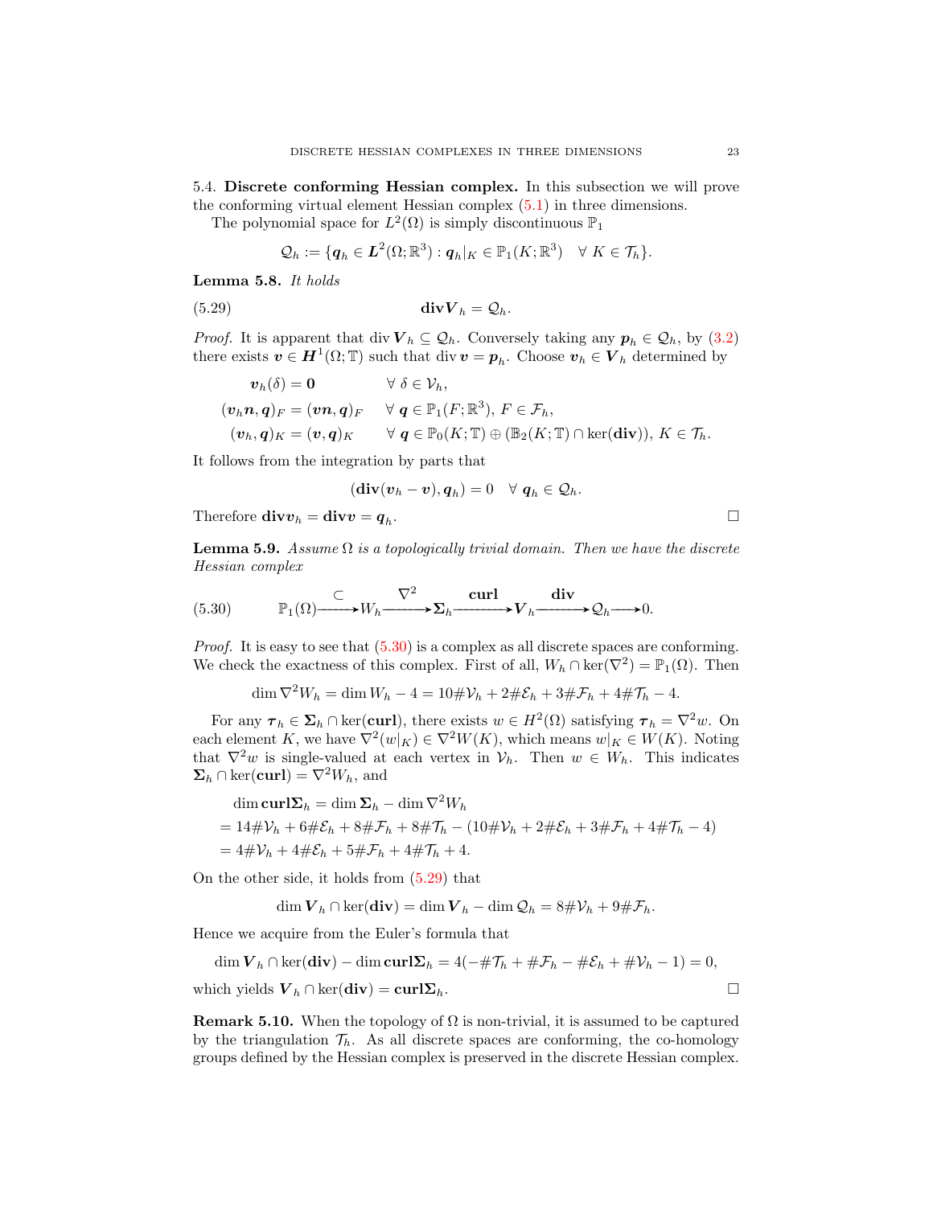**5.4. Discrete conforming Hessian complex.** In this subsection we will prove the conforming virtual element Hessian complex (5.1) in three dimensions.

The polynomial space for $L^2(\Omega)$ is simply discontinuous $\mathbb{P}_1$

$$\mathcal{Q}_h := \{\boldsymbol{q}_h \in \boldsymbol{L}^2(\Omega;\mathbb{R}^3) : \boldsymbol{q}_h|_K \in \mathbb{P}_1(K;\mathbb{R}^3) \quad \forall\, K \in \mathcal{T}_h\}.$$

**Lemma 5.8.** *It holds*

$$\mathbf{div}\boldsymbol{V}_h = \mathcal{Q}_h. \tag{5.29}$$

*Proof.* It is apparent that $\operatorname{div} \boldsymbol{V}_h \subseteq \mathcal{Q}_h$. Conversely taking any $\boldsymbol{p}_h \in \mathcal{Q}_h$, by (3.2) there exists $\boldsymbol{v} \in \boldsymbol{H}^1(\Omega;\mathbb{T})$ such that $\operatorname{div} \boldsymbol{v} = \boldsymbol{p}_h$. Choose $\boldsymbol{v}_h \in \boldsymbol{V}_h$ determined by

$$\begin{aligned}
\boldsymbol{v}_h(\delta) &= \boldsymbol{0} && \forall\, \delta \in \mathcal{V}_h,\\
(\boldsymbol{v}_h\boldsymbol{n}, \boldsymbol{q})_F &= (\boldsymbol{v}\boldsymbol{n}, \boldsymbol{q})_F && \forall\, \boldsymbol{q} \in \mathbb{P}_1(F;\mathbb{R}^3),\ F \in \mathcal{F}_h,\\
(\boldsymbol{v}_h, \boldsymbol{q})_K &= (\boldsymbol{v}, \boldsymbol{q})_K && \forall\, \boldsymbol{q} \in \mathbb{P}_0(K;\mathbb{T}) \oplus (\mathbb{B}_2(K;\mathbb{T}) \cap \ker(\mathbf{div})),\ K \in \mathcal{T}_h.
\end{aligned}$$

It follows from the integration by parts that

$$(\mathbf{div}(\boldsymbol{v}_h - \boldsymbol{v}), \boldsymbol{q}_h) = 0 \quad \forall\, \boldsymbol{q}_h \in \mathcal{Q}_h.$$

Therefore $\mathbf{div}\boldsymbol{v}_h = \mathbf{div}\boldsymbol{v} = \boldsymbol{q}_h$. $\square$

**Lemma 5.9.** *Assume $\Omega$ is a topologically trivial domain. Then we have the discrete Hessian complex*

$$\mathbb{P}_1(\Omega) \xrightarrow{\subset} W_h \xrightarrow{\nabla^2} \boldsymbol{\Sigma}_h \xrightarrow{\mathbf{curl}} \boldsymbol{V}_h \xrightarrow{\mathbf{div}} \mathcal{Q}_h \longrightarrow 0. \tag{5.30}$$

*Proof.* It is easy to see that (5.30) is a complex as all discrete spaces are conforming. We check the exactness of this complex. First of all, $W_h \cap \ker(\nabla^2) = \mathbb{P}_1(\Omega)$. Then

$$\dim \nabla^2 W_h = \dim W_h - 4 = 10\#\mathcal{V}_h + 2\#\mathcal{E}_h + 3\#\mathcal{F}_h + 4\#\mathcal{T}_h - 4.$$

For any $\boldsymbol{\tau}_h \in \boldsymbol{\Sigma}_h \cap \ker(\mathbf{curl})$, there exists $w \in H^2(\Omega)$ satisfying $\boldsymbol{\tau}_h = \nabla^2 w$. On each element $K$, we have $\nabla^2(w|_K) \in \nabla^2 W(K)$, which means $w|_K \in W(K)$. Noting that $\nabla^2 w$ is single-valued at each vertex in $\mathcal{V}_h$. Then $w \in W_h$. This indicates $\boldsymbol{\Sigma}_h \cap \ker(\mathbf{curl}) = \nabla^2 W_h$, and

$$\begin{aligned}
&\dim \mathbf{curl}\boldsymbol{\Sigma}_h = \dim \boldsymbol{\Sigma}_h - \dim \nabla^2 W_h\\
&= 14\#\mathcal{V}_h + 6\#\mathcal{E}_h + 8\#\mathcal{F}_h + 8\#\mathcal{T}_h - (10\#\mathcal{V}_h + 2\#\mathcal{E}_h + 3\#\mathcal{F}_h + 4\#\mathcal{T}_h - 4)\\
&= 4\#\mathcal{V}_h + 4\#\mathcal{E}_h + 5\#\mathcal{F}_h + 4\#\mathcal{T}_h + 4.
\end{aligned}$$

On the other side, it holds from (5.29) that

$$\dim \boldsymbol{V}_h \cap \ker(\mathbf{div}) = \dim \boldsymbol{V}_h - \dim \mathcal{Q}_h = 8\#\mathcal{V}_h + 9\#\mathcal{F}_h.$$

Hence we acquire from the Euler's formula that

$$\dim \boldsymbol{V}_h \cap \ker(\mathbf{div}) - \dim \mathbf{curl}\boldsymbol{\Sigma}_h = 4(-\#\mathcal{T}_h + \#\mathcal{F}_h - \#\mathcal{E}_h + \#\mathcal{V}_h - 1) = 0,$$

which yields $\boldsymbol{V}_h \cap \ker(\mathbf{div}) = \mathbf{curl}\boldsymbol{\Sigma}_h$. $\square$

**Remark 5.10.** When the topology of $\Omega$ is non-trivial, it is assumed to be captured by the triangulation $\mathcal{T}_h$. As all discrete spaces are conforming, the co-homology groups defined by the Hessian complex is preserved in the discrete Hessian complex.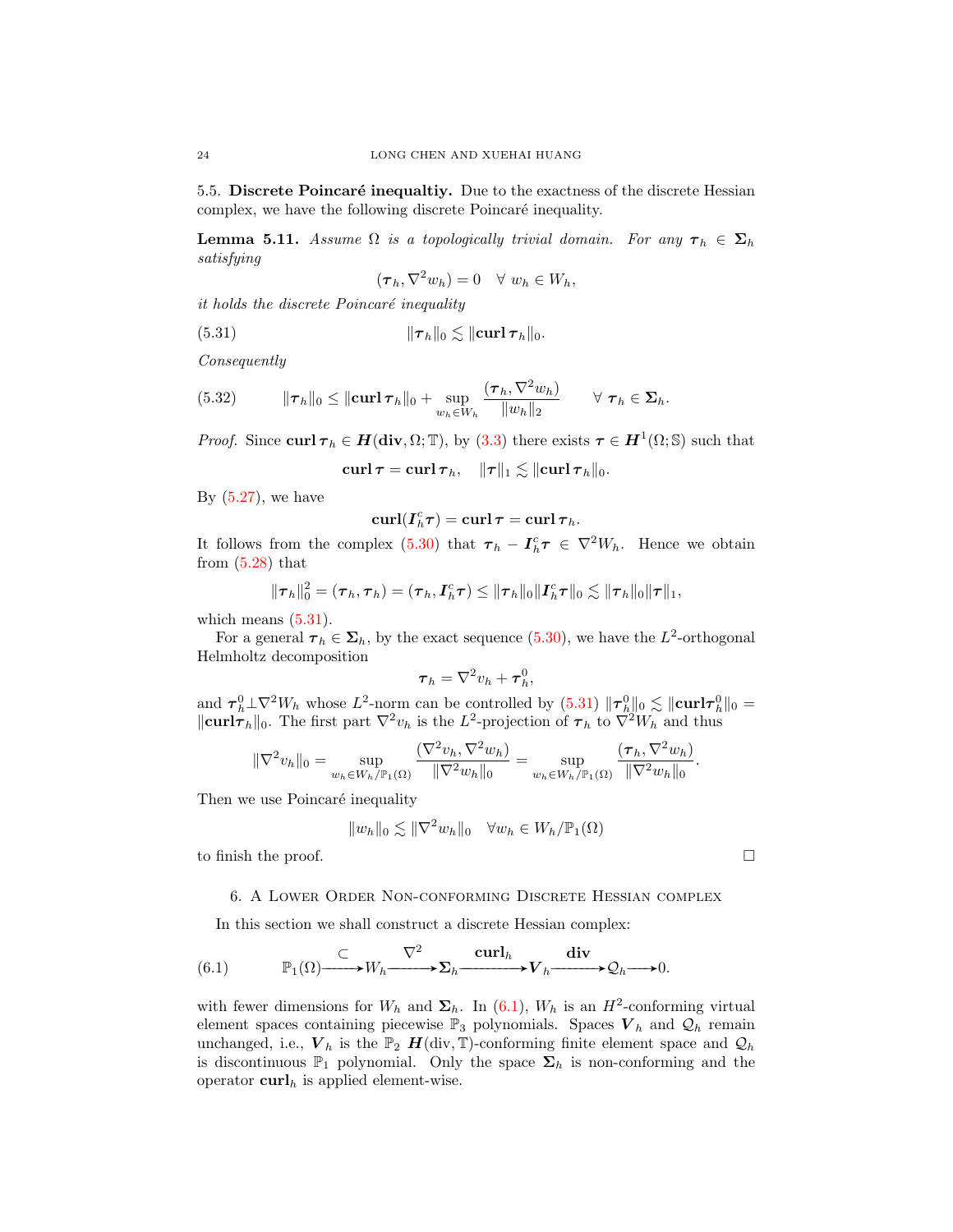5.5. **Discrete Poincaré inequaltiy.** Due to the exactness of the discrete Hessian complex, we have the following discrete Poincaré inequality.

**Lemma 5.11.** *Assume $\Omega$ is a topologically trivial domain. For any $\boldsymbol{\tau}_h \in \boldsymbol{\Sigma}_h$ satisfying*

$$(\boldsymbol{\tau}_h, \nabla^2 w_h) = 0 \quad \forall\; w_h \in W_h,$$

*it holds the discrete Poincaré inequality*

$$\|\boldsymbol{\tau}_h\|_0 \lesssim \|\mathbf{curl}\,\boldsymbol{\tau}_h\|_0. \tag{5.31}$$

*Consequently*

$$\|\boldsymbol{\tau}_h\|_0 \le \|\mathbf{curl}\,\boldsymbol{\tau}_h\|_0 + \sup_{w_h\in W_h} \frac{(\boldsymbol{\tau}_h, \nabla^2 w_h)}{\|w_h\|_2} \qquad \forall\; \boldsymbol{\tau}_h \in \boldsymbol{\Sigma}_h. \tag{5.32}$$

*Proof.* Since $\mathbf{curl}\,\boldsymbol{\tau}_h \in \boldsymbol{H}(\mathbf{div}, \Omega; \mathbb{T})$, by (3.3) there exists $\boldsymbol{\tau} \in \boldsymbol{H}^1(\Omega;\mathbb{S})$ such that

$$\mathbf{curl}\,\boldsymbol{\tau} = \mathbf{curl}\,\boldsymbol{\tau}_h, \quad \|\boldsymbol{\tau}\|_1 \lesssim \|\mathbf{curl}\,\boldsymbol{\tau}_h\|_0.$$

By (5.27), we have

$$\mathbf{curl}(\boldsymbol{I}_h^c\boldsymbol{\tau}) = \mathbf{curl}\,\boldsymbol{\tau} = \mathbf{curl}\,\boldsymbol{\tau}_h.$$

It follows from the complex (5.30) that $\boldsymbol{\tau}_h - \boldsymbol{I}_h^c\boldsymbol{\tau} \in \nabla^2 W_h$. Hence we obtain from (5.28) that

$$\|\boldsymbol{\tau}_h\|_0^2 = (\boldsymbol{\tau}_h, \boldsymbol{\tau}_h) = (\boldsymbol{\tau}_h, \boldsymbol{I}_h^c\boldsymbol{\tau}) \le \|\boldsymbol{\tau}_h\|_0 \|\boldsymbol{I}_h^c\boldsymbol{\tau}\|_0 \lesssim \|\boldsymbol{\tau}_h\|_0 \|\boldsymbol{\tau}\|_1,$$

which means (5.31).

For a general $\boldsymbol{\tau}_h \in \boldsymbol{\Sigma}_h$, by the exact sequence (5.30), we have the $L^2$-orthogonal Helmholtz decomposition

$$\boldsymbol{\tau}_h = \nabla^2 v_h + \boldsymbol{\tau}_h^0,$$

and $\boldsymbol{\tau}_h^0 \perp \nabla^2 W_h$ whose $L^2$-norm can be controlled by (5.31) $\|\boldsymbol{\tau}_h^0\|_0 \lesssim \|\mathbf{curl}\boldsymbol{\tau}_h^0\|_0 = \|\mathbf{curl}\boldsymbol{\tau}_h\|_0$. The first part $\nabla^2 v_h$ is the $L^2$-projection of $\boldsymbol{\tau}_h$ to $\nabla^2 W_h$ and thus

$$\|\nabla^2 v_h\|_0 = \sup_{w_h\in W_h/\mathbb{P}_1(\Omega)} \frac{(\nabla^2 v_h, \nabla^2 w_h)}{\|\nabla^2 w_h\|_0} = \sup_{w_h\in W_h/\mathbb{P}_1(\Omega)} \frac{(\boldsymbol{\tau}_h, \nabla^2 w_h)}{\|\nabla^2 w_h\|_0}.$$

Then we use Poincaré inequality

$$\|w_h\|_0 \lesssim \|\nabla^2 w_h\|_0 \quad \forall w_h \in W_h/\mathbb{P}_1(\Omega)$$

to finish the proof. $\square$

## 6. A Lower Order Non-conforming Discrete Hessian complex

In this section we shall construct a discrete Hessian complex:

$$\mathbb{P}_1(\Omega) \xrightarrow{\subset} W_h \xrightarrow{\nabla^2} \boldsymbol{\Sigma}_h \xrightarrow{\mathbf{curl}_h} \boldsymbol{V}_h \xrightarrow{\mathbf{div}} \mathcal{Q}_h \longrightarrow 0. \tag{6.1}$$

with fewer dimensions for $W_h$ and $\boldsymbol{\Sigma}_h$. In (6.1), $W_h$ is an $H^2$-conforming virtual element spaces containing piecewise $\mathbb{P}_3$ polynomials. Spaces $\boldsymbol{V}_h$ and $\mathcal{Q}_h$ remain unchanged, i.e., $\boldsymbol{V}_h$ is the $\mathbb{P}_2$ $\boldsymbol{H}(\text{div}, \mathbb{T})$-conforming finite element space and $\mathcal{Q}_h$ is discontinuous $\mathbb{P}_1$ polynomial. Only the space $\boldsymbol{\Sigma}_h$ is non-conforming and the operator $\mathbf{curl}_h$ is applied element-wise.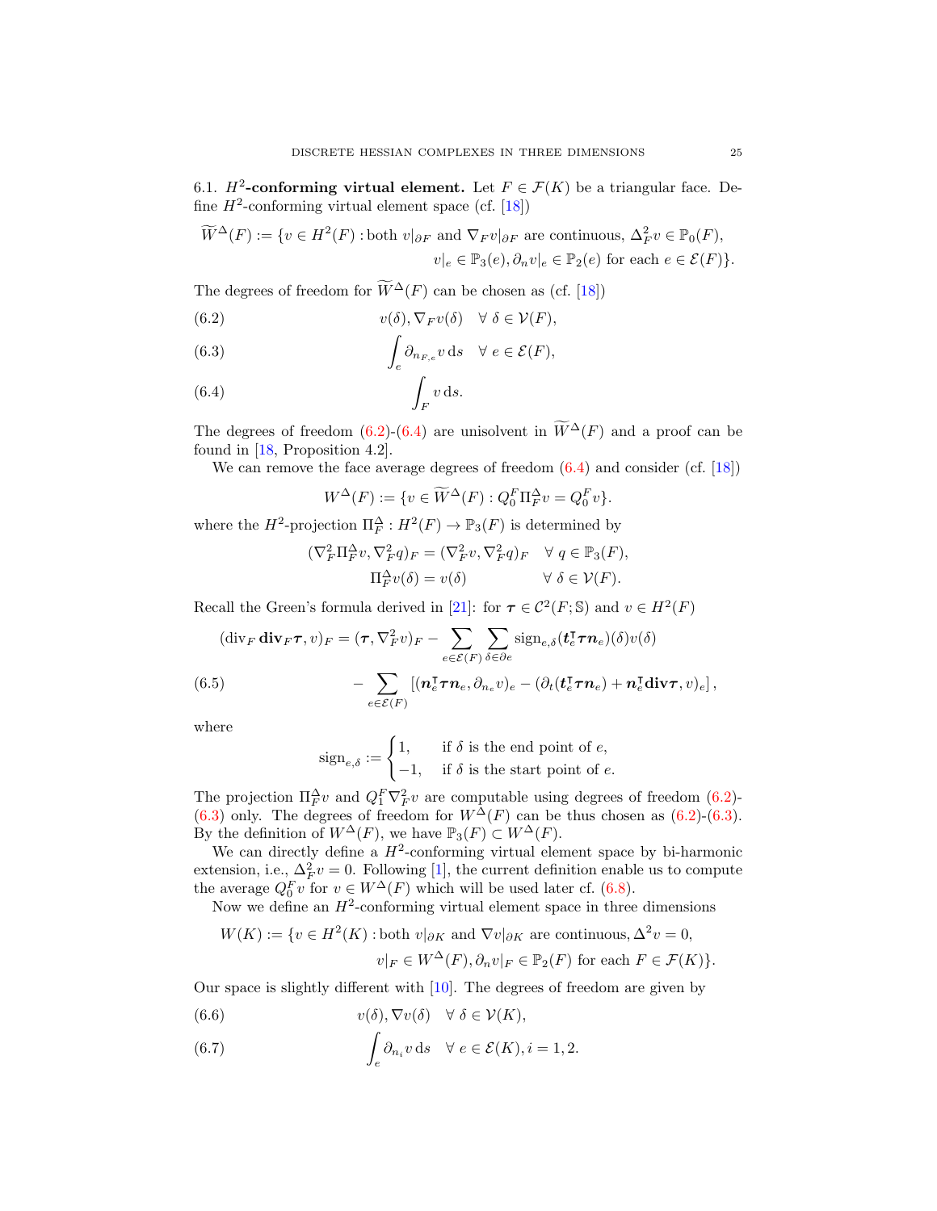**6.1. $H^2$-conforming virtual element.** Let $F \in \mathcal{F}(K)$ be a triangular face. Define $H^2$-conforming virtual element space (cf. [18])

$$\widetilde{W}^{\Delta}(F) := \{v \in H^2(F) : \text{both } v|_{\partial F} \text{ and } \nabla_F v|_{\partial F} \text{ are continuous}, \Delta_F^2 v \in \mathbb{P}_0(F),$$
$$v|_e \in \mathbb{P}_3(e), \partial_n v|_e \in \mathbb{P}_2(e) \text{ for each } e \in \mathcal{E}(F)\}.$$

The degrees of freedom for $\widetilde{W}^{\Delta}(F)$ can be chosen as (cf. [18])

$$v(\delta), \nabla_F v(\delta) \quad \forall\, \delta \in \mathcal{V}(F), \tag{6.2}$$

$$\int_e \partial_{n_{F,e}} v \,\mathrm{d}s \quad \forall\, e \in \mathcal{E}(F), \tag{6.3}$$

$$\int_F v \,\mathrm{d}s. \tag{6.4}$$

The degrees of freedom (6.2)-(6.4) are unisolvent in $\widetilde{W}^{\Delta}(F)$ and a proof can be found in [18, Proposition 4.2].

We can remove the face average degrees of freedom (6.4) and consider (cf. [18])

$$W^{\Delta}(F) := \{v \in \widetilde{W}^{\Delta}(F) : Q_0^F \Pi_F^{\Delta} v = Q_0^F v\}.$$

where the $H^2$-projection $\Pi_F^{\Delta} : H^2(F) \to \mathbb{P}_3(F)$ is determined by

$$(\nabla_F^2 \Pi_F^{\Delta} v, \nabla_F^2 q)_F = (\nabla_F^2 v, \nabla_F^2 q)_F \quad \forall\, q \in \mathbb{P}_3(F),$$
$$\Pi_F^{\Delta} v(\delta) = v(\delta) \qquad\qquad \forall\, \delta \in \mathcal{V}(F).$$

Recall the Green's formula derived in [21]: for $\boldsymbol{\tau} \in \mathcal{C}^2(F;\mathbb{S})$ and $v \in H^2(F)$

$$(\operatorname{div}_F \mathbf{div}_F \boldsymbol{\tau}, v)_F = (\boldsymbol{\tau}, \nabla_F^2 v)_F - \sum_{e \in \mathcal{E}(F)} \sum_{\delta \in \partial e} \operatorname{sign}_{e,\delta} (\boldsymbol{t}_e^{\intercal} \boldsymbol{\tau} \boldsymbol{n}_e)(\delta) v(\delta)$$

$$- \sum_{e \in \mathcal{E}(F)} \left[ (\boldsymbol{n}_e^{\intercal} \boldsymbol{\tau} \boldsymbol{n}_e, \partial_{n_e} v)_e - (\partial_t (\boldsymbol{t}_e^{\intercal} \boldsymbol{\tau} \boldsymbol{n}_e) + \boldsymbol{n}_e^{\intercal} \mathbf{div} \boldsymbol{\tau}, v)_e \right], \tag{6.5}$$

where

$$\operatorname{sign}_{e,\delta} := \begin{cases} 1, & \text{if } \delta \text{ is the end point of } e, \\ -1, & \text{if } \delta \text{ is the start point of } e. \end{cases}$$

The projection $\Pi_F^{\Delta} v$ and $Q_1^F \nabla_F^2 v$ are computable using degrees of freedom (6.2)-(6.3) only. The degrees of freedom for $W^{\Delta}(F)$ can be thus chosen as (6.2)-(6.3). By the definition of $W^{\Delta}(F)$, we have $\mathbb{P}_3(F) \subset W^{\Delta}(F)$.

We can directly define a $H^2$-conforming virtual element space by bi-harmonic extension, i.e., $\Delta_F^2 v = 0$. Following [1], the current definition enable us to compute the average $Q_0^F v$ for $v \in W^{\Delta}(F)$ which will be used later cf. (6.8).

Now we define an $H^2$-conforming virtual element space in three dimensions

$$W(K) := \{v \in H^2(K) : \text{both } v|_{\partial K} \text{ and } \nabla v|_{\partial K} \text{ are continuous}, \Delta^2 v = 0,$$
$$v|_F \in W^{\Delta}(F), \partial_n v|_F \in \mathbb{P}_2(F) \text{ for each } F \in \mathcal{F}(K)\}.$$

Our space is slightly different with [10]. The degrees of freedom are given by

$$v(\delta), \nabla v(\delta) \quad \forall\, \delta \in \mathcal{V}(K), \tag{6.6}$$

$$\int_e \partial_{n_i} v \,\mathrm{d}s \quad \forall\, e \in \mathcal{E}(K), i = 1, 2. \tag{6.7}$$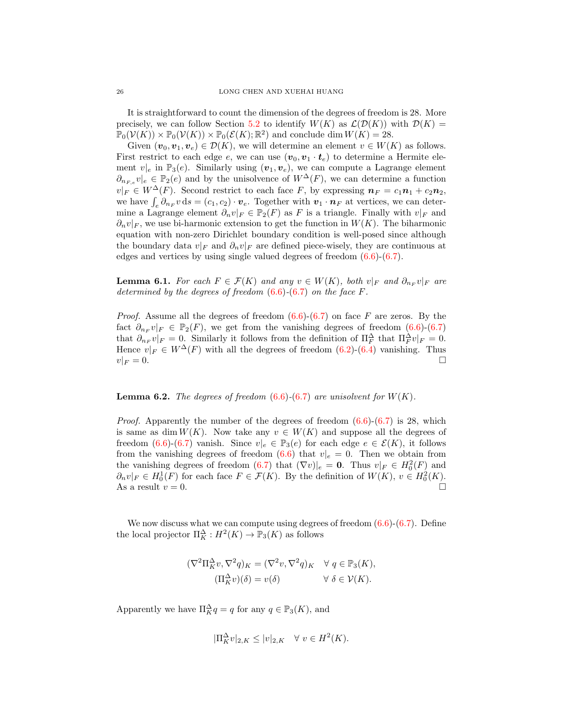It is straightforward to count the dimension of the degrees of freedom is 28. More precisely, we can follow Section 5.2 to identify $W(K)$ as $\mathcal{L}(\mathcal{D}(K))$ with $\mathcal{D}(K) = \mathbb{P}_0(\mathcal{V}(K)) \times \mathbb{P}_0(\mathcal{V}(K)) \times \mathbb{P}_0(\mathcal{E}(K); \mathbb{R}^2)$ and conclude $\dim W(K) = 28$.

Given $(\boldsymbol{v}_0, \boldsymbol{v}_1, \boldsymbol{v}_e) \in \mathcal{D}(K)$, we will determine an element $v \in W(K)$ as follows. First restrict to each edge $e$, we can use $(\boldsymbol{v}_0, \boldsymbol{v}_1 \cdot \boldsymbol{t}_e)$ to determine a Hermite element $v|_e$ in $\mathbb{P}_3(e)$. Similarly using $(\boldsymbol{v}_1, \boldsymbol{v}_e)$, we can compute a Lagrange element $\partial_{n_{F,e}} v|_e \in \mathbb{P}_2(e)$ and by the unisolvence of $W^{\Delta}(F)$, we can determine a function $v|_F \in W^{\Delta}(F)$. Second restrict to each face $F$, by expressing $\boldsymbol{n}_F = c_1 \boldsymbol{n}_1 + c_2 \boldsymbol{n}_2$, we have $\int_e \partial_{n_F} v \,\mathrm{d}s = (c_1, c_2) \cdot \boldsymbol{v}_e$. Together with $\boldsymbol{v}_1 \cdot \boldsymbol{n}_F$ at vertices, we can determine a Lagrange element $\partial_n v|_F \in \mathbb{P}_2(F)$ as $F$ is a triangle. Finally with $v|_F$ and $\partial_n v|_F$, we use bi-harmonic extension to get the function in $W(K)$. The biharmonic equation with non-zero Dirichlet boundary condition is well-posed since although the boundary data $v|_F$ and $\partial_n v|_F$ are defined piece-wisely, they are continuous at edges and vertices by using single valued degrees of freedom (6.6)-(6.7).

**Lemma 6.1.** *For each $F \in \mathcal{F}(K)$ and any $v \in W(K)$, both $v|_F$ and $\partial_{n_F} v|_F$ are determined by the degrees of freedom (6.6)-(6.7) on the face $F$.*

*Proof.* Assume all the degrees of freedom (6.6)-(6.7) on face $F$ are zeros. By the fact $\partial_{n_F} v|_F \in \mathbb{P}_2(F)$, we get from the vanishing degrees of freedom (6.6)-(6.7) that $\partial_{n_F} v|_F = 0$. Similarly it follows from the definition of $\Pi_F^{\Delta}$ that $\Pi_F^{\Delta} v|_F = 0$. Hence $v|_F \in W^{\Delta}(F)$ with all the degrees of freedom (6.2)-(6.4) vanishing. Thus $v|_F = 0$. $\square$

**Lemma 6.2.** *The degrees of freedom (6.6)-(6.7) are unisolvent for $W(K)$.*

*Proof.* Apparently the number of the degrees of freedom (6.6)-(6.7) is 28, which is same as $\dim W(K)$. Now take any $v \in W(K)$ and suppose all the degrees of freedom (6.6)-(6.7) vanish. Since $v|_e \in \mathbb{P}_3(e)$ for each edge $e \in \mathcal{E}(K)$, it follows from the vanishing degrees of freedom (6.6) that $v|_e = 0$. Then we obtain from the vanishing degrees of freedom (6.7) that $(\nabla v)|_e = \boldsymbol{0}$. Thus $v|_F \in H_0^2(F)$ and $\partial_n v|_F \in H_0^1(F)$ for each face $F \in \mathcal{F}(K)$. By the definition of $W(K)$, $v \in H_0^2(K)$. As a result $v = 0$. $\square$

We now discuss what we can compute using degrees of freedom (6.6)-(6.7). Define the local projector $\Pi_K^{\Delta} : H^2(K) \to \mathbb{P}_3(K)$ as follows

$$
\begin{aligned}
(\nabla^2 \Pi_K^{\Delta} v, \nabla^2 q)_K &= (\nabla^2 v, \nabla^2 q)_K \quad \forall\, q \in \mathbb{P}_3(K), \\
(\Pi_K^{\Delta} v)(\delta) &= v(\delta) \qquad\qquad\quad\; \forall\, \delta \in \mathcal{V}(K).
\end{aligned}
$$

Apparently we have $\Pi_K^{\Delta} q = q$ for any $q \in \mathbb{P}_3(K)$, and

$$
|\Pi_K^{\Delta} v|_{2,K} \le |v|_{2,K} \quad \forall\, v \in H^2(K).
$$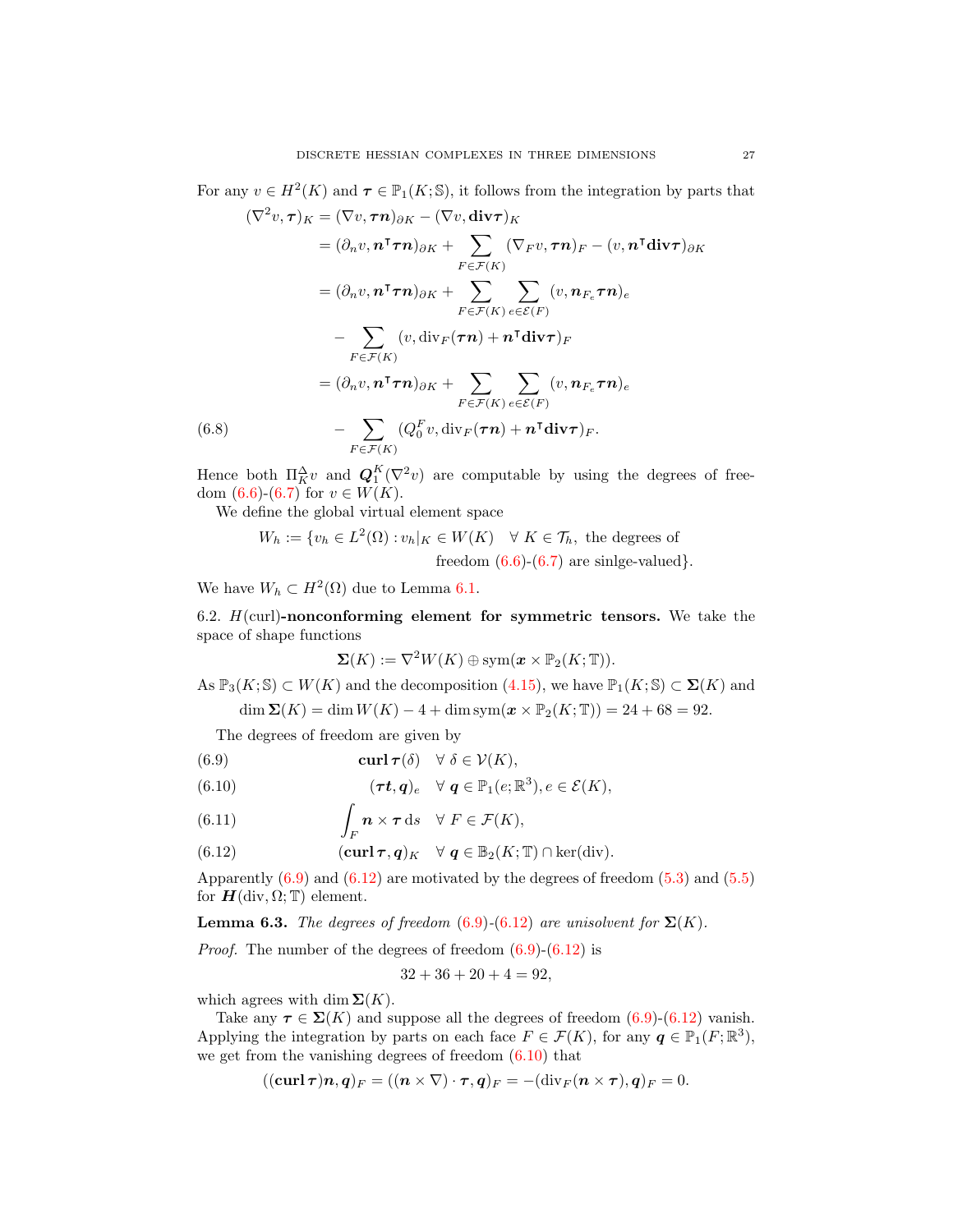For any $v \in H^2(K)$ and $\boldsymbol{\tau} \in \mathbb{P}_1(K;\mathbb{S})$, it follows from the integration by parts that

$$
\begin{aligned}
(\nabla^2 v, \boldsymbol{\tau})_K &= (\nabla v, \boldsymbol{\tau n})_{\partial K} - (\nabla v, \mathbf{div}\boldsymbol{\tau})_K \\
&= (\partial_n v, \boldsymbol{n}^\intercal \boldsymbol{\tau n})_{\partial K} + \sum_{F\in\mathcal{F}(K)} (\nabla_F v, \boldsymbol{\tau n})_F - (v, \boldsymbol{n}^\intercal \mathbf{div}\boldsymbol{\tau})_{\partial K} \\
&= (\partial_n v, \boldsymbol{n}^\intercal \boldsymbol{\tau n})_{\partial K} + \sum_{F\in\mathcal{F}(K)} \sum_{e\in\mathcal{E}(F)} (v, \boldsymbol{n}_{F_e} \boldsymbol{\tau n})_e \\
&\quad - \sum_{F\in\mathcal{F}(K)} (v, \operatorname{div}_F(\boldsymbol{\tau n}) + \boldsymbol{n}^\intercal \mathbf{div}\boldsymbol{\tau})_F \\
&= (\partial_n v, \boldsymbol{n}^\intercal \boldsymbol{\tau n})_{\partial K} + \sum_{F\in\mathcal{F}(K)} \sum_{e\in\mathcal{E}(F)} (v, \boldsymbol{n}_{F_e} \boldsymbol{\tau n})_e \\
&\quad - \sum_{F\in\mathcal{F}(K)} (Q_0^F v, \operatorname{div}_F(\boldsymbol{\tau n}) + \boldsymbol{n}^\intercal \mathbf{div}\boldsymbol{\tau})_F.
\end{aligned} \tag{6.8}
$$

Hence both $\Pi_K^\Delta v$ and $\boldsymbol{Q}_1^K(\nabla^2 v)$ are computable by using the degrees of freedom (6.6)-(6.7) for $v \in W(K)$.

We define the global virtual element space

$$
W_h := \{v_h \in L^2(\Omega) : v_h|_K \in W(K) \quad \forall\, K \in \mathcal{T}_h, \text{ the degrees of freedom (6.6)-(6.7) are sinlge-valued}\}.
$$

We have $W_h \subset H^2(\Omega)$ due to Lemma 6.1.

6.2. **$H(\mathrm{curl})$-nonconforming element for symmetric tensors.** We take the space of shape functions

$$
\boldsymbol{\Sigma}(K) := \nabla^2 W(K) \oplus \operatorname{sym}(\boldsymbol{x} \times \mathbb{P}_2(K;\mathbb{T})).
$$

As $\mathbb{P}_3(K;\mathbb{S}) \subset W(K)$ and the decomposition (4.15), we have $\mathbb{P}_1(K;\mathbb{S}) \subset \boldsymbol{\Sigma}(K)$ and

$$
\dim \boldsymbol{\Sigma}(K) = \dim W(K) - 4 + \dim \operatorname{sym}(\boldsymbol{x} \times \mathbb{P}_2(K;\mathbb{T})) = 24 + 68 = 92.
$$

The degrees of freedom are given by

$$
\mathbf{curl}\,\boldsymbol{\tau}(\delta) \quad \forall\, \delta \in \mathcal{V}(K), \tag{6.9}
$$

$$
(\boldsymbol{\tau t}, \boldsymbol{q})_e \quad \forall\, \boldsymbol{q} \in \mathbb{P}_1(e;\mathbb{R}^3), e \in \mathcal{E}(K), \tag{6.10}
$$

$$
\int_F \boldsymbol{n} \times \boldsymbol{\tau} \,\mathrm{d}s \quad \forall\, F \in \mathcal{F}(K), \tag{6.11}
$$

$$
(\mathbf{curl}\,\boldsymbol{\tau}, \boldsymbol{q})_K \quad \forall\, \boldsymbol{q} \in \mathbb{B}_2(K;\mathbb{T}) \cap \ker(\operatorname{div}). \tag{6.12}
$$

Apparently (6.9) and (6.12) are motivated by the degrees of freedom (5.3) and (5.5) for $\boldsymbol{H}(\operatorname{div}, \Omega; \mathbb{T})$ element.

**Lemma 6.3.** *The degrees of freedom* (6.9)-(6.12) *are unisolvent for* $\boldsymbol{\Sigma}(K)$.

*Proof.* The number of the degrees of freedom (6.9)-(6.12) is

$$
32 + 36 + 20 + 4 = 92,
$$

which agrees with $\dim \boldsymbol{\Sigma}(K)$.

Take any $\boldsymbol{\tau} \in \boldsymbol{\Sigma}(K)$ and suppose all the degrees of freedom (6.9)-(6.12) vanish. Applying the integration by parts on each face $F \in \mathcal{F}(K)$, for any $\boldsymbol{q} \in \mathbb{P}_1(F;\mathbb{R}^3)$, we get from the vanishing degrees of freedom (6.10) that

$$
((\mathbf{curl}\,\boldsymbol{\tau})\boldsymbol{n}, \boldsymbol{q})_F = ((\boldsymbol{n} \times \nabla) \cdot \boldsymbol{\tau}, \boldsymbol{q})_F = -(\operatorname{div}_F(\boldsymbol{n} \times \boldsymbol{\tau}), \boldsymbol{q})_F = 0.
$$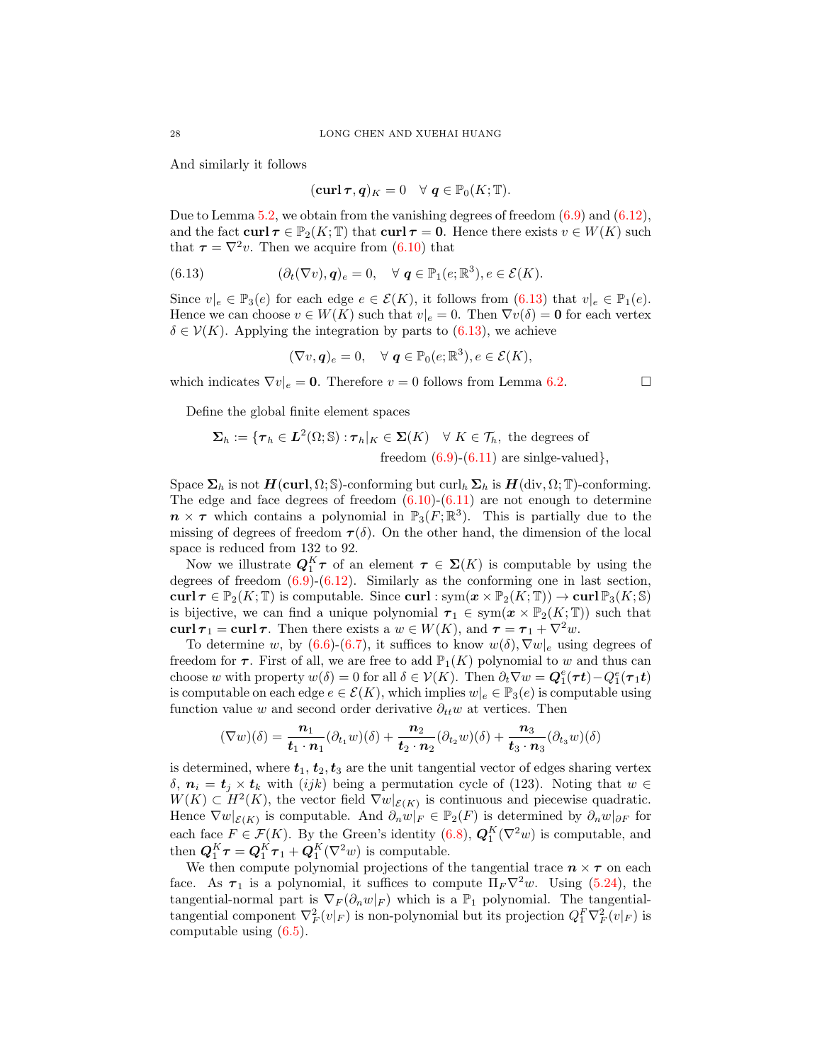And similarly it follows

$$(\mathbf{curl}\,\boldsymbol{\tau}, \boldsymbol{q})_K = 0 \quad \forall\, \boldsymbol{q} \in \mathbb{P}_0(K;\mathbb{T}).$$

Due to Lemma 5.2, we obtain from the vanishing degrees of freedom (6.9) and (6.12), and the fact $\mathbf{curl}\,\boldsymbol{\tau} \in \mathbb{P}_2(K;\mathbb{T})$ that $\mathbf{curl}\,\boldsymbol{\tau} = \mathbf{0}$. Hence there exists $v \in W(K)$ such that $\boldsymbol{\tau} = \nabla^2 v$. Then we acquire from (6.10) that

$$(\partial_t(\nabla v), \boldsymbol{q})_e = 0, \quad \forall\, \boldsymbol{q} \in \mathbb{P}_1(e;\mathbb{R}^3), e \in \mathcal{E}(K). \tag{6.13}$$

Since $v|_e \in \mathbb{P}_3(e)$ for each edge $e \in \mathcal{E}(K)$, it follows from (6.13) that $v|_e \in \mathbb{P}_1(e)$. Hence we can choose $v \in W(K)$ such that $v|_e = 0$. Then $\nabla v(\delta) = \mathbf{0}$ for each vertex $\delta \in \mathcal{V}(K)$. Applying the integration by parts to (6.13), we achieve

$$(\nabla v, \boldsymbol{q})_e = 0, \quad \forall\, \boldsymbol{q} \in \mathbb{P}_0(e;\mathbb{R}^3), e \in \mathcal{E}(K),$$

which indicates $\nabla v|_e = \mathbf{0}$. Therefore $v = 0$ follows from Lemma 6.2. $\square$

Define the global finite element spaces

$$\boldsymbol{\Sigma}_h := \{\boldsymbol{\tau}_h \in \boldsymbol{L}^2(\Omega;\mathbb{S}) : \boldsymbol{\tau}_h|_K \in \boldsymbol{\Sigma}(K) \quad \forall\, K \in \mathcal{T}_h, \text{ the degrees of freedom (6.9)-(6.11) are sinlge-valued}\},$$

Space $\boldsymbol{\Sigma}_h$ is not $\boldsymbol{H}(\mathbf{curl}, \Omega;\mathbb{S})$-conforming but $\mathrm{curl}_h\,\boldsymbol{\Sigma}_h$ is $\boldsymbol{H}(\mathrm{div}, \Omega;\mathbb{T})$-conforming. The edge and face degrees of freedom (6.10)-(6.11) are not enough to determine $\boldsymbol{n} \times \boldsymbol{\tau}$ which contains a polynomial in $\mathbb{P}_3(F;\mathbb{R}^3)$. This is partially due to the missing of degrees of freedom $\boldsymbol{\tau}(\delta)$. On the other hand, the dimension of the local space is reduced from 132 to 92.

Now we illustrate $\boldsymbol{Q}_1^K\boldsymbol{\tau}$ of an element $\boldsymbol{\tau} \in \boldsymbol{\Sigma}(K)$ is computable by using the degrees of freedom (6.9)-(6.12). Similarly as the conforming one in last section, $\mathbf{curl}\,\boldsymbol{\tau} \in \mathbb{P}_2(K;\mathbb{T})$ is computable. Since $\mathbf{curl} : \mathrm{sym}(\boldsymbol{x} \times \mathbb{P}_2(K;\mathbb{T})) \to \mathbf{curl}\,\mathbb{P}_3(K;\mathbb{S})$ is bijective, we can find a unique polynomial $\boldsymbol{\tau}_1 \in \mathrm{sym}(\boldsymbol{x} \times \mathbb{P}_2(K;\mathbb{T}))$ such that $\mathbf{curl}\,\boldsymbol{\tau}_1 = \mathbf{curl}\,\boldsymbol{\tau}$. Then there exists a $w \in W(K)$, and $\boldsymbol{\tau} = \boldsymbol{\tau}_1 + \nabla^2 w$.

To determine $w$, by (6.6)-(6.7), it suffices to know $w(\delta), \nabla w|_e$ using degrees of freedom for $\boldsymbol{\tau}$. First of all, we are free to add $\mathbb{P}_1(K)$ polynomial to $w$ and thus can choose $w$ with property $w(\delta) = 0$ for all $\delta \in \mathcal{V}(K)$. Then $\partial_t \nabla w = \boldsymbol{Q}_1^e(\boldsymbol{\tau}\boldsymbol{t}) - Q_1^e(\boldsymbol{\tau}_1\boldsymbol{t})$ is computable on each edge $e \in \mathcal{E}(K)$, which implies $w|_e \in \mathbb{P}_3(e)$ is computable using function value $w$ and second order derivative $\partial_{tt} w$ at vertices. Then

$$(\nabla w)(\delta) = \frac{\boldsymbol{n}_1}{\boldsymbol{t}_1 \cdot \boldsymbol{n}_1}(\partial_{t_1} w)(\delta) + \frac{\boldsymbol{n}_2}{\boldsymbol{t}_2 \cdot \boldsymbol{n}_2}(\partial_{t_2} w)(\delta) + \frac{\boldsymbol{n}_3}{\boldsymbol{t}_3 \cdot \boldsymbol{n}_3}(\partial_{t_3} w)(\delta)$$

is determined, where $\boldsymbol{t}_1, \boldsymbol{t}_2, \boldsymbol{t}_3$ are the unit tangential vector of edges sharing vertex $\delta$, $\boldsymbol{n}_i = \boldsymbol{t}_j \times \boldsymbol{t}_k$ with $(ijk)$ being a permutation cycle of (123). Noting that $w \in W(K) \subset H^2(K)$, the vector field $\nabla w|_{\mathcal{E}(K)}$ is continuous and piecewise quadratic. Hence $\nabla w|_{\mathcal{E}(K)}$ is computable. And $\partial_n w|_F \in \mathbb{P}_2(F)$ is determined by $\partial_n w|_{\partial F}$ for each face $F \in \mathcal{F}(K)$. By the Green's identity (6.8), $\boldsymbol{Q}_1^K(\nabla^2 w)$ is computable, and then $\boldsymbol{Q}_1^K\boldsymbol{\tau} = \boldsymbol{Q}_1^K\boldsymbol{\tau}_1 + \boldsymbol{Q}_1^K(\nabla^2 w)$ is computable.

We then compute polynomial projections of the tangential trace $\boldsymbol{n} \times \boldsymbol{\tau}$ on each face. As $\boldsymbol{\tau}_1$ is a polynomial, it suffices to compute $\Pi_F \nabla^2 w$. Using (5.24), the tangential-normal part is $\nabla_F(\partial_n w|_F)$ which is a $\mathbb{P}_1$ polynomial. The tangential-tangential component $\nabla_F^2(v|_F)$ is non-polynomial but its projection $Q_1^F \nabla_F^2(v|_F)$ is computable using (6.5).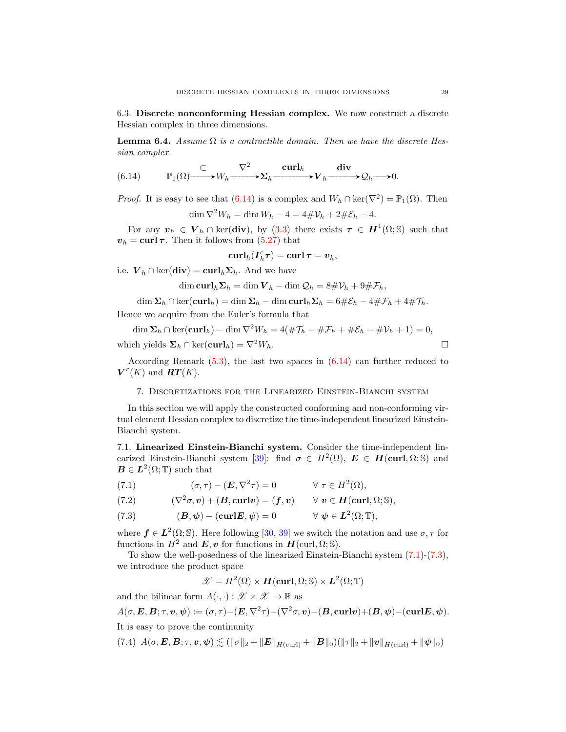6.3. **Discrete nonconforming Hessian complex.** We now construct a discrete Hessian complex in three dimensions.

**Lemma 6.4.** *Assume $\Omega$ is a contractible domain. Then we have the discrete Hessian complex*

$$
\mathbb{P}_1(\Omega) \xrightarrow{\subset} W_h \xrightarrow{\nabla^2} \boldsymbol{\Sigma}_h \xrightarrow{\mathbf{curl}_h} \boldsymbol{V}_h \xrightarrow{\mathbf{div}} \mathcal{Q}_h \longrightarrow 0. \tag{6.14}
$$

*Proof.* It is easy to see that (6.14) is a complex and $W_h \cap \ker(\nabla^2) = \mathbb{P}_1(\Omega)$. Then

$$
\dim \nabla^2 W_h = \dim W_h - 4 = 4\#\mathcal{V}_h + 2\#\mathcal{E}_h - 4.
$$

For any $\boldsymbol{v}_h \in \boldsymbol{V}_h \cap \ker(\mathbf{div})$, by (3.3) there exists $\boldsymbol{\tau} \in \boldsymbol{H}^1(\Omega;\mathbb{S})$ such that $\boldsymbol{v}_h = \mathbf{curl}\,\boldsymbol{\tau}$. Then it follows from (5.27) that

$$
\mathbf{curl}_h(\boldsymbol{I}_h^c\boldsymbol{\tau}) = \mathbf{curl}\,\boldsymbol{\tau} = \boldsymbol{v}_h,
$$

i.e. $\boldsymbol{V}_h \cap \ker(\mathbf{div}) = \mathbf{curl}_h \boldsymbol{\Sigma}_h$. And we have

$$
\dim \mathbf{curl}_h \boldsymbol{\Sigma}_h = \dim \boldsymbol{V}_h - \dim \mathcal{Q}_h = 8\#\mathcal{V}_h + 9\#\mathcal{F}_h,
$$

$$
\dim \boldsymbol{\Sigma}_h \cap \ker(\mathbf{curl}_h) = \dim \boldsymbol{\Sigma}_h - \dim \mathbf{curl}_h \boldsymbol{\Sigma}_h = 6\#\mathcal{E}_h - 4\#\mathcal{F}_h + 4\#\mathcal{T}_h.
$$

Hence we acquire from the Euler's formula that

$$
\dim \boldsymbol{\Sigma}_h \cap \ker(\mathbf{curl}_h) - \dim \nabla^2 W_h = 4(\#\mathcal{T}_h - \#\mathcal{F}_h + \#\mathcal{E}_h - \#\mathcal{V}_h + 1) = 0,
$$

which yields $\boldsymbol{\Sigma}_h \cap \ker(\mathbf{curl}_h) = \nabla^2 W_h$. $\square$

According Remark (5.3), the last two spaces in (6.14) can further reduced to $\boldsymbol{V}^r(K)$ and $\boldsymbol{RT}(K)$.

## 7. Discretizations for the Linearized Einstein-Bianchi system

In this section we will apply the constructed conforming and non-conforming virtual element Hessian complex to discretize the time-independent linearized Einstein-Bianchi system.

7.1. **Linearized Einstein-Bianchi system.** Consider the time-independent linearized Einstein-Bianchi system [39]: find $\sigma \in H^2(\Omega)$, $\boldsymbol{E} \in \boldsymbol{H}(\mathbf{curl}, \Omega;\mathbb{S})$ and $\boldsymbol{B} \in \boldsymbol{L}^2(\Omega;\mathbb{T})$ such that

$$
(\sigma, \tau) - (\boldsymbol{E}, \nabla^2\tau) = 0 \qquad \forall\, \tau \in H^2(\Omega), \tag{7.1}
$$

$$
(\nabla^2\sigma, \boldsymbol{v}) + (\boldsymbol{B}, \mathbf{curl}\boldsymbol{v}) = (\boldsymbol{f}, \boldsymbol{v}) \qquad \forall\, \boldsymbol{v} \in \boldsymbol{H}(\mathbf{curl}, \Omega;\mathbb{S}), \tag{7.2}
$$

$$
(\boldsymbol{B}, \boldsymbol{\psi}) - (\mathbf{curl}\boldsymbol{E}, \boldsymbol{\psi}) = 0 \qquad \forall\, \boldsymbol{\psi} \in \boldsymbol{L}^2(\Omega;\mathbb{T}), \tag{7.3}
$$

where $\boldsymbol{f} \in \boldsymbol{L}^2(\Omega;\mathbb{S})$. Here following [30, 39] we switch the notation and use $\sigma, \tau$ for functions in $H^2$ and $\boldsymbol{E}, \boldsymbol{v}$ for functions in $\boldsymbol{H}(\mathrm{curl}, \Omega;\mathbb{S})$.

To show the well-posedness of the linearized Einstein-Bianchi system (7.1)-(7.3), we introduce the product space

$$
\mathscr{X} = H^2(\Omega) \times \boldsymbol{H}(\mathbf{curl}, \Omega;\mathbb{S}) \times \boldsymbol{L}^2(\Omega;\mathbb{T})
$$

and the bilinear form $A(\cdot,\cdot): \mathscr{X} \times \mathscr{X} \to \mathbb{R}$ as

$$
A(\sigma, \boldsymbol{E}, \boldsymbol{B}; \tau, \boldsymbol{v}, \boldsymbol{\psi}) := (\sigma, \tau) - (\boldsymbol{E}, \nabla^2\tau) - (\nabla^2\sigma, \boldsymbol{v}) - (\boldsymbol{B}, \mathbf{curl}\boldsymbol{v}) + (\boldsymbol{B}, \boldsymbol{\psi}) - (\mathbf{curl}\boldsymbol{E}, \boldsymbol{\psi}).
$$

It is easy to prove the continunity

$$
A(\sigma, \boldsymbol{E}, \boldsymbol{B}; \tau, \boldsymbol{v}, \boldsymbol{\psi}) \lesssim (\|\sigma\|_2 + \|\boldsymbol{E}\|_{H(\mathrm{curl})} + \|\boldsymbol{B}\|_0)(\|\tau\|_2 + \|\boldsymbol{v}\|_{H(\mathrm{curl})} + \|\boldsymbol{\psi}\|_0) \tag{7.4}
$$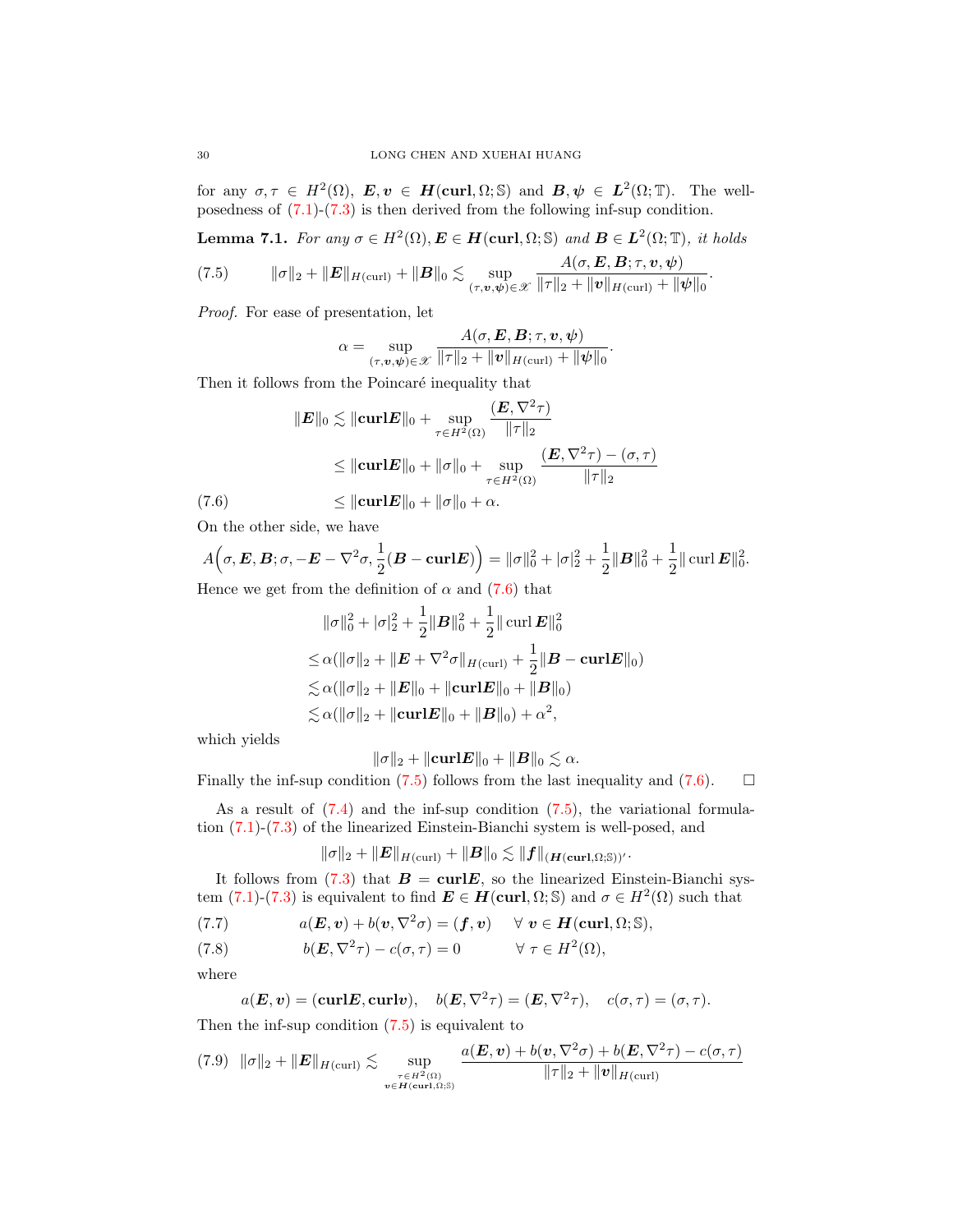for any $\sigma, \tau \in H^2(\Omega)$, $\boldsymbol{E}, \boldsymbol{v} \in \boldsymbol{H}(\mathbf{curl}, \Omega; \mathbb{S})$ and $\boldsymbol{B}, \boldsymbol{\psi} \in \boldsymbol{L}^2(\Omega; \mathbb{T})$. The well-posedness of (7.1)-(7.3) is then derived from the following inf-sup condition.

**Lemma 7.1.** *For any $\sigma \in H^2(\Omega), \boldsymbol{E} \in \boldsymbol{H}(\mathbf{curl}, \Omega; \mathbb{S})$ and $\boldsymbol{B} \in \boldsymbol{L}^2(\Omega; \mathbb{T})$, it holds*

$$
\|\sigma\|_2 + \|\boldsymbol{E}\|_{H(\mathrm{curl})} + \|\boldsymbol{B}\|_0 \lesssim \sup_{(\tau, \boldsymbol{v}, \boldsymbol{\psi}) \in \mathscr{X}} \frac{A(\sigma, \boldsymbol{E}, \boldsymbol{B}; \tau, \boldsymbol{v}, \boldsymbol{\psi})}{\|\tau\|_2 + \|\boldsymbol{v}\|_{H(\mathrm{curl})} + \|\boldsymbol{\psi}\|_0}. \tag{7.5}
$$

*Proof.* For ease of presentation, let

$$
\alpha = \sup_{(\tau, \boldsymbol{v}, \boldsymbol{\psi}) \in \mathscr{X}} \frac{A(\sigma, \boldsymbol{E}, \boldsymbol{B}; \tau, \boldsymbol{v}, \boldsymbol{\psi})}{\|\tau\|_2 + \|\boldsymbol{v}\|_{H(\mathrm{curl})} + \|\boldsymbol{\psi}\|_0}.
$$

Then it follows from the Poincaré inequality that

$$
\begin{aligned}
\|\boldsymbol{E}\|_0 &\lesssim \|\mathbf{curl}\boldsymbol{E}\|_0 + \sup_{\tau \in H^2(\Omega)} \frac{(\boldsymbol{E}, \nabla^2 \tau)}{\|\tau\|_2} \\
&\le \|\mathbf{curl}\boldsymbol{E}\|_0 + \|\sigma\|_0 + \sup_{\tau \in H^2(\Omega)} \frac{(\boldsymbol{E}, \nabla^2 \tau) - (\sigma, \tau)}{\|\tau\|_2} \\
&\le \|\mathbf{curl}\boldsymbol{E}\|_0 + \|\sigma\|_0 + \alpha. 
\end{aligned} \tag{7.6}
$$

On the other side, we have

$$
A\Big(\sigma, \boldsymbol{E}, \boldsymbol{B}; \sigma, -\boldsymbol{E} - \nabla^2\sigma, \frac{1}{2}(\boldsymbol{B} - \mathbf{curl}\boldsymbol{E})\Big) = \|\sigma\|_0^2 + |\sigma|_2^2 + \frac{1}{2}\|\boldsymbol{B}\|_0^2 + \frac{1}{2}\|\operatorname{curl}\boldsymbol{E}\|_0^2.
$$

Hence we get from the definition of $\alpha$ and (7.6) that

$$
\begin{aligned}
&\|\sigma\|_0^2 + |\sigma|_2^2 + \frac{1}{2}\|\boldsymbol{B}\|_0^2 + \frac{1}{2}\|\operatorname{curl}\boldsymbol{E}\|_0^2 \\
\le\,& \alpha(\|\sigma\|_2 + \|\boldsymbol{E} + \nabla^2\sigma\|_{H(\mathrm{curl})} + \frac{1}{2}\|\boldsymbol{B} - \mathbf{curl}\boldsymbol{E}\|_0) \\
\lesssim\,& \alpha(\|\sigma\|_2 + \|\boldsymbol{E}\|_0 + \|\mathbf{curl}\boldsymbol{E}\|_0 + \|\boldsymbol{B}\|_0) \\
\lesssim\,& \alpha(\|\sigma\|_2 + \|\mathbf{curl}\boldsymbol{E}\|_0 + \|\boldsymbol{B}\|_0) + \alpha^2,
\end{aligned}
$$

which yields

$$
\|\sigma\|_2 + \|\mathbf{curl}\boldsymbol{E}\|_0 + \|\boldsymbol{B}\|_0 \lesssim \alpha.
$$

Finally the inf-sup condition (7.5) follows from the last inequality and (7.6). $\square$

As a result of (7.4) and the inf-sup condition (7.5), the variational formulation (7.1)-(7.3) of the linearized Einstein-Bianchi system is well-posed, and

$$
\|\sigma\|_2 + \|\boldsymbol{E}\|_{H(\mathrm{curl})} + \|\boldsymbol{B}\|_0 \lesssim \|\boldsymbol{f}\|_{(\boldsymbol{H}(\mathbf{curl}, \Omega; \mathbb{S}))'}.
$$

It follows from (7.3) that $\boldsymbol{B} = \mathbf{curl}\boldsymbol{E}$, so the linearized Einstein-Bianchi system (7.1)-(7.3) is equivalent to find $\boldsymbol{E} \in \boldsymbol{H}(\mathbf{curl}, \Omega; \mathbb{S})$ and $\sigma \in H^2(\Omega)$ such that

$$
a(\boldsymbol{E}, \boldsymbol{v}) + b(\boldsymbol{v}, \nabla^2\sigma) = (\boldsymbol{f}, \boldsymbol{v}) \quad \forall\, \boldsymbol{v} \in \boldsymbol{H}(\mathbf{curl}, \Omega; \mathbb{S}), \tag{7.7}
$$

$$
b(\boldsymbol{E}, \nabla^2\tau) - c(\sigma, \tau) = 0 \qquad \forall\, \tau \in H^2(\Omega), \tag{7.8}
$$

where

$$
a(\boldsymbol{E}, \boldsymbol{v}) = (\mathbf{curl}\boldsymbol{E}, \mathbf{curl}\boldsymbol{v}), \quad b(\boldsymbol{E}, \nabla^2\tau) = (\boldsymbol{E}, \nabla^2\tau), \quad c(\sigma, \tau) = (\sigma, \tau).
$$

Then the inf-sup condition (7.5) is equivalent to

$$
\|\sigma\|_2 + \|\boldsymbol{E}\|_{H(\mathrm{curl})} \lesssim \sup_{\substack{\tau \in H^2(\Omega) \\ \boldsymbol{v} \in \boldsymbol{H}(\mathbf{curl}, \Omega; \mathbb{S})}} \frac{a(\boldsymbol{E}, \boldsymbol{v}) + b(\boldsymbol{v}, \nabla^2\sigma) + b(\boldsymbol{E}, \nabla^2\tau) - c(\sigma, \tau)}{\|\tau\|_2 + \|\boldsymbol{v}\|_{H(\mathrm{curl})}} \tag{7.9}
$$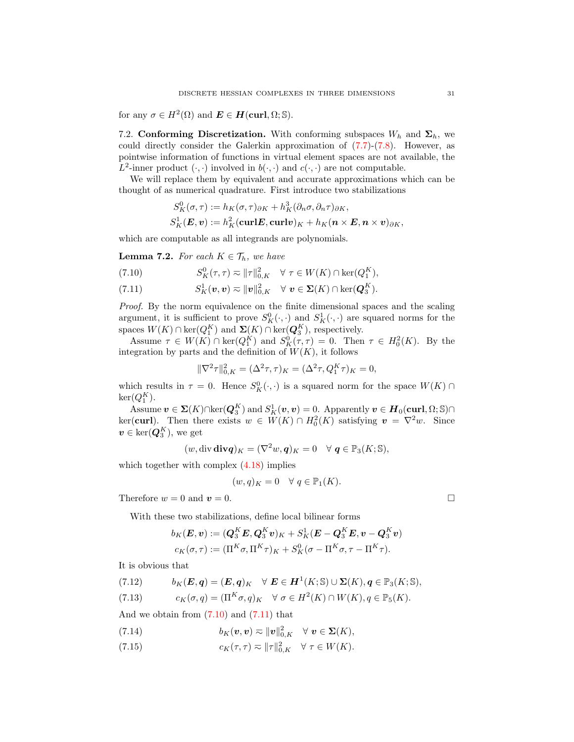for any $\sigma \in H^2(\Omega)$ and $\boldsymbol{E} \in \boldsymbol{H}(\mathbf{curl}, \Omega; \mathbb{S})$.

7.2. **Conforming Discretization.** With conforming subspaces $W_h$ and $\boldsymbol{\Sigma}_h$, we could directly consider the Galerkin approximation of (7.7)-(7.8). However, as pointwise information of functions in virtual element spaces are not available, the $L^2$-inner product $(\cdot, \cdot)$ involved in $b(\cdot, \cdot)$ and $c(\cdot, \cdot)$ are not computable.

We will replace them by equivalent and accurate approximations which can be thought of as numerical quadrature. First introduce two stabilizations

$$
\begin{aligned}
S_K^0(\sigma, \tau) &:= h_K(\sigma, \tau)_{\partial K} + h_K^3(\partial_n \sigma, \partial_n \tau)_{\partial K}, \\
S_K^1(\boldsymbol{E}, \boldsymbol{v}) &:= h_K^2(\mathbf{curl}\boldsymbol{E}, \mathbf{curl}\boldsymbol{v})_K + h_K(\boldsymbol{n} \times \boldsymbol{E}, \boldsymbol{n} \times \boldsymbol{v})_{\partial K},
\end{aligned}
$$

which are computable as all integrands are polynomials.

**Lemma 7.2.** *For each $K \in \mathcal{T}_h$, we have*

$$
S_K^0(\tau, \tau) \eqsim \|\tau\|_{0,K}^2 \quad \forall\, \tau \in W(K) \cap \ker(Q_1^K), \tag{7.10}
$$

$$
S_K^1(\boldsymbol{v}, \boldsymbol{v}) \eqsim \|\boldsymbol{v}\|_{0,K}^2 \quad \forall\, \boldsymbol{v} \in \boldsymbol{\Sigma}(K) \cap \ker(\boldsymbol{Q}_3^K). \tag{7.11}
$$

*Proof.* By the norm equivalence on the finite dimensional spaces and the scaling argument, it is sufficient to prove $S_K^0(\cdot, \cdot)$ and $S_K^1(\cdot, \cdot)$ are squared norms for the spaces $W(K) \cap \ker(Q_1^K)$ and $\boldsymbol{\Sigma}(K) \cap \ker(\boldsymbol{Q}_3^K)$, respectively.

Assume $\tau \in W(K) \cap \ker(Q_1^K)$ and $S_K^0(\tau, \tau) = 0$. Then $\tau \in H_0^2(K)$. By the integration by parts and the definition of $W(K)$, it follows

$$
\|\nabla^2 \tau\|_{0,K}^2 = (\Delta^2 \tau, \tau)_K = (\Delta^2 \tau, Q_1^K \tau)_K = 0,
$$

which results in $\tau = 0$. Hence $S_K^0(\cdot, \cdot)$ is a squared norm for the space $W(K) \cap \ker(Q_1^K)$.

Assume $\boldsymbol{v} \in \boldsymbol{\Sigma}(K) \cap \ker(\boldsymbol{Q}_3^K)$ and $S_K^1(\boldsymbol{v}, \boldsymbol{v}) = 0$. Apparently $\boldsymbol{v} \in \boldsymbol{H}_0(\mathbf{curl}, \Omega; \mathbb{S}) \cap \ker(\mathbf{curl})$. Then there exists $w \in W(K) \cap H_0^2(K)$ satisfying $\boldsymbol{v} = \nabla^2 w$. Since $\boldsymbol{v} \in \ker(\boldsymbol{Q}_3^K)$, we get

$$
(w, \operatorname{div} \mathbf{div} \boldsymbol{q})_K = (\nabla^2 w, \boldsymbol{q})_K = 0 \quad \forall\, \boldsymbol{q} \in \mathbb{P}_3(K; \mathbb{S}),
$$

which together with complex (4.18) implies

$$
(w, q)_K = 0 \quad \forall\, q \in \mathbb{P}_1(K).
$$

Therefore $w = 0$ and $\boldsymbol{v} = 0$. $\square$

With these two stabilizations, define local bilinear forms

$$
\begin{aligned}
b_K(\boldsymbol{E}, \boldsymbol{v}) &:= (\boldsymbol{Q}_3^K \boldsymbol{E}, \boldsymbol{Q}_3^K \boldsymbol{v})_K + S_K^1(\boldsymbol{E} - \boldsymbol{Q}_3^K \boldsymbol{E}, \boldsymbol{v} - \boldsymbol{Q}_3^K \boldsymbol{v}) \\
c_K(\sigma, \tau) &:= (\Pi^K \sigma, \Pi^K \tau)_K + S_K^0(\sigma - \Pi^K \sigma, \tau - \Pi^K \tau).
\end{aligned}
$$

It is obvious that

$$
b_K(\boldsymbol{E}, \boldsymbol{q}) = (\boldsymbol{E}, \boldsymbol{q})_K \quad \forall\, \boldsymbol{E} \in \boldsymbol{H}^1(K; \mathbb{S}) \cup \boldsymbol{\Sigma}(K), \boldsymbol{q} \in \mathbb{P}_3(K; \mathbb{S}), \tag{7.12}
$$

$$
c_K(\sigma, q) = (\Pi^K \sigma, q)_K \quad \forall\, \sigma \in H^2(K) \cap W(K), q \in \mathbb{P}_5(K). \tag{7.13}
$$

And we obtain from (7.10) and (7.11) that

$$
b_K(\boldsymbol{v}, \boldsymbol{v}) \eqsim \|\boldsymbol{v}\|_{0,K}^2 \quad \forall\, \boldsymbol{v} \in \boldsymbol{\Sigma}(K), \tag{7.14}
$$

$$
c_K(\tau, \tau) \eqsim \|\tau\|_{0,K}^2 \quad \forall\, \tau \in W(K). \tag{7.15}
$$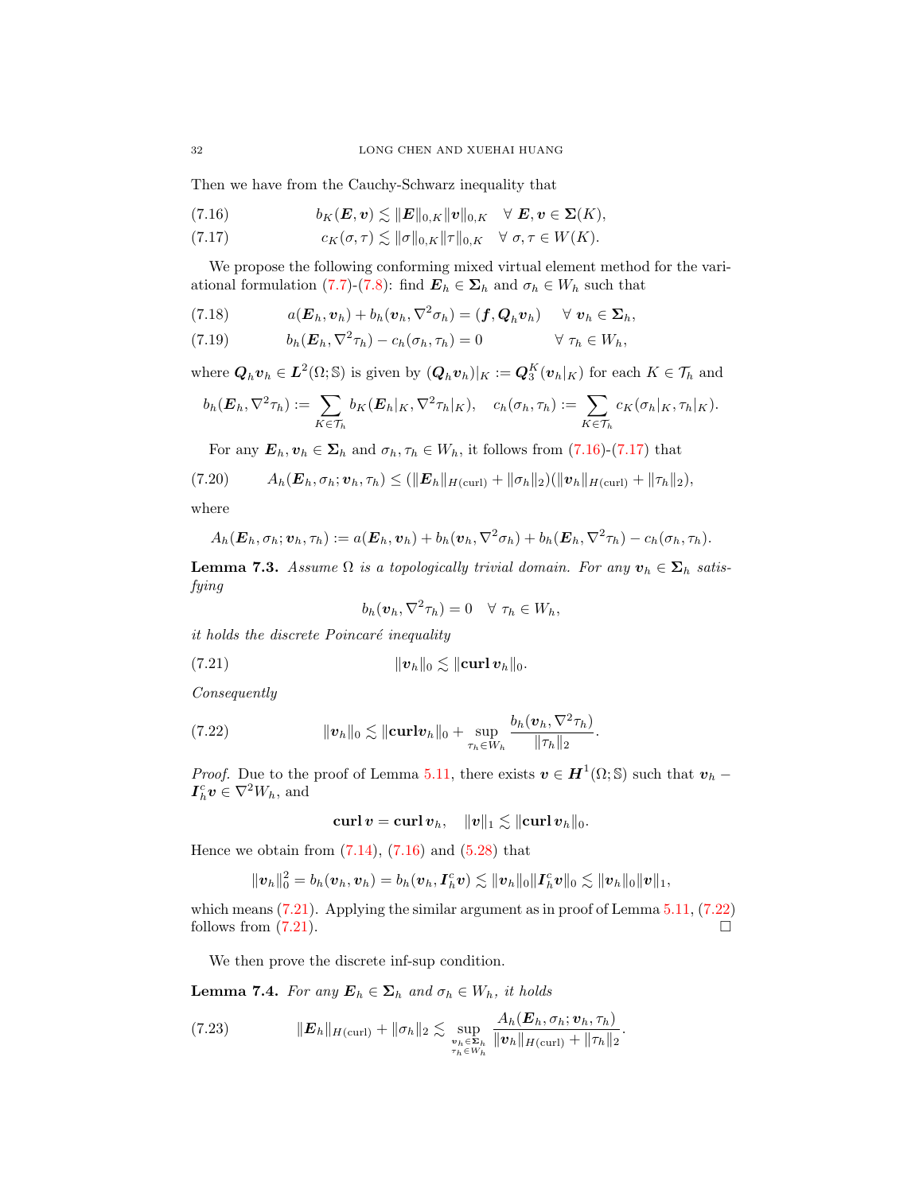Then we have from the Cauchy-Schwarz inequality that

$$b_K(\boldsymbol{E}, \boldsymbol{v}) \lesssim \|\boldsymbol{E}\|_{0,K}\|\boldsymbol{v}\|_{0,K} \quad \forall\ \boldsymbol{E}, \boldsymbol{v} \in \boldsymbol{\Sigma}(K), \tag{7.16}$$

$$c_K(\sigma, \tau) \lesssim \|\sigma\|_{0,K}\|\tau\|_{0,K} \quad \forall\ \sigma, \tau \in W(K). \tag{7.17}$$

We propose the following conforming mixed virtual element method for the variational formulation (7.7)-(7.8): find $\boldsymbol{E}_h \in \boldsymbol{\Sigma}_h$ and $\sigma_h \in W_h$ such that

$$a(\boldsymbol{E}_h, \boldsymbol{v}_h) + b_h(\boldsymbol{v}_h, \nabla^2\sigma_h) = (\boldsymbol{f}, \boldsymbol{Q}_h\boldsymbol{v}_h) \quad \forall\ \boldsymbol{v}_h \in \boldsymbol{\Sigma}_h, \tag{7.18}$$

$$b_h(\boldsymbol{E}_h, \nabla^2\tau_h) - c_h(\sigma_h, \tau_h) = 0 \qquad \forall\ \tau_h \in W_h, \tag{7.19}$$

where $\boldsymbol{Q}_h\boldsymbol{v}_h \in \boldsymbol{L}^2(\Omega; \mathbb{S})$ is given by $(\boldsymbol{Q}_h\boldsymbol{v}_h)|_K := \boldsymbol{Q}_3^K(\boldsymbol{v}_h|_K)$ for each $K \in \mathcal{T}_h$ and

$$b_h(\boldsymbol{E}_h, \nabla^2\tau_h) := \sum_{K\in\mathcal{T}_h} b_K(\boldsymbol{E}_h|_K, \nabla^2\tau_h|_K), \quad c_h(\sigma_h, \tau_h) := \sum_{K\in\mathcal{T}_h} c_K(\sigma_h|_K, \tau_h|_K).$$

For any $\boldsymbol{E}_h, \boldsymbol{v}_h \in \boldsymbol{\Sigma}_h$ and $\sigma_h, \tau_h \in W_h$, it follows from (7.16)-(7.17) that

$$A_h(\boldsymbol{E}_h, \sigma_h; \boldsymbol{v}_h, \tau_h) \le (\|\boldsymbol{E}_h\|_{H(\mathrm{curl})} + \|\sigma_h\|_2)(\|\boldsymbol{v}_h\|_{H(\mathrm{curl})} + \|\tau_h\|_2), \tag{7.20}$$

where

$$A_h(\boldsymbol{E}_h, \sigma_h; \boldsymbol{v}_h, \tau_h) := a(\boldsymbol{E}_h, \boldsymbol{v}_h) + b_h(\boldsymbol{v}_h, \nabla^2\sigma_h) + b_h(\boldsymbol{E}_h, \nabla^2\tau_h) - c_h(\sigma_h, \tau_h).$$

**Lemma 7.3.** *Assume $\Omega$ is a topologically trivial domain. For any $\boldsymbol{v}_h \in \boldsymbol{\Sigma}_h$ satisfying*

$$b_h(\boldsymbol{v}_h, \nabla^2\tau_h) = 0 \quad \forall\ \tau_h \in W_h,$$

*it holds the discrete Poincaré inequality*

$$\|\boldsymbol{v}_h\|_0 \lesssim \|\mathbf{curl}\, \boldsymbol{v}_h\|_0. \tag{7.21}$$

*Consequently*

$$\|\boldsymbol{v}_h\|_0 \lesssim \|\mathbf{curl}\boldsymbol{v}_h\|_0 + \sup_{\tau_h\in W_h} \frac{b_h(\boldsymbol{v}_h, \nabla^2\tau_h)}{\|\tau_h\|_2}. \tag{7.22}$$

*Proof.* Due to the proof of Lemma 5.11, there exists $\boldsymbol{v} \in \boldsymbol{H}^1(\Omega; \mathbb{S})$ such that $\boldsymbol{v}_h - \boldsymbol{I}_h^c\boldsymbol{v} \in \nabla^2 W_h$, and

$$\mathbf{curl}\, \boldsymbol{v} = \mathbf{curl}\, \boldsymbol{v}_h, \quad \|\boldsymbol{v}\|_1 \lesssim \|\mathbf{curl}\, \boldsymbol{v}_h\|_0.$$

Hence we obtain from (7.14), (7.16) and (5.28) that

$$\|\boldsymbol{v}_h\|_0^2 = b_h(\boldsymbol{v}_h, \boldsymbol{v}_h) = b_h(\boldsymbol{v}_h, \boldsymbol{I}_h^c\boldsymbol{v}) \lesssim \|\boldsymbol{v}_h\|_0\|\boldsymbol{I}_h^c\boldsymbol{v}\|_0 \lesssim \|\boldsymbol{v}_h\|_0\|\boldsymbol{v}\|_1,$$

which means (7.21). Applying the similar argument as in proof of Lemma 5.11, (7.22) follows from (7.21). $\square$

We then prove the discrete inf-sup condition.

**Lemma 7.4.** *For any $\boldsymbol{E}_h \in \boldsymbol{\Sigma}_h$ and $\sigma_h \in W_h$, it holds*

$$\|\boldsymbol{E}_h\|_{H(\mathrm{curl})} + \|\sigma_h\|_2 \lesssim \sup_{\substack{\boldsymbol{v}_h\in\boldsymbol{\Sigma}_h \\ \tau_h\in W_h}} \frac{A_h(\boldsymbol{E}_h, \sigma_h; \boldsymbol{v}_h, \tau_h)}{\|\boldsymbol{v}_h\|_{H(\mathrm{curl})} + \|\tau_h\|_2}. \tag{7.23}$$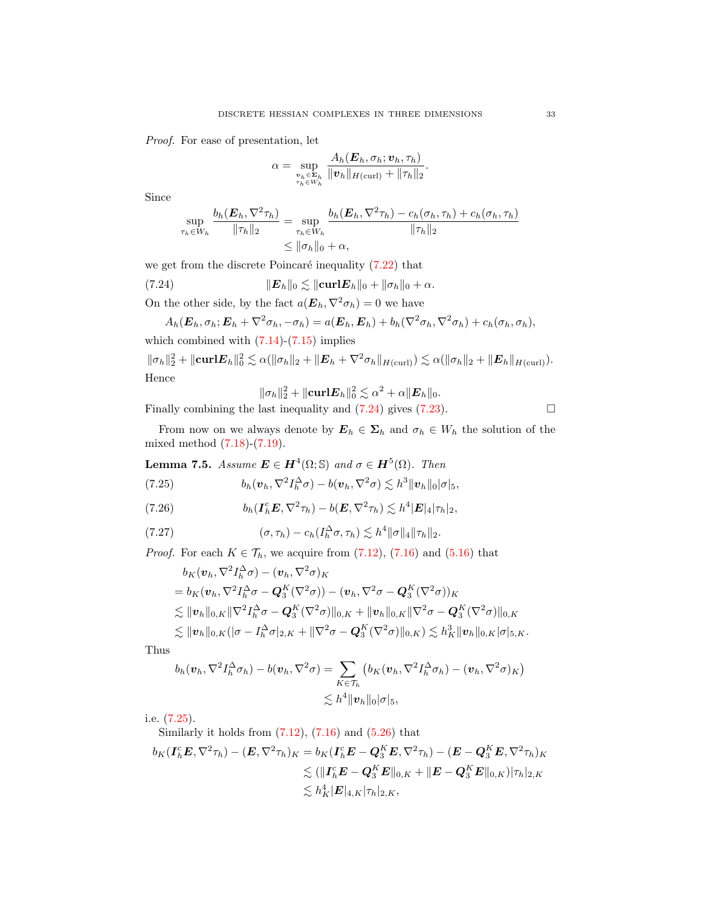*Proof.* For ease of presentation, let

$$\alpha = \sup_{\substack{\boldsymbol{v}_h \in \boldsymbol{\Sigma}_h \\ \tau_h \in W_h}} \frac{A_h(\boldsymbol{E}_h, \sigma_h; \boldsymbol{v}_h, \tau_h)}{\|\boldsymbol{v}_h\|_{H(\mathrm{curl})} + \|\tau_h\|_2}.$$

Since

$$\begin{aligned}
\sup_{\tau_h \in W_h} \frac{b_h(\boldsymbol{E}_h, \nabla^2 \tau_h)}{\|\tau_h\|_2} &= \sup_{\tau_h \in W_h} \frac{b_h(\boldsymbol{E}_h, \nabla^2 \tau_h) - c_h(\sigma_h, \tau_h) + c_h(\sigma_h, \tau_h)}{\|\tau_h\|_2} \\
&\leq \|\sigma_h\|_0 + \alpha,
\end{aligned}$$

we get from the discrete Poincaré inequality (7.22) that

$$\|\boldsymbol{E}_h\|_0 \lesssim \|\mathbf{curl} \boldsymbol{E}_h\|_0 + \|\sigma_h\|_0 + \alpha. \tag{7.24}$$

On the other side, by the fact $a(\boldsymbol{E}_h, \nabla^2 \sigma_h) = 0$ we have

$$A_h(\boldsymbol{E}_h, \sigma_h; \boldsymbol{E}_h + \nabla^2 \sigma_h, -\sigma_h) = a(\boldsymbol{E}_h, \boldsymbol{E}_h) + b_h(\nabla^2 \sigma_h, \nabla^2 \sigma_h) + c_h(\sigma_h, \sigma_h),$$

which combined with (7.14)-(7.15) implies

$$\|\sigma_h\|_2^2 + \|\mathbf{curl} \boldsymbol{E}_h\|_0^2 \lesssim \alpha(\|\sigma_h\|_2 + \|\boldsymbol{E}_h + \nabla^2 \sigma_h\|_{H(\mathrm{curl})}) \lesssim \alpha(\|\sigma_h\|_2 + \|\boldsymbol{E}_h\|_{H(\mathrm{curl})}).$$

Hence

$$\|\sigma_h\|_2^2 + \|\mathbf{curl} \boldsymbol{E}_h\|_0^2 \lesssim \alpha^2 + \alpha \|\boldsymbol{E}_h\|_0.$$

Finally combining the last inequality and (7.24) gives (7.23). $\square$

From now on we always denote by $\boldsymbol{E}_h \in \boldsymbol{\Sigma}_h$ and $\sigma_h \in W_h$ the solution of the mixed method (7.18)-(7.19).

**Lemma 7.5.** *Assume $\boldsymbol{E} \in \boldsymbol{H}^4(\Omega; \mathbb{S})$ and $\sigma \in \boldsymbol{H}^5(\Omega)$. Then*

$$b_h(\boldsymbol{v}_h, \nabla^2 I_h^{\Delta} \sigma) - b(\boldsymbol{v}_h, \nabla^2 \sigma) \lesssim h^3 \|\boldsymbol{v}_h\|_0 |\sigma|_5, \tag{7.25}$$

$$b_h(\boldsymbol{I}_h^c \boldsymbol{E}, \nabla^2 \tau_h) - b(\boldsymbol{E}, \nabla^2 \tau_h) \lesssim h^4 |\boldsymbol{E}|_4 |\tau_h|_2, \tag{7.26}$$

$$(\sigma, \tau_h) - c_h(I_h^{\Delta} \sigma, \tau_h) \lesssim h^4 \|\sigma\|_4 \|\tau_h\|_2. \tag{7.27}$$

*Proof.* For each $K \in \mathcal{T}_h$, we acquire from (7.12), (7.16) and (5.16) that

$$\begin{aligned}
& b_K(\boldsymbol{v}_h, \nabla^2 I_h^{\Delta} \sigma) - (\boldsymbol{v}_h, \nabla^2 \sigma)_K \\
&= b_K(\boldsymbol{v}_h, \nabla^2 I_h^{\Delta} \sigma - \boldsymbol{Q}_3^K(\nabla^2 \sigma)) - (\boldsymbol{v}_h, \nabla^2 \sigma - \boldsymbol{Q}_3^K(\nabla^2 \sigma))_K \\
&\lesssim \|\boldsymbol{v}_h\|_{0,K} \|\nabla^2 I_h^{\Delta} \sigma - \boldsymbol{Q}_3^K(\nabla^2 \sigma)\|_{0,K} + \|\boldsymbol{v}_h\|_{0,K} \|\nabla^2 \sigma - \boldsymbol{Q}_3^K(\nabla^2 \sigma)\|_{0,K} \\
&\lesssim \|\boldsymbol{v}_h\|_{0,K} (|\sigma - I_h^{\Delta} \sigma|_{2,K} + \|\nabla^2 \sigma - \boldsymbol{Q}_3^K(\nabla^2 \sigma)\|_{0,K}) \lesssim h_K^3 \|\boldsymbol{v}_h\|_{0,K} |\sigma|_{5,K}.
\end{aligned}$$

Thus

$$\begin{aligned}
b_h(\boldsymbol{v}_h, \nabla^2 I_h^{\Delta} \sigma_h) - b(\boldsymbol{v}_h, \nabla^2 \sigma) &= \sum_{K \in \mathcal{T}_h} \left( b_K(\boldsymbol{v}_h, \nabla^2 I_h^{\Delta} \sigma_h) - (\boldsymbol{v}_h, \nabla^2 \sigma)_K \right) \\
&\lesssim h^4 \|\boldsymbol{v}_h\|_0 |\sigma|_5,
\end{aligned}$$

i.e. (7.25).

Similarly it holds from (7.12), (7.16) and (5.26) that

$$\begin{aligned}
b_K(\boldsymbol{I}_h^c \boldsymbol{E}, \nabla^2 \tau_h) - (\boldsymbol{E}, \nabla^2 \tau_h)_K &= b_K(\boldsymbol{I}_h^c \boldsymbol{E} - \boldsymbol{Q}_3^K \boldsymbol{E}, \nabla^2 \tau_h) - (\boldsymbol{E} - \boldsymbol{Q}_3^K \boldsymbol{E}, \nabla^2 \tau_h)_K \\
&\lesssim (\|\boldsymbol{I}_h^c \boldsymbol{E} - \boldsymbol{Q}_3^K \boldsymbol{E}\|_{0,K} + \|\boldsymbol{E} - \boldsymbol{Q}_3^K \boldsymbol{E}\|_{0,K}) |\tau_h|_{2,K} \\
&\lesssim h_K^4 |\boldsymbol{E}|_{4,K} |\tau_h|_{2,K},
\end{aligned}$$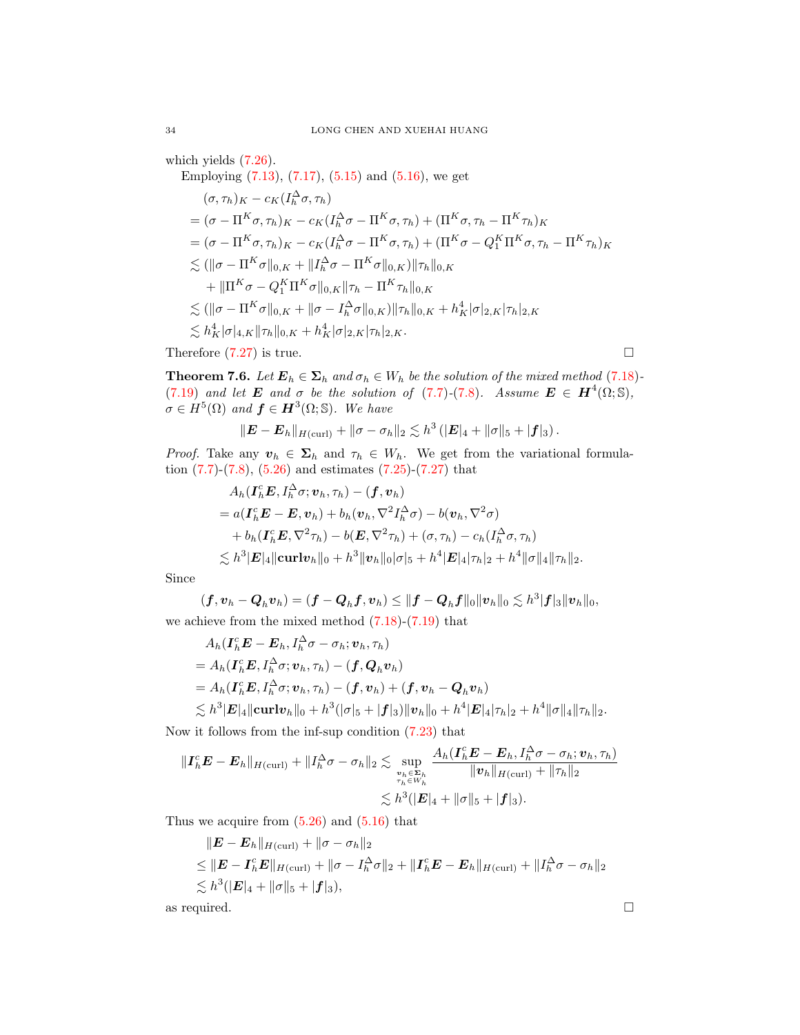which yields (7.26).

Employing (7.13), (7.17), (5.15) and (5.16), we get

$$
\begin{aligned}
&(\sigma, \tau_h)_K - c_K(I_h^{\Delta}\sigma, \tau_h) \\
&= (\sigma - \Pi^K\sigma, \tau_h)_K - c_K(I_h^{\Delta}\sigma - \Pi^K\sigma, \tau_h) + (\Pi^K\sigma, \tau_h - \Pi^K\tau_h)_K \\
&= (\sigma - \Pi^K\sigma, \tau_h)_K - c_K(I_h^{\Delta}\sigma - \Pi^K\sigma, \tau_h) + (\Pi^K\sigma - Q_1^K\Pi^K\sigma, \tau_h - \Pi^K\tau_h)_K \\
&\lesssim (\|\sigma - \Pi^K\sigma\|_{0,K} + \|I_h^{\Delta}\sigma - \Pi^K\sigma\|_{0,K})\|\tau_h\|_{0,K} \\
&\quad + \|\Pi^K\sigma - Q_1^K\Pi^K\sigma\|_{0,K}\|\tau_h - \Pi^K\tau_h\|_{0,K} \\
&\lesssim (\|\sigma - \Pi^K\sigma\|_{0,K} + \|\sigma - I_h^{\Delta}\sigma\|_{0,K})\|\tau_h\|_{0,K} + h_K^4|\sigma|_{2,K}|\tau_h|_{2,K} \\
&\lesssim h_K^4|\sigma|_{4,K}\|\tau_h\|_{0,K} + h_K^4|\sigma|_{2,K}|\tau_h|_{2,K}.
\end{aligned}
$$

Therefore (7.27) is true. □

**Theorem 7.6.** *Let $\boldsymbol{E}_h \in \boldsymbol{\Sigma}_h$ and $\sigma_h \in W_h$ be the solution of the mixed method (7.18)-(7.19) and let $\boldsymbol{E}$ and $\sigma$ be the solution of (7.7)-(7.8). Assume $\boldsymbol{E} \in \boldsymbol{H}^4(\Omega; \mathbb{S})$, $\sigma \in H^5(\Omega)$ and $\boldsymbol{f} \in \boldsymbol{H}^3(\Omega; \mathbb{S})$. We have*

$$
\|\boldsymbol{E} - \boldsymbol{E}_h\|_{H(\mathrm{curl})} + \|\sigma - \sigma_h\|_2 \lesssim h^3\left(|\boldsymbol{E}|_4 + \|\sigma\|_5 + |\boldsymbol{f}|_3\right).
$$

*Proof.* Take any $\boldsymbol{v}_h \in \boldsymbol{\Sigma}_h$ and $\tau_h \in W_h$. We get from the variational formulation (7.7)-(7.8), (5.26) and estimates (7.25)-(7.27) that

$$
\begin{aligned}
&A_h(\boldsymbol{I}_h^c\boldsymbol{E}, I_h^{\Delta}\sigma; \boldsymbol{v}_h, \tau_h) - (\boldsymbol{f}, \boldsymbol{v}_h) \\
&= a(\boldsymbol{I}_h^c\boldsymbol{E} - \boldsymbol{E}, \boldsymbol{v}_h) + b_h(\boldsymbol{v}_h, \nabla^2 I_h^{\Delta}\sigma) - b(\boldsymbol{v}_h, \nabla^2\sigma) \\
&\quad + b_h(\boldsymbol{I}_h^c\boldsymbol{E}, \nabla^2\tau_h) - b(\boldsymbol{E}, \nabla^2\tau_h) + (\sigma, \tau_h) - c_h(I_h^{\Delta}\sigma, \tau_h) \\
&\lesssim h^3|\boldsymbol{E}|_4\|\mathbf{curl}\boldsymbol{v}_h\|_0 + h^3\|\boldsymbol{v}_h\|_0|\sigma|_5 + h^4|\boldsymbol{E}|_4|\tau_h|_2 + h^4\|\sigma\|_4\|\tau_h\|_2.
\end{aligned}
$$

Since

$$
(\boldsymbol{f}, \boldsymbol{v}_h - \boldsymbol{Q}_h\boldsymbol{v}_h) = (\boldsymbol{f} - \boldsymbol{Q}_h\boldsymbol{f}, \boldsymbol{v}_h) \le \|\boldsymbol{f} - \boldsymbol{Q}_h\boldsymbol{f}\|_0\|\boldsymbol{v}_h\|_0 \lesssim h^3|\boldsymbol{f}|_3\|\boldsymbol{v}_h\|_0,
$$

we achieve from the mixed method (7.18)-(7.19) that

$$
\begin{aligned}
&A_h(\boldsymbol{I}_h^c\boldsymbol{E} - \boldsymbol{E}_h, I_h^{\Delta}\sigma - \sigma_h; \boldsymbol{v}_h, \tau_h) \\
&= A_h(\boldsymbol{I}_h^c\boldsymbol{E}, I_h^{\Delta}\sigma; \boldsymbol{v}_h, \tau_h) - (\boldsymbol{f}, \boldsymbol{Q}_h\boldsymbol{v}_h) \\
&= A_h(\boldsymbol{I}_h^c\boldsymbol{E}, I_h^{\Delta}\sigma; \boldsymbol{v}_h, \tau_h) - (\boldsymbol{f}, \boldsymbol{v}_h) + (\boldsymbol{f}, \boldsymbol{v}_h - \boldsymbol{Q}_h\boldsymbol{v}_h) \\
&\lesssim h^3|\boldsymbol{E}|_4\|\mathbf{curl}\boldsymbol{v}_h\|_0 + h^3(|\sigma|_5 + |\boldsymbol{f}|_3)\|\boldsymbol{v}_h\|_0 + h^4|\boldsymbol{E}|_4|\tau_h|_2 + h^4\|\sigma\|_4\|\tau_h\|_2.
\end{aligned}
$$

Now it follows from the inf-sup condition (7.23) that

$$
\begin{aligned}
\|\boldsymbol{I}_h^c\boldsymbol{E} - \boldsymbol{E}_h\|_{H(\mathrm{curl})} + \|I_h^{\Delta}\sigma - \sigma_h\|_2 &\lesssim \sup_{\substack{\boldsymbol{v}_h \in \boldsymbol{\Sigma}_h \\ \tau_h \in W_h}} \frac{A_h(\boldsymbol{I}_h^c\boldsymbol{E} - \boldsymbol{E}_h, I_h^{\Delta}\sigma - \sigma_h; \boldsymbol{v}_h, \tau_h)}{\|\boldsymbol{v}_h\|_{H(\mathrm{curl})} + \|\tau_h\|_2} \\
&\lesssim h^3(|\boldsymbol{E}|_4 + \|\sigma\|_5 + |\boldsymbol{f}|_3).
\end{aligned}
$$

Thus we acquire from (5.26) and (5.16) that

$$
\begin{aligned}
&\|\boldsymbol{E} - \boldsymbol{E}_h\|_{H(\mathrm{curl})} + \|\sigma - \sigma_h\|_2 \\
&\le \|\boldsymbol{E} - \boldsymbol{I}_h^c\boldsymbol{E}\|_{H(\mathrm{curl})} + \|\sigma - I_h^{\Delta}\sigma\|_2 + \|\boldsymbol{I}_h^c\boldsymbol{E} - \boldsymbol{E}_h\|_{H(\mathrm{curl})} + \|I_h^{\Delta}\sigma - \sigma_h\|_2 \\
&\lesssim h^3(|\boldsymbol{E}|_4 + \|\sigma\|_5 + |\boldsymbol{f}|_3),
\end{aligned}
$$

as required. □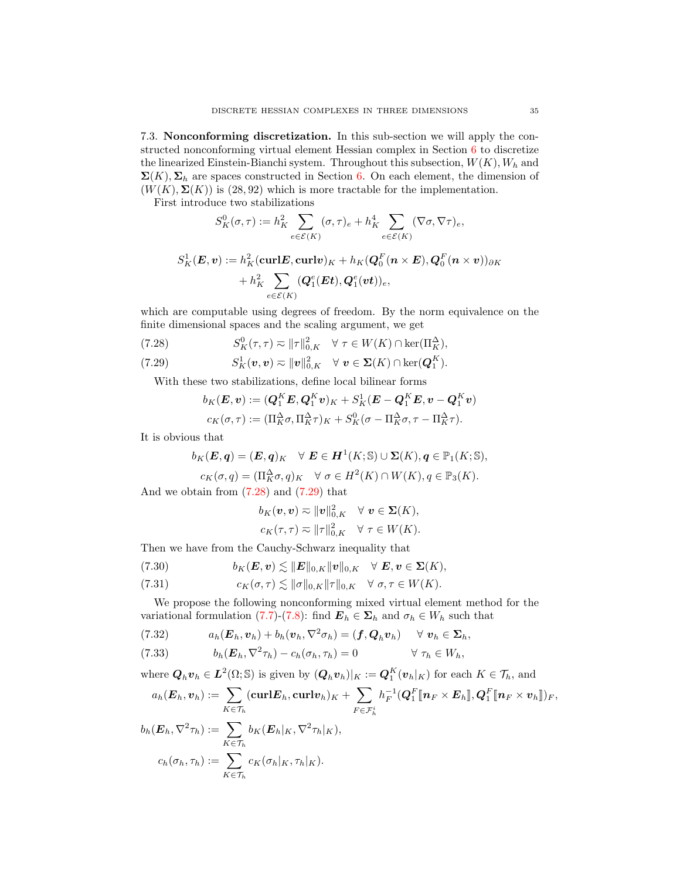7.3. **Nonconforming discretization.** In this sub-section we will apply the constructed nonconforming virtual element Hessian complex in Section 6 to discretize the linearized Einstein-Bianchi system. Throughout this subsection, $W(K), W_h$ and $\boldsymbol{\Sigma}(K), \boldsymbol{\Sigma}_h$ are spaces constructed in Section 6. On each element, the dimension of $(W(K), \boldsymbol{\Sigma}(K))$ is $(28, 92)$ which is more tractable for the implementation.

First introduce two stabilizations

$$
S_K^0(\sigma, \tau) := h_K^2 \sum_{e\in\mathcal{E}(K)} (\sigma, \tau)_e + h_K^4 \sum_{e\in\mathcal{E}(K)} (\nabla\sigma, \nabla\tau)_e,
$$

$$
\begin{aligned}
S_K^1(\boldsymbol{E}, \boldsymbol{v}) := \; & h_K^2(\mathbf{curl}\boldsymbol{E}, \mathbf{curl}\boldsymbol{v})_K + h_K(\boldsymbol{Q}_0^F(\boldsymbol{n}\times\boldsymbol{E}), \boldsymbol{Q}_0^F(\boldsymbol{n}\times\boldsymbol{v}))_{\partial K} \\
& + h_K^2 \sum_{e\in\mathcal{E}(K)} (\boldsymbol{Q}_1^e(\boldsymbol{E}\boldsymbol{t}), \boldsymbol{Q}_1^e(\boldsymbol{v}\boldsymbol{t}))_e,
\end{aligned}
$$

which are computable using degrees of freedom. By the norm equivalence on the finite dimensional spaces and the scaling argument, we get

$$
S_K^0(\tau, \tau) \eqsim \|\tau\|_{0,K}^2 \quad \forall\, \tau \in W(K)\cap \ker(\Pi_K^{\Delta}), \tag{7.28}
$$

$$
S_K^1(\boldsymbol{v}, \boldsymbol{v}) \eqsim \|\boldsymbol{v}\|_{0,K}^2 \quad \forall\, \boldsymbol{v} \in \boldsymbol{\Sigma}(K)\cap \ker(\boldsymbol{Q}_1^K). \tag{7.29}
$$

With these two stabilizations, define local bilinear forms

$$
b_K(\boldsymbol{E}, \boldsymbol{v}) := (\boldsymbol{Q}_1^K\boldsymbol{E}, \boldsymbol{Q}_1^K\boldsymbol{v})_K + S_K^1(\boldsymbol{E}-\boldsymbol{Q}_1^K\boldsymbol{E}, \boldsymbol{v}-\boldsymbol{Q}_1^K\boldsymbol{v})
$$

$$
c_K(\sigma, \tau) := (\Pi_K^{\Delta}\sigma, \Pi_K^{\Delta}\tau)_K + S_K^0(\sigma-\Pi_K^{\Delta}\sigma, \tau-\Pi_K^{\Delta}\tau).
$$

It is obvious that

$$
b_K(\boldsymbol{E}, \boldsymbol{q}) = (\boldsymbol{E}, \boldsymbol{q})_K \quad \forall\, \boldsymbol{E}\in \boldsymbol{H}^1(K;\mathbb{S})\cup\boldsymbol{\Sigma}(K), \boldsymbol{q}\in\mathbb{P}_1(K;\mathbb{S}),
$$

$$
c_K(\sigma, q) = (\Pi_K^{\Delta}\sigma, q)_K \quad \forall\, \sigma\in H^2(K)\cap W(K), q\in\mathbb{P}_3(K).
$$

And we obtain from (7.28) and (7.29) that

$$
b_K(\boldsymbol{v}, \boldsymbol{v}) \eqsim \|\boldsymbol{v}\|_{0,K}^2 \quad \forall\, \boldsymbol{v}\in\boldsymbol{\Sigma}(K),
$$

$$
c_K(\tau, \tau) \eqsim \|\tau\|_{0,K}^2 \quad \forall\, \tau\in W(K).
$$

Then we have from the Cauchy-Schwarz inequality that

$$
b_K(\boldsymbol{E}, \boldsymbol{v}) \lesssim \|\boldsymbol{E}\|_{0,K}\|\boldsymbol{v}\|_{0,K} \quad \forall\, \boldsymbol{E}, \boldsymbol{v}\in\boldsymbol{\Sigma}(K), \tag{7.30}
$$

$$
c_K(\sigma, \tau) \lesssim \|\sigma\|_{0,K}\|\tau\|_{0,K} \quad \forall\, \sigma, \tau\in W(K). \tag{7.31}
$$

We propose the following nonconforming mixed virtual element method for the variational formulation (7.7)-(7.8): find $\boldsymbol{E}_h\in\boldsymbol{\Sigma}_h$ and $\sigma_h\in W_h$ such that

$$
a_h(\boldsymbol{E}_h, \boldsymbol{v}_h) + b_h(\boldsymbol{v}_h, \nabla^2\sigma_h) = (\boldsymbol{f}, \boldsymbol{Q}_h\boldsymbol{v}_h) \quad\ \forall\, \boldsymbol{v}_h\in\boldsymbol{\Sigma}_h, \tag{7.32}
$$

$$
b_h(\boldsymbol{E}_h, \nabla^2\tau_h) - c_h(\sigma_h, \tau_h) = 0 \qquad\qquad \forall\, \tau_h\in W_h, \tag{7.33}
$$

where $\boldsymbol{Q}_h\boldsymbol{v}_h\in\boldsymbol{L}^2(\Omega;\mathbb{S})$ is given by $(\boldsymbol{Q}_h\boldsymbol{v}_h)|_K := \boldsymbol{Q}_1^K(\boldsymbol{v}_h|_K)$ for each $K\in\mathcal{T}_h$, and

$$
a_h(\boldsymbol{E}_h, \boldsymbol{v}_h) := \sum_{K\in\mathcal{T}_h}(\mathbf{curl}\boldsymbol{E}_h, \mathbf{curl}\boldsymbol{v}_h)_K + \sum_{F\in\mathcal{F}_h^i} h_F^{-1}(\boldsymbol{Q}_1^F[\![\boldsymbol{n}_F\times\boldsymbol{E}_h]\!], \boldsymbol{Q}_1^F[\![\boldsymbol{n}_F\times\boldsymbol{v}_h]\!])_F,
$$

$$
b_h(\boldsymbol{E}_h, \nabla^2\tau_h) := \sum_{K\in\mathcal{T}_h} b_K(\boldsymbol{E}_h|_K, \nabla^2\tau_h|_K),
$$

$$
c_h(\sigma_h, \tau_h) := \sum_{K\in\mathcal{T}_h} c_K(\sigma_h|_K, \tau_h|_K).
$$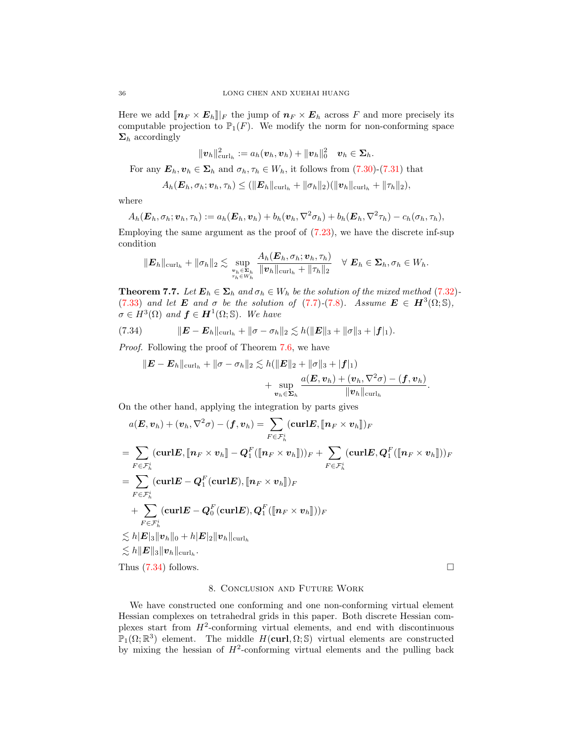Here we add $[\![\boldsymbol{n}_F \times \boldsymbol{E}_h]\!]|_F$ the jump of $\boldsymbol{n}_F \times \boldsymbol{E}_h$ across $F$ and more precisely its computable projection to $\mathbb{P}_1(F)$. We modify the norm for non-conforming space $\boldsymbol{\Sigma}_h$ accordingly

$$\|\boldsymbol{v}_h\|_{\mathrm{curl}_h}^2 := a_h(\boldsymbol{v}_h, \boldsymbol{v}_h) + \|\boldsymbol{v}_h\|_0^2 \quad \boldsymbol{v}_h \in \boldsymbol{\Sigma}_h.$$

For any $\boldsymbol{E}_h, \boldsymbol{v}_h \in \boldsymbol{\Sigma}_h$ and $\sigma_h, \tau_h \in W_h$, it follows from (7.30)-(7.31) that

$$A_h(\boldsymbol{E}_h, \sigma_h; \boldsymbol{v}_h, \tau_h) \le (\|\boldsymbol{E}_h\|_{\mathrm{curl}_h} + \|\sigma_h\|_2)(\|\boldsymbol{v}_h\|_{\mathrm{curl}_h} + \|\tau_h\|_2),$$

where

$$A_h(\boldsymbol{E}_h, \sigma_h; \boldsymbol{v}_h, \tau_h) := a_h(\boldsymbol{E}_h, \boldsymbol{v}_h) + b_h(\boldsymbol{v}_h, \nabla^2\sigma_h) + b_h(\boldsymbol{E}_h, \nabla^2\tau_h) - c_h(\sigma_h, \tau_h),$$

Employing the same argument as the proof of (7.23), we have the discrete inf-sup condition

$$\|\boldsymbol{E}_h\|_{\mathrm{curl}_h} + \|\sigma_h\|_2 \lesssim \sup_{\substack{\boldsymbol{v}_h \in \boldsymbol{\Sigma}_h \\ \tau_h \in W_h}} \frac{A_h(\boldsymbol{E}_h, \sigma_h; \boldsymbol{v}_h, \tau_h)}{\|\boldsymbol{v}_h\|_{\mathrm{curl}_h} + \|\tau_h\|_2} \quad \forall\ \boldsymbol{E}_h \in \boldsymbol{\Sigma}_h, \sigma_h \in W_h.$$

**Theorem 7.7.** *Let $\boldsymbol{E}_h \in \boldsymbol{\Sigma}_h$ and $\sigma_h \in W_h$ be the solution of the mixed method (7.32)-(7.33) and let $\boldsymbol{E}$ and $\sigma$ be the solution of (7.7)-(7.8). Assume $\boldsymbol{E} \in \boldsymbol{H}^3(\Omega;\mathbb{S})$, $\sigma \in H^3(\Omega)$ and $\boldsymbol{f} \in \boldsymbol{H}^1(\Omega;\mathbb{S})$. We have*

$$\|\boldsymbol{E} - \boldsymbol{E}_h\|_{\mathrm{curl}_h} + \|\sigma - \sigma_h\|_2 \lesssim h(\|\boldsymbol{E}\|_3 + \|\sigma\|_3 + |\boldsymbol{f}|_1). \tag{7.34}$$

*Proof.* Following the proof of Theorem 7.6, we have

$$\|\boldsymbol{E} - \boldsymbol{E}_h\|_{\mathrm{curl}_h} + \|\sigma - \sigma_h\|_2 \lesssim h(\|\boldsymbol{E}\|_2 + \|\sigma\|_3 + |\boldsymbol{f}|_1) + \sup_{\boldsymbol{v}_h \in \boldsymbol{\Sigma}_h} \frac{a(\boldsymbol{E}, \boldsymbol{v}_h) + (\boldsymbol{v}_h, \nabla^2\sigma) - (\boldsymbol{f}, \boldsymbol{v}_h)}{\|\boldsymbol{v}_h\|_{\mathrm{curl}_h}}.$$

On the other hand, applying the integration by parts gives

$$
\begin{aligned}
a(\boldsymbol{E}, \boldsymbol{v}_h) + (\boldsymbol{v}_h, \nabla^2\sigma) - (\boldsymbol{f}, \boldsymbol{v}_h) &= \sum_{F \in \mathcal{F}_h^i} (\mathbf{curl}\boldsymbol{E}, [\![\boldsymbol{n}_F \times \boldsymbol{v}_h]\!])_F \\
&= \sum_{F \in \mathcal{F}_h^i} (\mathbf{curl}\boldsymbol{E}, [\![\boldsymbol{n}_F \times \boldsymbol{v}_h]\!] - \boldsymbol{Q}_1^F([\![\boldsymbol{n}_F \times \boldsymbol{v}_h]\!]))_F + \sum_{F \in \mathcal{F}_h^i} (\mathbf{curl}\boldsymbol{E}, \boldsymbol{Q}_1^F([\![\boldsymbol{n}_F \times \boldsymbol{v}_h]\!]))_F \\
&= \sum_{F \in \mathcal{F}_h^i} (\mathbf{curl}\boldsymbol{E} - \boldsymbol{Q}_1^F(\mathbf{curl}\boldsymbol{E}), [\![\boldsymbol{n}_F \times \boldsymbol{v}_h]\!])_F \\
&\quad + \sum_{F \in \mathcal{F}_h^i} (\mathbf{curl}\boldsymbol{E} - \boldsymbol{Q}_0^F(\mathbf{curl}\boldsymbol{E}), \boldsymbol{Q}_1^F([\![\boldsymbol{n}_F \times \boldsymbol{v}_h]\!]))_F \\
&\lesssim h|\boldsymbol{E}|_3\|\boldsymbol{v}_h\|_0 + h|\boldsymbol{E}|_2\|\boldsymbol{v}_h\|_{\mathrm{curl}_h} \\
&\lesssim h\|\boldsymbol{E}\|_3\|\boldsymbol{v}_h\|_{\mathrm{curl}_h}.
\end{aligned}
$$

Thus (7.34) follows. $\square$

## 8. Conclusion and Future Work

We have constructed one conforming and one non-conforming virtual element Hessian complexes on tetrahedral grids in this paper. Both discrete Hessian complexes start from $H^2$-conforming virtual elements, and end with discontinuous $\mathbb{P}_1(\Omega;\mathbb{R}^3)$ element. The middle $H(\mathbf{curl},\Omega;\mathbb{S})$ virtual elements are constructed by mixing the hessian of $H^2$-conforming virtual elements and the pulling back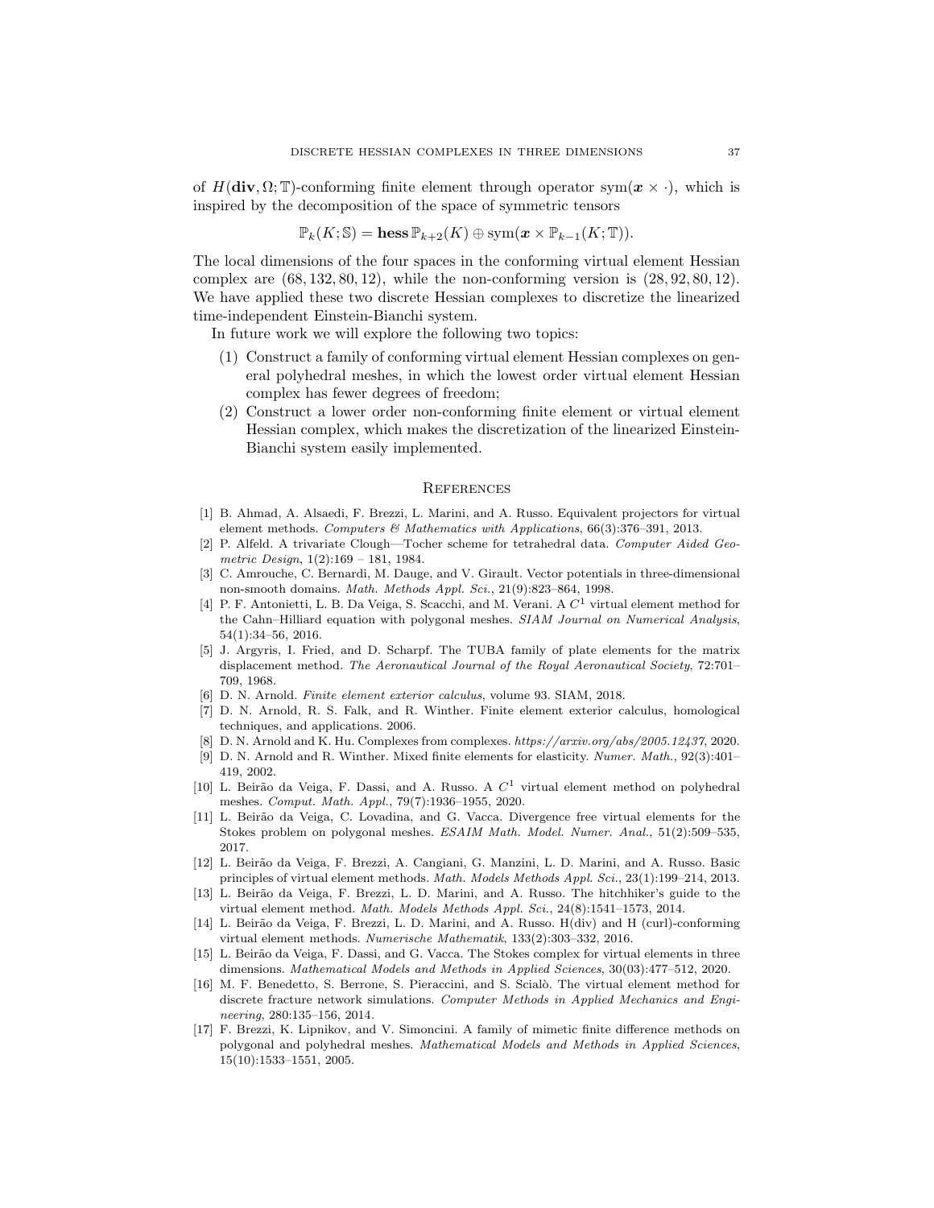of $H(\mathbf{div}, \Omega; \mathbb{T})$-conforming finite element through operator $\operatorname{sym}(\boldsymbol{x} \times \cdot)$, which is inspired by the decomposition of the space of symmetric tensors

$$\mathbb{P}_k(K; \mathbb{S}) = \mathbf{hess}\, \mathbb{P}_{k+2}(K) \oplus \operatorname{sym}(\boldsymbol{x} \times \mathbb{P}_{k-1}(K; \mathbb{T})).$$

The local dimensions of the four spaces in the conforming virtual element Hessian complex are $(68, 132, 80, 12)$, while the non-conforming version is $(28, 92, 80, 12)$. We have applied these two discrete Hessian complexes to discretize the linearized time-independent Einstein-Bianchi system.

In future work we will explore the following two topics:

1. Construct a family of conforming virtual element Hessian complexes on general polyhedral meshes, in which the lowest order virtual element Hessian complex has fewer degrees of freedom;
2. Construct a lower order non-conforming finite element or virtual element Hessian complex, which makes the discretization of the linearized Einstein-Bianchi system easily implemented.

## References

[1] B. Ahmad, A. Alsaedi, F. Brezzi, L. Marini, and A. Russo. Equivalent projectors for virtual element methods. *Computers & Mathematics with Applications*, 66(3):376–391, 2013.

[2] P. Alfeld. A trivariate Clough—Tocher scheme for tetrahedral data. *Computer Aided Geometric Design*, 1(2):169 – 181, 1984.

[3] C. Amrouche, C. Bernardi, M. Dauge, and V. Girault. Vector potentials in three-dimensional non-smooth domains. *Math. Methods Appl. Sci.*, 21(9):823–864, 1998.

[4] P. F. Antonietti, L. B. Da Veiga, S. Scacchi, and M. Verani. A $C^1$ virtual element method for the Cahn–Hilliard equation with polygonal meshes. *SIAM Journal on Numerical Analysis*, 54(1):34–56, 2016.

[5] J. Argyris, I. Fried, and D. Scharpf. The TUBA family of plate elements for the matrix displacement method. *The Aeronautical Journal of the Royal Aeronautical Society*, 72:701–709, 1968.

[6] D. N. Arnold. *Finite element exterior calculus*, volume 93. SIAM, 2018.

[7] D. N. Arnold, R. S. Falk, and R. Winther. Finite element exterior calculus, homological techniques, and applications. 2006.

[8] D. N. Arnold and K. Hu. Complexes from complexes. *https://arxiv.org/abs/2005.12437*, 2020.

[9] D. N. Arnold and R. Winther. Mixed finite elements for elasticity. *Numer. Math.*, 92(3):401–419, 2002.

[10] L. Beirão da Veiga, F. Dassi, and A. Russo. A $C^1$ virtual element method on polyhedral meshes. *Comput. Math. Appl.*, 79(7):1936–1955, 2020.

[11] L. Beirão da Veiga, C. Lovadina, and G. Vacca. Divergence free virtual elements for the Stokes problem on polygonal meshes. *ESAIM Math. Model. Numer. Anal.*, 51(2):509–535, 2017.

[12] L. Beirão da Veiga, F. Brezzi, A. Cangiani, G. Manzini, L. D. Marini, and A. Russo. Basic principles of virtual element methods. *Math. Models Methods Appl. Sci.*, 23(1):199–214, 2013.

[13] L. Beirão da Veiga, F. Brezzi, L. D. Marini, and A. Russo. The hitchhiker's guide to the virtual element method. *Math. Models Methods Appl. Sci.*, 24(8):1541–1573, 2014.

[14] L. Beirão da Veiga, F. Brezzi, L. D. Marini, and A. Russo. H(div) and H (curl)-conforming virtual element methods. *Numerische Mathematik*, 133(2):303–332, 2016.

[15] L. Beirão da Veiga, F. Dassi, and G. Vacca. The Stokes complex for virtual elements in three dimensions. *Mathematical Models and Methods in Applied Sciences*, 30(03):477–512, 2020.

[16] M. F. Benedetto, S. Berrone, S. Pieraccini, and S. Scialò. The virtual element method for discrete fracture network simulations. *Computer Methods in Applied Mechanics and Engineering*, 280:135–156, 2014.

[17] F. Brezzi, K. Lipnikov, and V. Simoncini. A family of mimetic finite difference methods on polygonal and polyhedral meshes. *Mathematical Models and Methods in Applied Sciences*, 15(10):1533–1551, 2005.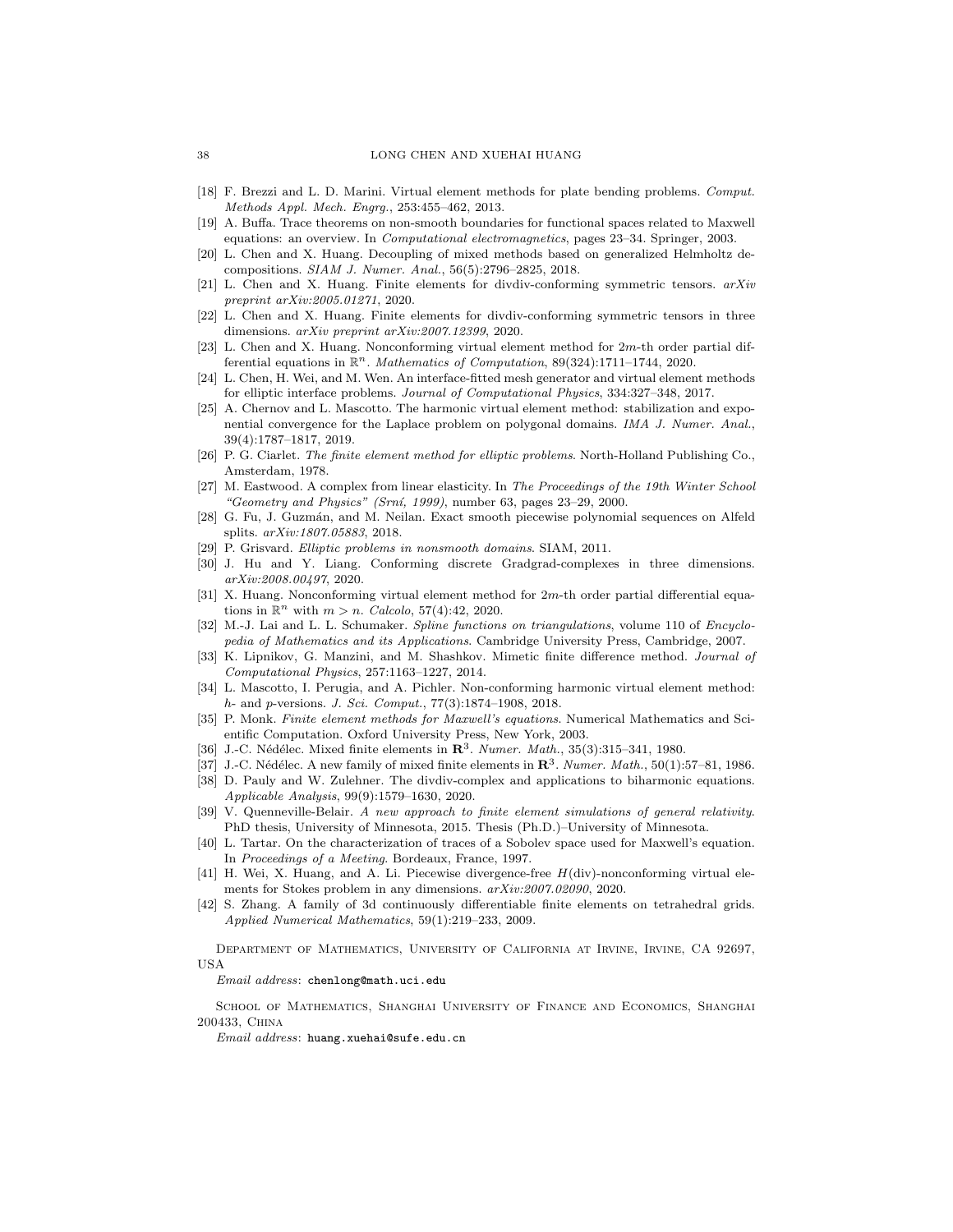[18] F. Brezzi and L. D. Marini. Virtual element methods for plate bending problems. *Comput. Methods Appl. Mech. Engrg.*, 253:455–462, 2013.

[19] A. Buffa. Trace theorems on non-smooth boundaries for functional spaces related to Maxwell equations: an overview. In *Computational electromagnetics*, pages 23–34. Springer, 2003.

[20] L. Chen and X. Huang. Decoupling of mixed methods based on generalized Helmholtz decompositions. *SIAM J. Numer. Anal.*, 56(5):2796–2825, 2018.

[21] L. Chen and X. Huang. Finite elements for divdiv-conforming symmetric tensors. *arXiv preprint arXiv:2005.01271*, 2020.

[22] L. Chen and X. Huang. Finite elements for divdiv-conforming symmetric tensors in three dimensions. *arXiv preprint arXiv:2007.12399*, 2020.

[23] L. Chen and X. Huang. Nonconforming virtual element method for $2m$-th order partial differential equations in $\mathbb{R}^n$. *Mathematics of Computation*, 89(324):1711–1744, 2020.

[24] L. Chen, H. Wei, and M. Wen. An interface-fitted mesh generator and virtual element methods for elliptic interface problems. *Journal of Computational Physics*, 334:327–348, 2017.

[25] A. Chernov and L. Mascotto. The harmonic virtual element method: stabilization and exponential convergence for the Laplace problem on polygonal domains. *IMA J. Numer. Anal.*, 39(4):1787–1817, 2019.

[26] P. G. Ciarlet. *The finite element method for elliptic problems*. North-Holland Publishing Co., Amsterdam, 1978.

[27] M. Eastwood. A complex from linear elasticity. In *The Proceedings of the 19th Winter School "Geometry and Physics" (Srní, 1999)*, number 63, pages 23–29, 2000.

[28] G. Fu, J. Guzmán, and M. Neilan. Exact smooth piecewise polynomial sequences on Alfeld splits. *arXiv:1807.05883*, 2018.

[29] P. Grisvard. *Elliptic problems in nonsmooth domains*. SIAM, 2011.

[30] J. Hu and Y. Liang. Conforming discrete Gradgrad-complexes in three dimensions. *arXiv:2008.00497*, 2020.

[31] X. Huang. Nonconforming virtual element method for $2m$-th order partial differential equations in $\mathbb{R}^n$ with $m > n$. *Calcolo*, 57(4):42, 2020.

[32] M.-J. Lai and L. L. Schumaker. *Spline functions on triangulations*, volume 110 of *Encyclopedia of Mathematics and its Applications*. Cambridge University Press, Cambridge, 2007.

[33] K. Lipnikov, G. Manzini, and M. Shashkov. Mimetic finite difference method. *Journal of Computational Physics*, 257:1163–1227, 2014.

[34] L. Mascotto, I. Perugia, and A. Pichler. Non-conforming harmonic virtual element method: $h$- and $p$-versions. *J. Sci. Comput.*, 77(3):1874–1908, 2018.

[35] P. Monk. *Finite element methods for Maxwell's equations*. Numerical Mathematics and Scientific Computation. Oxford University Press, New York, 2003.

[36] J.-C. Nédélec. Mixed finite elements in $\mathbf{R}^3$. *Numer. Math.*, 35(3):315–341, 1980.

[37] J.-C. Nédélec. A new family of mixed finite elements in $\mathbf{R}^3$. *Numer. Math.*, 50(1):57–81, 1986.

[38] D. Pauly and W. Zulehner. The divdiv-complex and applications to biharmonic equations. *Applicable Analysis*, 99(9):1579–1630, 2020.

[39] V. Quenneville-Belair. *A new approach to finite element simulations of general relativity*. PhD thesis, University of Minnesota, 2015. Thesis (Ph.D.)–University of Minnesota.

[40] L. Tartar. On the characterization of traces of a Sobolev space used for Maxwell's equation. In *Proceedings of a Meeting*. Bordeaux, France, 1997.

[41] H. Wei, X. Huang, and A. Li. Piecewise divergence-free $H(\mathrm{div})$-nonconforming virtual elements for Stokes problem in any dimensions. *arXiv:2007.02090*, 2020.

[42] S. Zhang. A family of 3d continuously differentiable finite elements on tetrahedral grids. *Applied Numerical Mathematics*, 59(1):219–233, 2009.

Department of Mathematics, University of California at Irvine, Irvine, CA 92697, USA

*Email address*: chenlong@math.uci.edu

School of Mathematics, Shanghai University of Finance and Economics, Shanghai 200433, China

*Email address*: huang.xuehai@sufe.edu.cn